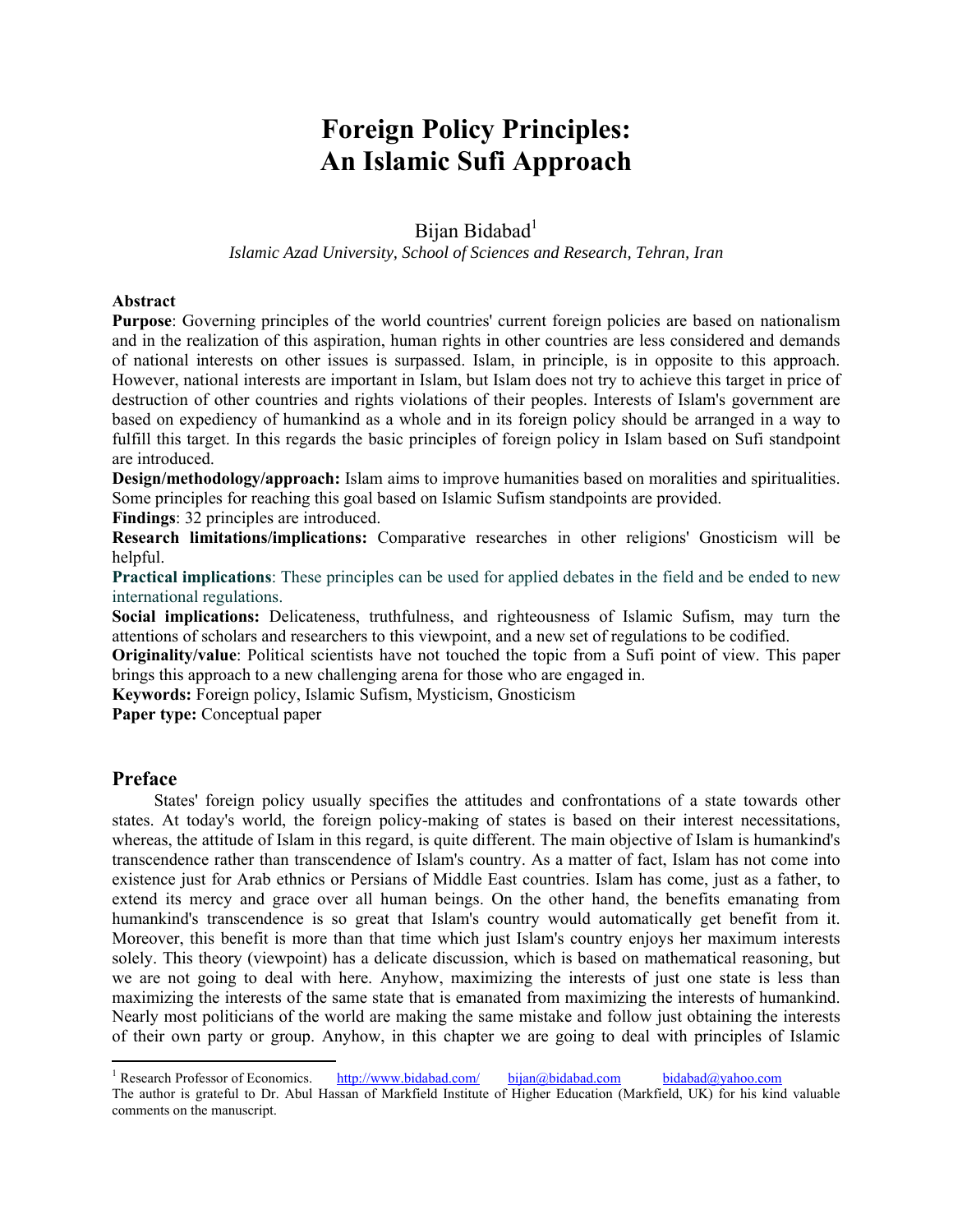# Foreign Policy Principles: An Islamic Sufi Approach

Bijan Bidabad[1]

*Islamic Azad University, School of Sciences and Research, Tehran, Iran*

**Abstract**

**Purpose**: Governing principles of the world countries' current foreign policies are based on nationalism and in the realization of this aspiration, human rights in other countries are less considered and demands of national interests on other issues is surpassed. Islam, in principle, is in opposite to this approach. However, national interests are important in Islam, but Islam does not try to achieve this target in price of destruction of other countries and rights violations of their peoples. Interests of Islam's government are based on expediency of humankind as a whole and in its foreign policy should be arranged in a way to fulfill this target. In this regards the basic principles of foreign policy in Islam based on Sufi standpoint are introduced.

**Design/methodology/approach:** Islam aims to improve humanities based on moralities and spiritualities. Some principles for reaching this goal based on Islamic Sufism standpoints are provided.

**Findings**: 32 principles are introduced.

**Research limitations/implications:** Comparative researches in other religions' Gnosticism will be helpful.

**Practical implications**: These principles can be used for applied debates in the field and be ended to new international regulations.

**Social implications:** Delicateness, truthfulness, and righteousness of Islamic Sufism, may turn the attentions of scholars and researchers to this viewpoint, and a new set of regulations to be codified.

**Originality/value**: Political scientists have not touched the topic from a Sufi point of view. This paper brings this approach to a new challenging arena for those who are engaged in.

**Keywords:** Foreign policy, Islamic Sufism, Mysticism, Gnosticism

**Paper type:** Conceptual paper

## Preface

States' foreign policy usually specifies the attitudes and confrontations of a state towards other states. At today's world, the foreign policy-making of states is based on their interest necessitations, whereas, the attitude of Islam in this regard, is quite different. The main objective of Islam is humankind's transcendence rather than transcendence of Islam's country. As a matter of fact, Islam has not come into existence just for Arab ethnics or Persians of Middle East countries. Islam has come, just as a father, to extend its mercy and grace over all human beings. On the other hand, the benefits emanating from humankind's transcendence is so great that Islam's country would automatically get benefit from it. Moreover, this benefit is more than that time which just Islam's country enjoys her maximum interests solely. This theory (viewpoint) has a delicate discussion, which is based on mathematical reasoning, but we are not going to deal with here. Anyhow, maximizing the interests of just one state is less than maximizing the interests of the same state that is emanated from maximizing the interests of humankind. Nearly most politicians of the world are making the same mistake and follow just obtaining the interests of their own party or group. Anyhow, in this chapter we are going to deal with principles of Islamic

---

[1] Research Professor of Economics. http://www.bidabad.com/ bijan@bidabad.com bidabad@yahoo.com

The author is grateful to Dr. Abul Hassan of Markfield Institute of Higher Education (Markfield, UK) for his kind valuable comments on the manuscript.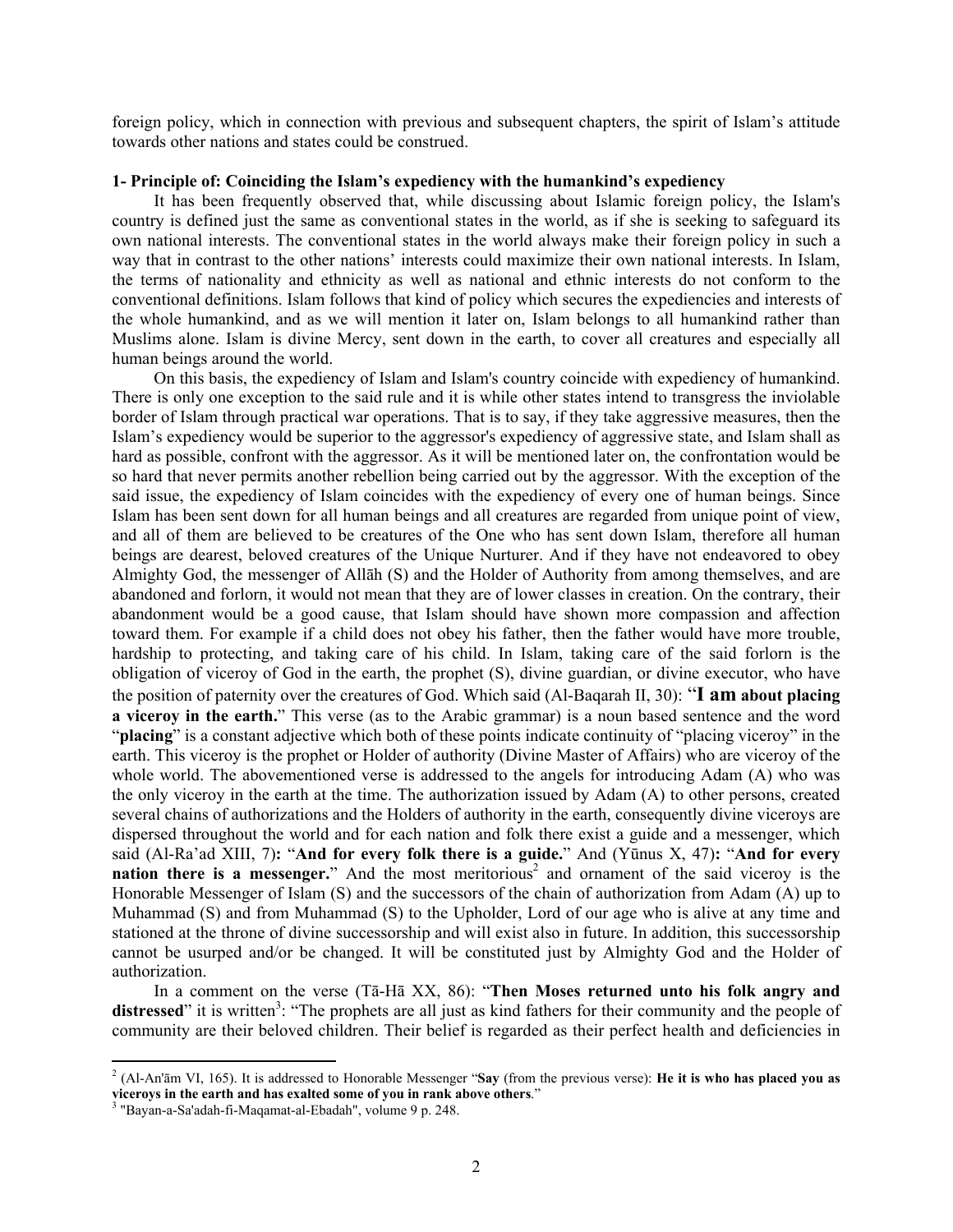foreign policy, which in connection with previous and subsequent chapters, the spirit of Islam's attitude towards other nations and states could be construed.

**1- Principle of: Coinciding the Islam's expediency with the humankind's expediency**

It has been frequently observed that, while discussing about Islamic foreign policy, the Islam's country is defined just the same as conventional states in the world, as if she is seeking to safeguard its own national interests. The conventional states in the world always make their foreign policy in such a way that in contrast to the other nations' interests could maximize their own national interests. In Islam, the terms of nationality and ethnicity as well as national and ethnic interests do not conform to the conventional definitions. Islam follows that kind of policy which secures the expediencies and interests of the whole humankind, and as we will mention it later on, Islam belongs to all humankind rather than Muslims alone. Islam is divine Mercy, sent down in the earth, to cover all creatures and especially all human beings around the world.

On this basis, the expediency of Islam and Islam's country coincide with expediency of humankind. There is only one exception to the said rule and it is while other states intend to transgress the inviolable border of Islam through practical war operations. That is to say, if they take aggressive measures, then the Islam's expediency would be superior to the aggressor's expediency of aggressive state, and Islam shall as hard as possible, confront with the aggressor. As it will be mentioned later on, the confrontation would be so hard that never permits another rebellion being carried out by the aggressor. With the exception of the said issue, the expediency of Islam coincides with the expediency of every one of human beings. Since Islam has been sent down for all human beings and all creatures are regarded from unique point of view, and all of them are believed to be creatures of the One who has sent down Islam, therefore all human beings are dearest, beloved creatures of the Unique Nurturer. And if they have not endeavored to obey Almighty God, the messenger of Allāh (S) and the Holder of Authority from among themselves, and are abandoned and forlorn, it would not mean that they are of lower classes in creation. On the contrary, their abandonment would be a good cause, that Islam should have shown more compassion and affection toward them. For example if a child does not obey his father, then the father would have more trouble, hardship to protecting, and taking care of his child. In Islam, taking care of the said forlorn is the obligation of viceroy of God in the earth, the prophet (S), divine guardian, or divine executor, who have the position of paternity over the creatures of God. Which said (Al-Baqarah II, 30): "**I am about placing a viceroy in the earth.**" This verse (as to the Arabic grammar) is a noun based sentence and the word "**placing**" is a constant adjective which both of these points indicate continuity of "placing viceroy" in the earth. This viceroy is the prophet or Holder of authority (Divine Master of Affairs) who are viceroy of the whole world. The abovementioned verse is addressed to the angels for introducing Adam (A) who was the only viceroy in the earth at the time. The authorization issued by Adam (A) to other persons, created several chains of authorizations and the Holders of authority in the earth, consequently divine viceroys are dispersed throughout the world and for each nation and folk there exist a guide and a messenger, which said (Al-Ra'ad XIII, 7): "**And for every folk there is a guide.**" And (Yūnus X, 47): "**And for every nation there is a messenger.**" And the most meritorious[2] and ornament of the said viceroy is the Honorable Messenger of Islam (S) and the successors of the chain of authorization from Adam (A) up to Muhammad (S) and from Muhammad (S) to the Upholder, Lord of our age who is alive at any time and stationed at the throne of divine successorship and will exist also in future. In addition, this successorship cannot be usurped and/or be changed. It will be constituted just by Almighty God and the Holder of authorization.

In a comment on the verse (Tā-Hā XX, 86): "**Then Moses returned unto his folk angry and distressed**" it is written[3]: "The prophets are all just as kind fathers for their community and the people of community are their beloved children. Their belief is regarded as their perfect health and deficiencies in

---

[2] (Al-An'ām VI, 165). It is addressed to Honorable Messenger "**Say** (from the previous verse): **He it is who has placed you as viceroys in the earth and has exalted some of you in rank above others**."

[3] "Bayan-a-Sa'adah-fi-Maqamat-al-Ebadah", volume 9 p. 248.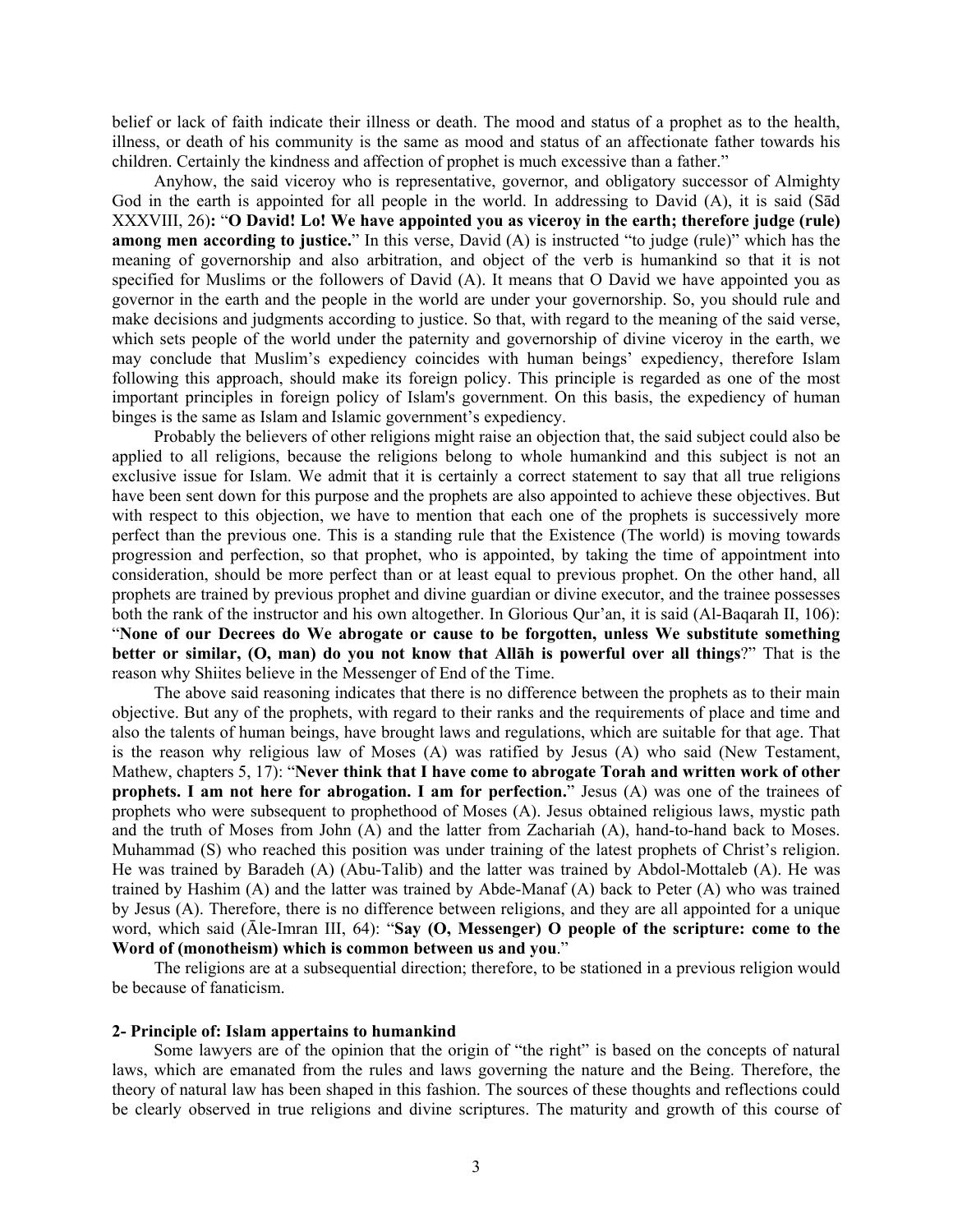belief or lack of faith indicate their illness or death. The mood and status of a prophet as to the health, illness, or death of his community is the same as mood and status of an affectionate father towards his children. Certainly the kindness and affection of prophet is much excessive than a father."

Anyhow, the said viceroy who is representative, governor, and obligatory successor of Almighty God in the earth is appointed for all people in the world. In addressing to David (A), it is said (Sād XXXVIII, 26)**:** "**O David! Lo! We have appointed you as viceroy in the earth; therefore judge (rule) among men according to justice.**" In this verse, David (A) is instructed "to judge (rule)" which has the meaning of governorship and also arbitration, and object of the verb is humankind so that it is not specified for Muslims or the followers of David (A). It means that O David we have appointed you as governor in the earth and the people in the world are under your governorship. So, you should rule and make decisions and judgments according to justice. So that, with regard to the meaning of the said verse, which sets people of the world under the paternity and governorship of divine viceroy in the earth, we may conclude that Muslim's expediency coincides with human beings' expediency, therefore Islam following this approach, should make its foreign policy. This principle is regarded as one of the most important principles in foreign policy of Islam's government. On this basis, the expediency of human binges is the same as Islam and Islamic government's expediency.

Probably the believers of other religions might raise an objection that, the said subject could also be applied to all religions, because the religions belong to whole humankind and this subject is not an exclusive issue for Islam. We admit that it is certainly a correct statement to say that all true religions have been sent down for this purpose and the prophets are also appointed to achieve these objectives. But with respect to this objection, we have to mention that each one of the prophets is successively more perfect than the previous one. This is a standing rule that the Existence (The world) is moving towards progression and perfection, so that prophet, who is appointed, by taking the time of appointment into consideration, should be more perfect than or at least equal to previous prophet. On the other hand, all prophets are trained by previous prophet and divine guardian or divine executor, and the trainee possesses both the rank of the instructor and his own altogether. In Glorious Qur'an, it is said (Al-Baqarah II, 106): "**None of our Decrees do We abrogate or cause to be forgotten, unless We substitute something better or similar, (O, man) do you not know that Allāh is powerful over all things**?" That is the reason why Shiites believe in the Messenger of End of the Time.

The above said reasoning indicates that there is no difference between the prophets as to their main objective. But any of the prophets, with regard to their ranks and the requirements of place and time and also the talents of human beings, have brought laws and regulations, which are suitable for that age. That is the reason why religious law of Moses (A) was ratified by Jesus (A) who said (New Testament, Mathew, chapters 5, 17): "**Never think that I have come to abrogate Torah and written work of other prophets. I am not here for abrogation. I am for perfection.**" Jesus (A) was one of the trainees of prophets who were subsequent to prophethood of Moses (A). Jesus obtained religious laws, mystic path and the truth of Moses from John (A) and the latter from Zachariah (A), hand-to-hand back to Moses. Muhammad (S) who reached this position was under training of the latest prophets of Christ's religion. He was trained by Baradeh (A) (Abu-Talib) and the latter was trained by Abdol-Mottaleb (A). He was trained by Hashim (A) and the latter was trained by Abde-Manaf (A) back to Peter (A) who was trained by Jesus (A). Therefore, there is no difference between religions, and they are all appointed for a unique word, which said (Āle-Imran III, 64): "**Say (O, Messenger) O people of the scripture: come to the Word of (monotheism) which is common between us and you**."

The religions are at a subsequential direction; therefore, to be stationed in a previous religion would be because of fanaticism.

**2- Principle of: Islam appertains to humankind**

Some lawyers are of the opinion that the origin of "the right" is based on the concepts of natural laws, which are emanated from the rules and laws governing the nature and the Being. Therefore, the theory of natural law has been shaped in this fashion. The sources of these thoughts and reflections could be clearly observed in true religions and divine scriptures. The maturity and growth of this course of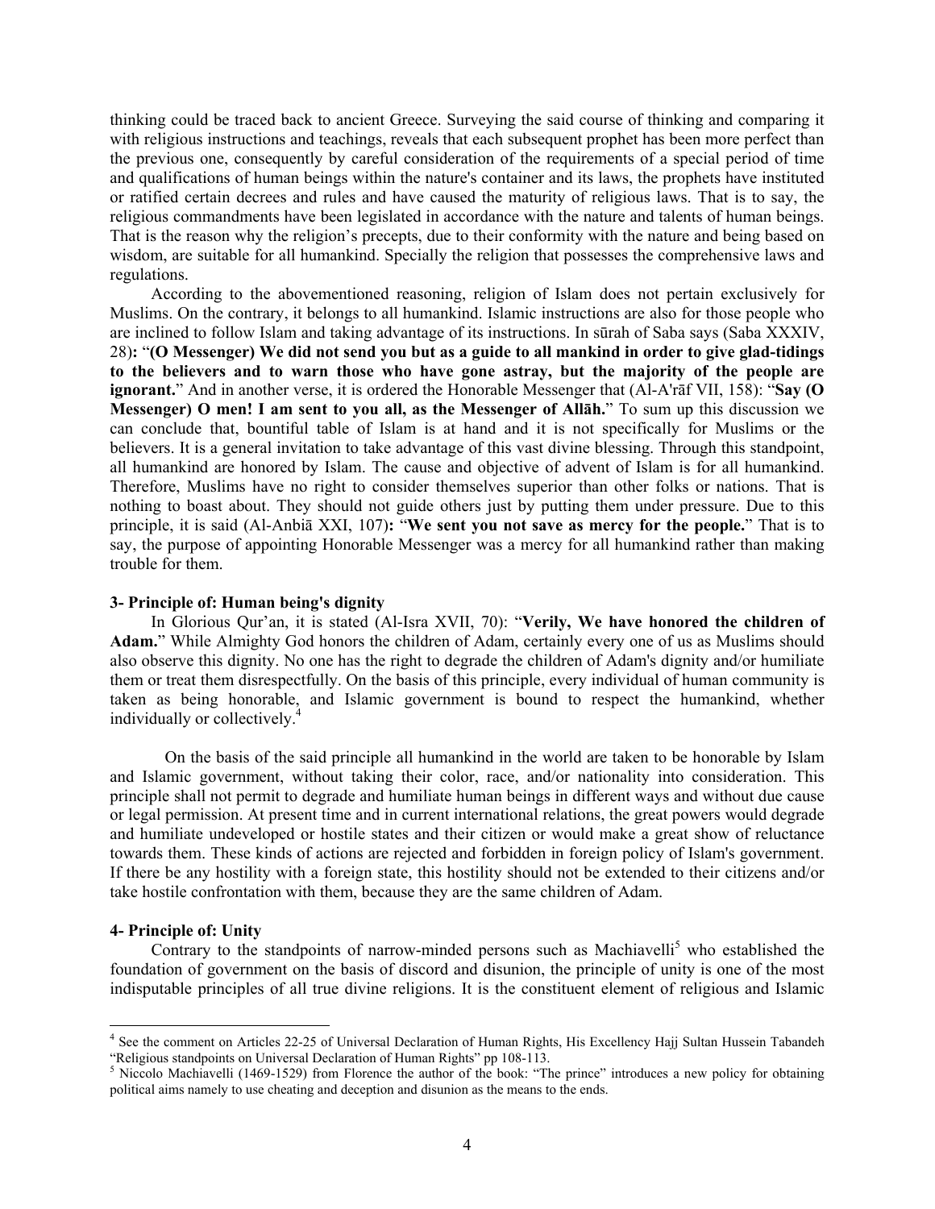thinking could be traced back to ancient Greece. Surveying the said course of thinking and comparing it with religious instructions and teachings, reveals that each subsequent prophet has been more perfect than the previous one, consequently by careful consideration of the requirements of a special period of time and qualifications of human beings within the nature's container and its laws, the prophets have instituted or ratified certain decrees and rules and have caused the maturity of religious laws. That is to say, the religious commandments have been legislated in accordance with the nature and talents of human beings. That is the reason why the religion's precepts, due to their conformity with the nature and being based on wisdom, are suitable for all humankind. Specially the religion that possesses the comprehensive laws and regulations.

According to the abovementioned reasoning, religion of Islam does not pertain exclusively for Muslims. On the contrary, it belongs to all humankind. Islamic instructions are also for those people who are inclined to follow Islam and taking advantage of its instructions. In sūrah of Saba says (Saba XXXIV, 28)**:** "**(O Messenger) We did not send you but as a guide to all mankind in order to give glad-tidings to the believers and to warn those who have gone astray, but the majority of the people are ignorant.**" And in another verse, it is ordered the Honorable Messenger that (Al-A'rāf VII, 158): "**Say (O Messenger) O men! I am sent to you all, as the Messenger of Allāh.**" To sum up this discussion we can conclude that, bountiful table of Islam is at hand and it is not specifically for Muslims or the believers. It is a general invitation to take advantage of this vast divine blessing. Through this standpoint, all humankind are honored by Islam. The cause and objective of advent of Islam is for all humankind. Therefore, Muslims have no right to consider themselves superior than other folks or nations. That is nothing to boast about. They should not guide others just by putting them under pressure. Due to this principle, it is said (Al-Anbiā XXI, 107)**:** "**We sent you not save as mercy for the people.**" That is to say, the purpose of appointing Honorable Messenger was a mercy for all humankind rather than making trouble for them.

### 3- Principle of: Human being's dignity

In Glorious Qur'an, it is stated (Al-Isra XVII, 70): "**Verily, We have honored the children of Adam.**" While Almighty God honors the children of Adam, certainly every one of us as Muslims should also observe this dignity. No one has the right to degrade the children of Adam's dignity and/or humiliate them or treat them disrespectfully. On the basis of this principle, every individual of human community is taken as being honorable, and Islamic government is bound to respect the humankind, whether individually or collectively.[4]

On the basis of the said principle all humankind in the world are taken to be honorable by Islam and Islamic government, without taking their color, race, and/or nationality into consideration. This principle shall not permit to degrade and humiliate human beings in different ways and without due cause or legal permission. At present time and in current international relations, the great powers would degrade and humiliate undeveloped or hostile states and their citizen or would make a great show of reluctance towards them. These kinds of actions are rejected and forbidden in foreign policy of Islam's government. If there be any hostility with a foreign state, this hostility should not be extended to their citizens and/or take hostile confrontation with them, because they are the same children of Adam.

### 4- Principle of: Unity

Contrary to the standpoints of narrow-minded persons such as Machiavelli[5] who established the foundation of government on the basis of discord and disunion, the principle of unity is one of the most indisputable principles of all true divine religions. It is the constituent element of religious and Islamic

---

[4] See the comment on Articles 22-25 of Universal Declaration of Human Rights, His Excellency Hajj Sultan Hussein Tabandeh "Religious standpoints on Universal Declaration of Human Rights" pp 108-113.

[5] Niccolo Machiavelli (1469-1529) from Florence the author of the book: "The prince" introduces a new policy for obtaining political aims namely to use cheating and deception and disunion as the means to the ends.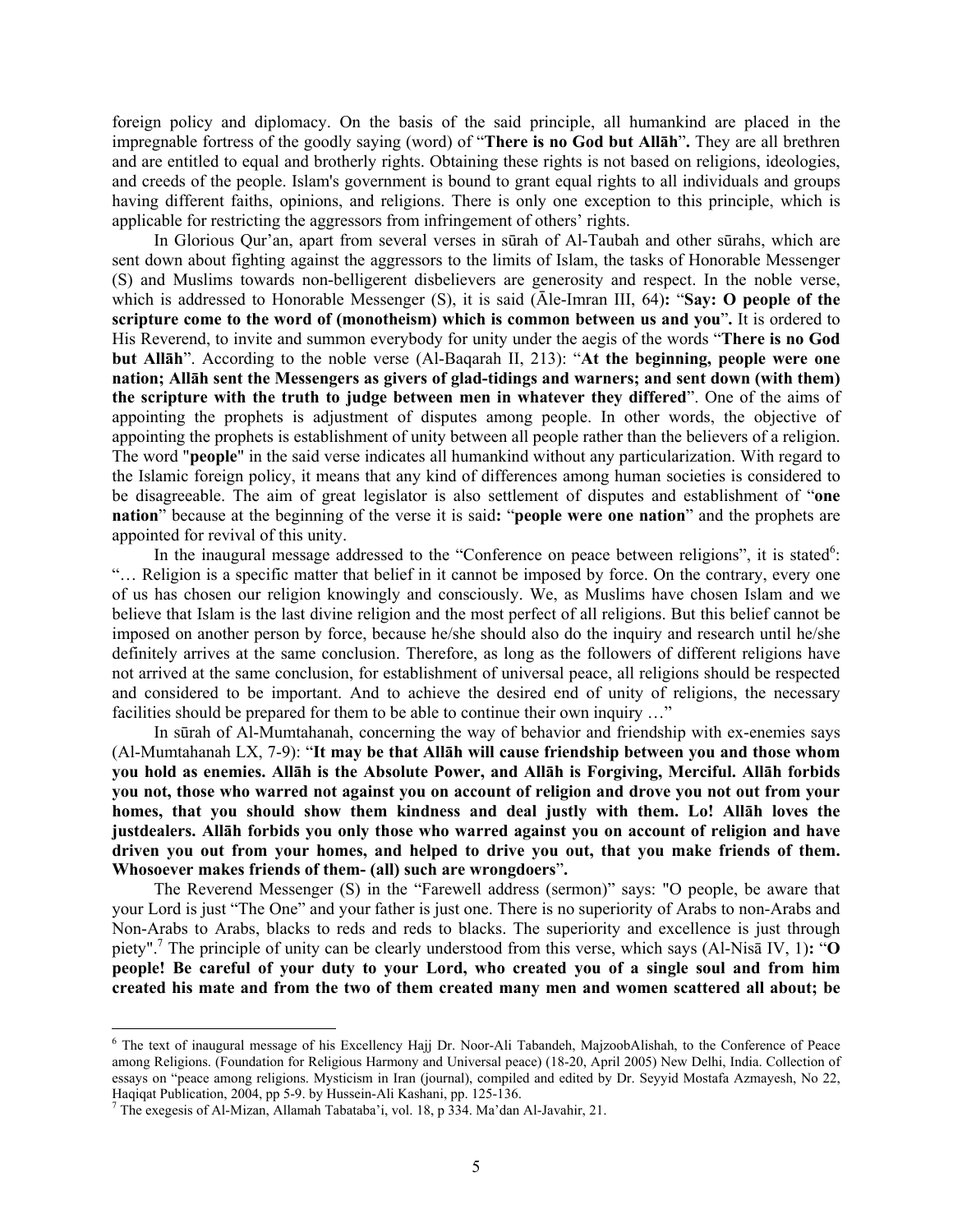foreign policy and diplomacy. On the basis of the said principle, all humankind are placed in the impregnable fortress of the goodly saying (word) of "**There is no God but Allāh**"**.** They are all brethren and are entitled to equal and brotherly rights. Obtaining these rights is not based on religions, ideologies, and creeds of the people. Islam's government is bound to grant equal rights to all individuals and groups having different faiths, opinions, and religions. There is only one exception to this principle, which is applicable for restricting the aggressors from infringement of others' rights.

In Glorious Qur'an, apart from several verses in sūrah of Al-Taubah and other sūrahs, which are sent down about fighting against the aggressors to the limits of Islam, the tasks of Honorable Messenger (S) and Muslims towards non-belligerent disbelievers are generosity and respect. In the noble verse, which is addressed to Honorable Messenger (S), it is said (Āle-Imran III, 64)**:** "**Say: O people of the scripture come to the word of (monotheism) which is common between us and you**"**.** It is ordered to His Reverend, to invite and summon everybody for unity under the aegis of the words "**There is no God but Allāh**". According to the noble verse (Al-Baqarah II, 213): "**At the beginning, people were one nation; Allāh sent the Messengers as givers of glad-tidings and warners; and sent down (with them) the scripture with the truth to judge between men in whatever they differed**". One of the aims of appointing the prophets is adjustment of disputes among people. In other words, the objective of appointing the prophets is establishment of unity between all people rather than the believers of a religion. The word "**people**" in the said verse indicates all humankind without any particularization. With regard to the Islamic foreign policy, it means that any kind of differences among human societies is considered to be disagreeable. The aim of great legislator is also settlement of disputes and establishment of "**one nation**" because at the beginning of the verse it is said**:** "**people were one nation**" and the prophets are appointed for revival of this unity.

In the inaugural message addressed to the "Conference on peace between religions", it is stated[6]: "… Religion is a specific matter that belief in it cannot be imposed by force. On the contrary, every one of us has chosen our religion knowingly and consciously. We, as Muslims have chosen Islam and we believe that Islam is the last divine religion and the most perfect of all religions. But this belief cannot be imposed on another person by force, because he/she should also do the inquiry and research until he/she definitely arrives at the same conclusion. Therefore, as long as the followers of different religions have not arrived at the same conclusion, for establishment of universal peace, all religions should be respected and considered to be important. And to achieve the desired end of unity of religions, the necessary facilities should be prepared for them to be able to continue their own inquiry …"

In sūrah of Al-Mumtahanah, concerning the way of behavior and friendship with ex-enemies says (Al-Mumtahanah LX, 7-9): "**It may be that Allāh will cause friendship between you and those whom you hold as enemies. Allāh is the Absolute Power, and Allāh is Forgiving, Merciful. Allāh forbids you not, those who warred not against you on account of religion and drove you not out from your homes, that you should show them kindness and deal justly with them. Lo! Allāh loves the justdealers. Allāh forbids you only those who warred against you on account of religion and have driven you out from your homes, and helped to drive you out, that you make friends of them. Whosoever makes friends of them- (all) such are wrongdoers**"**.**

The Reverend Messenger (S) in the "Farewell address (sermon)" says: "O people, be aware that your Lord is just "The One" and your father is just one. There is no superiority of Arabs to non-Arabs and Non-Arabs to Arabs, blacks to reds and reds to blacks. The superiority and excellence is just through piety".[7] The principle of unity can be clearly understood from this verse, which says (Al-Nisā IV, 1)**:** "**O people! Be careful of your duty to your Lord, who created you of a single soul and from him created his mate and from the two of them created many men and women scattered all about; be**

---

[6] The text of inaugural message of his Excellency Hajj Dr. Noor-Ali Tabandeh, MajzoobAlishah, to the Conference of Peace among Religions. (Foundation for Religious Harmony and Universal peace) (18-20, April 2005) New Delhi, India. Collection of essays on "peace among religions. Mysticism in Iran (journal), compiled and edited by Dr. Seyyid Mostafa Azmayesh, No 22, Haqiqat Publication, 2004, pp 5-9. by Hussein-Ali Kashani, pp. 125-136.

[7] The exegesis of Al-Mizan, Allamah Tabataba'i, vol. 18, p 334. Ma'dan Al-Javahir, 21.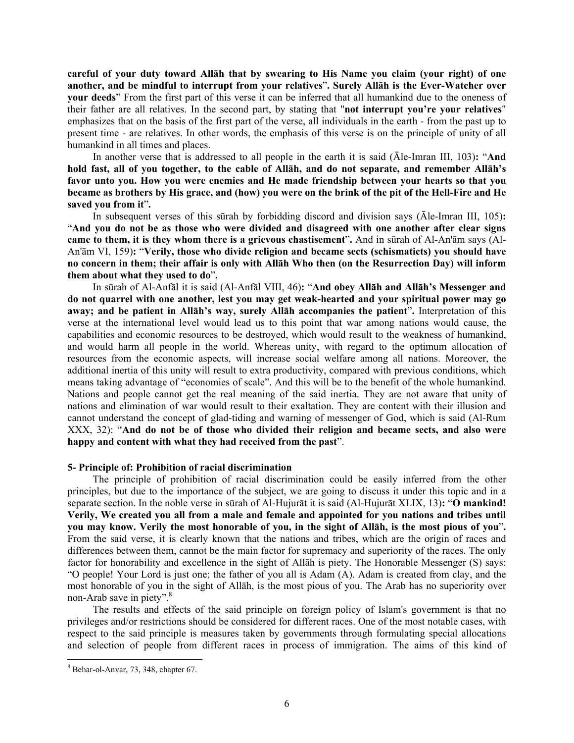**careful of your duty toward Allāh that by swearing to His Name you claim (your right) of one another, and be mindful to interrupt from your relatives**". **Surely Allāh is the Ever-Watcher over your deeds**" From the first part of this verse it can be inferred that all humankind due to the oneness of their father are all relatives. In the second part, by stating that "**not interrupt you're your relatives**" emphasizes that on the basis of the first part of the verse, all individuals in the earth - from the past up to present time - are relatives. In other words, the emphasis of this verse is on the principle of unity of all humankind in all times and places.

In another verse that is addressed to all people in the earth it is said (Āle-Imran III, 103)**:** "**And hold fast, all of you together, to the cable of Allāh, and do not separate, and remember Allāh's favor unto you. How you were enemies and He made friendship between your hearts so that you became as brothers by His grace, and (how) you were on the brink of the pit of the Hell-Fire and He saved you from it**"**.**

In subsequent verses of this sūrah by forbidding discord and division says (Āle-Imran III, 105)**:** "**And you do not be as those who were divided and disagreed with one another after clear signs came to them, it is they whom there is a grievous chastisement**"**.** And in sūrah of Al-An'ām says (Al-An'ām VI, 159)**:** "**Verily, those who divide religion and became sects (schismaticts) you should have no concern in them; their affair is only with Allāh Who then (on the Resurrection Day) will inform them about what they used to do**"**.**

In sūrah of Al-Anfāl it is said (Al-Anfāl VIII, 46)**:** "**And obey Allāh and Allāh's Messenger and do not quarrel with one another, lest you may get weak-hearted and your spiritual power may go away; and be patient in Allāh's way, surely Allāh accompanies the patient**"**.** Interpretation of this verse at the international level would lead us to this point that war among nations would cause, the capabilities and economic resources to be destroyed, which would result to the weakness of humankind, and would harm all people in the world. Whereas unity, with regard to the optimum allocation of resources from the economic aspects, will increase social welfare among all nations. Moreover, the additional inertia of this unity will result to extra productivity, compared with previous conditions, which means taking advantage of "economies of scale". And this will be to the benefit of the whole humankind. Nations and people cannot get the real meaning of the said inertia. They are not aware that unity of nations and elimination of war would result to their exaltation. They are content with their illusion and cannot understand the concept of glad-tiding and warning of messenger of God, which is said (Al-Rum XXX, 32): "**And do not be of those who divided their religion and became sects, and also were happy and content with what they had received from the past**".

**5- Principle of: Prohibition of racial discrimination**

The principle of prohibition of racial discrimination could be easily inferred from the other principles, but due to the importance of the subject, we are going to discuss it under this topic and in a separate section. In the noble verse in sūrah of Al-Hujurāt it is said (Al-Hujurāt XLIX, 13)**:** "**O mankind! Verily, We created you all from a male and female and appointed for you nations and tribes until you may know. Verily the most honorable of you, in the sight of Allāh, is the most pious of you**"**.** From the said verse, it is clearly known that the nations and tribes, which are the origin of races and differences between them, cannot be the main factor for supremacy and superiority of the races. The only factor for honorability and excellence in the sight of Allāh is piety. The Honorable Messenger (S) says: "O people! Your Lord is just one; the father of you all is Adam (A). Adam is created from clay, and the most honorable of you in the sight of Allāh, is the most pious of you. The Arab has no superiority over non-Arab save in piety".[8]

The results and effects of the said principle on foreign policy of Islam's government is that no privileges and/or restrictions should be considered for different races. One of the most notable cases, with respect to the said principle is measures taken by governments through formulating special allocations and selection of people from different races in process of immigration. The aims of this kind of

---

[8] Behar-ol-Anvar, 73, 348, chapter 67.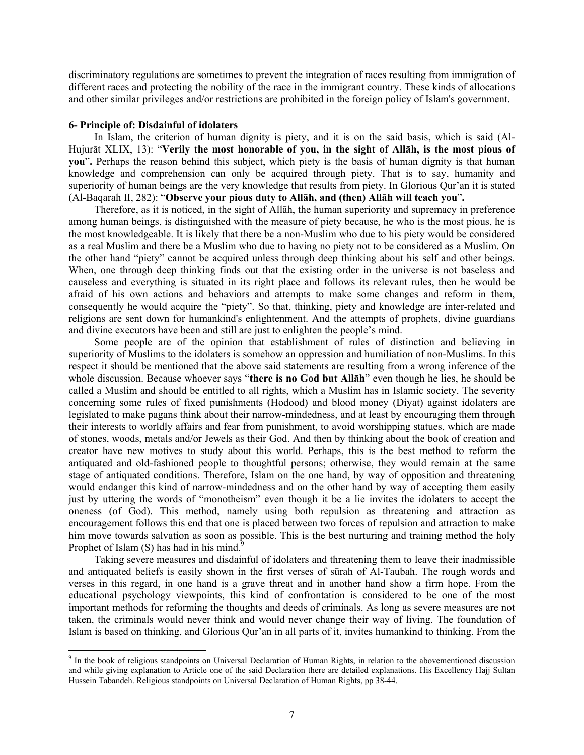discriminatory regulations are sometimes to prevent the integration of races resulting from immigration of different races and protecting the nobility of the race in the immigrant country. These kinds of allocations and other similar privileges and/or restrictions are prohibited in the foreign policy of Islam's government.

**6- Principle of: Disdainful of idolaters**

In Islam, the criterion of human dignity is piety, and it is on the said basis, which is said (Al-Hujurāt XLIX, 13): "**Verily the most honorable of you, in the sight of Allāh, is the most pious of you**"**.** Perhaps the reason behind this subject, which piety is the basis of human dignity is that human knowledge and comprehension can only be acquired through piety. That is to say, humanity and superiority of human beings are the very knowledge that results from piety. In Glorious Qur'an it is stated (Al-Baqarah II, 282): "**Observe your pious duty to Allāh, and (then) Allāh will teach you**"**.**

Therefore, as it is noticed, in the sight of Allāh, the human superiority and supremacy in preference among human beings, is distinguished with the measure of piety because, he who is the most pious, he is the most knowledgeable. It is likely that there be a non-Muslim who due to his piety would be considered as a real Muslim and there be a Muslim who due to having no piety not to be considered as a Muslim. On the other hand "piety" cannot be acquired unless through deep thinking about his self and other beings. When, one through deep thinking finds out that the existing order in the universe is not baseless and causeless and everything is situated in its right place and follows its relevant rules, then he would be afraid of his own actions and behaviors and attempts to make some changes and reform in them, consequently he would acquire the "piety". So that, thinking, piety and knowledge are inter-related and religions are sent down for humankind's enlightenment. And the attempts of prophets, divine guardians and divine executors have been and still are just to enlighten the people's mind.

Some people are of the opinion that establishment of rules of distinction and believing in superiority of Muslims to the idolaters is somehow an oppression and humiliation of non-Muslims. In this respect it should be mentioned that the above said statements are resulting from a wrong inference of the whole discussion. Because whoever says "**there is no God but Allāh**" even though he lies, he should be called a Muslim and should be entitled to all rights, which a Muslim has in Islamic society. The severity concerning some rules of fixed punishments (Hodood) and blood money (Diyat) against idolaters are legislated to make pagans think about their narrow-mindedness, and at least by encouraging them through their interests to worldly affairs and fear from punishment, to avoid worshipping statues, which are made of stones, woods, metals and/or Jewels as their God. And then by thinking about the book of creation and creator have new motives to study about this world. Perhaps, this is the best method to reform the antiquated and old-fashioned people to thoughtful persons; otherwise, they would remain at the same stage of antiquated conditions. Therefore, Islam on the one hand, by way of opposition and threatening would endanger this kind of narrow-mindedness and on the other hand by way of accepting them easily just by uttering the words of "monotheism" even though it be a lie invites the idolaters to accept the oneness (of God). This method, namely using both repulsion as threatening and attraction as encouragement follows this end that one is placed between two forces of repulsion and attraction to make him move towards salvation as soon as possible. This is the best nurturing and training method the holy Prophet of Islam (S) has had in his mind.[9]

Taking severe measures and disdainful of idolaters and threatening them to leave their inadmissible and antiquated beliefs is easily shown in the first verses of sūrah of Al-Taubah. The rough words and verses in this regard, in one hand is a grave threat and in another hand show a firm hope. From the educational psychology viewpoints, this kind of confrontation is considered to be one of the most important methods for reforming the thoughts and deeds of criminals. As long as severe measures are not taken, the criminals would never think and would never change their way of living. The foundation of Islam is based on thinking, and Glorious Qur'an in all parts of it, invites humankind to thinking. From the

---

[9] In the book of religious standpoints on Universal Declaration of Human Rights, in relation to the abovementioned discussion and while giving explanation to Article one of the said Declaration there are detailed explanations. His Excellency Hajj Sultan Hussein Tabandeh. Religious standpoints on Universal Declaration of Human Rights, pp 38-44.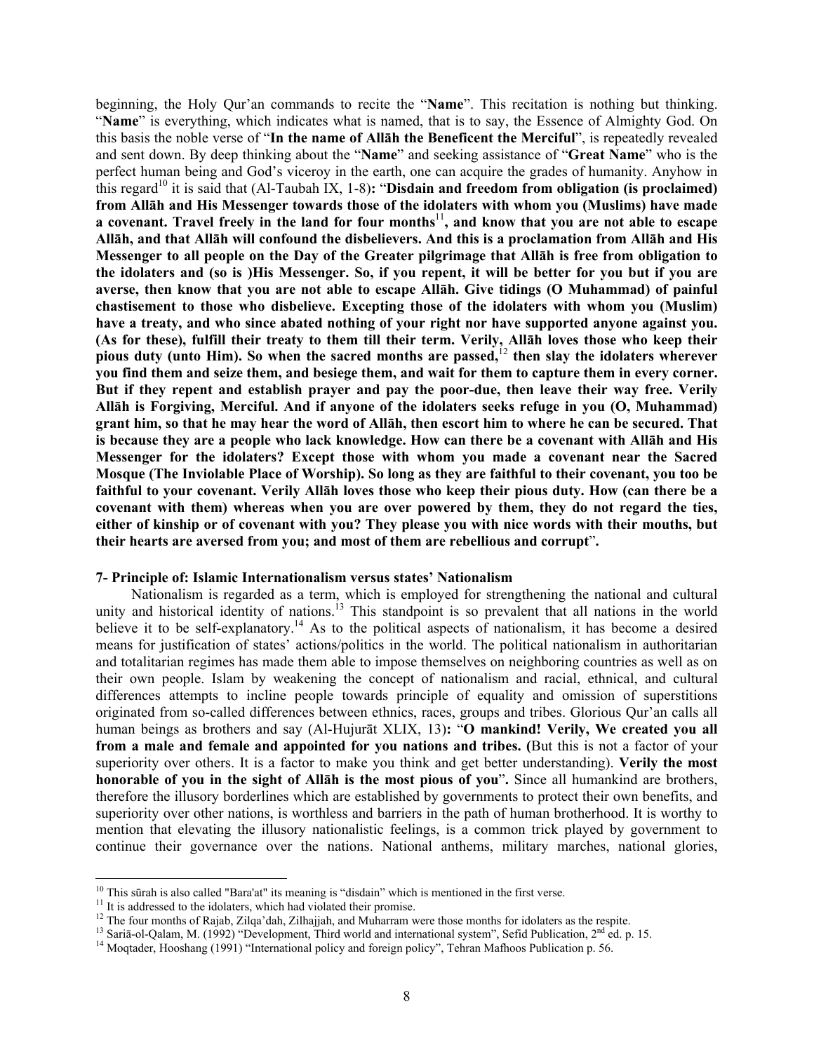beginning, the Holy Qur'an commands to recite the "**Name**". This recitation is nothing but thinking. "**Name**" is everything, which indicates what is named, that is to say, the Essence of Almighty God. On this basis the noble verse of "**In the name of Allāh the Beneficent the Merciful**", is repeatedly revealed and sent down. By deep thinking about the "**Name**" and seeking assistance of "**Great Name**" who is the perfect human being and God's viceroy in the earth, one can acquire the grades of humanity. Anyhow in this regard[10] it is said that (Al-Taubah IX, 1-8)**:** "**Disdain and freedom from obligation (is proclaimed) from Allāh and His Messenger towards those of the idolaters with whom you (Muslims) have made a covenant. Travel freely in the land for four months**[11]**, and know that you are not able to escape Allāh, and that Allāh will confound the disbelievers. And this is a proclamation from Allāh and His Messenger to all people on the Day of the Greater pilgrimage that Allāh is free from obligation to the idolaters and (so is )His Messenger. So, if you repent, it will be better for you but if you are averse, then know that you are not able to escape Allāh. Give tidings (O Muhammad) of painful chastisement to those who disbelieve. Excepting those of the idolaters with whom you (Muslim) have a treaty, and who since abated nothing of your right nor have supported anyone against you. (As for these), fulfill their treaty to them till their term. Verily, Allāh loves those who keep their pious duty (unto Him). So when the sacred months are passed,**[12] **then slay the idolaters wherever you find them and seize them, and besiege them, and wait for them to capture them in every corner. But if they repent and establish prayer and pay the poor-due, then leave their way free. Verily Allāh is Forgiving, Merciful. And if anyone of the idolaters seeks refuge in you (O, Muhammad) grant him, so that he may hear the word of Allāh, then escort him to where he can be secured. That is because they are a people who lack knowledge. How can there be a covenant with Allāh and His Messenger for the idolaters? Except those with whom you made a covenant near the Sacred Mosque (The Inviolable Place of Worship). So long as they are faithful to their covenant, you too be faithful to your covenant. Verily Allāh loves those who keep their pious duty. How (can there be a covenant with them) whereas when you are over powered by them, they do not regard the ties, either of kinship or of covenant with you? They please you with nice words with their mouths, but their hearts are aversed from you; and most of them are rebellious and corrupt**".

#### 7- Principle of: Islamic Internationalism versus states' Nationalism

Nationalism is regarded as a term, which is employed for strengthening the national and cultural unity and historical identity of nations.[13] This standpoint is so prevalent that all nations in the world believe it to be self-explanatory.[14] As to the political aspects of nationalism, it has become a desired means for justification of states' actions/politics in the world. The political nationalism in authoritarian and totalitarian regimes has made them able to impose themselves on neighboring countries as well as on their own people. Islam by weakening the concept of nationalism and racial, ethnical, and cultural differences attempts to incline people towards principle of equality and omission of superstitions originated from so-called differences between ethnics, races, groups and tribes. Glorious Qur'an calls all human beings as brothers and say (Al-Hujurāt XLIX, 13)**:** "**O mankind! Verily, We created you all from a male and female and appointed for you nations and tribes. (**But this is not a factor of your superiority over others. It is a factor to make you think and get better understanding). **Verily the most honorable of you in the sight of Allāh is the most pious of you**". Since all humankind are brothers, therefore the illusory borderlines which are established by governments to protect their own benefits, and superiority over other nations, is worthless and barriers in the path of human brotherhood. It is worthy to mention that elevating the illusory nationalistic feelings, is a common trick played by government to continue their governance over the nations. National anthems, military marches, national glories,

---

[10] This sūrah is also called "Bara'at" its meaning is "disdain" which is mentioned in the first verse.

[11] It is addressed to the idolaters, which had violated their promise.

[12] The four months of Rajab, Zilqa'dah, Zilhajjah, and Muharram were those months for idolaters as the respite.

[13] Sariā-ol-Qalam, M. (1992) "Development, Third world and international system", Sefid Publication, 2nd ed. p. 15.

[14] Moqtader, Hooshang (1991) "International policy and foreign policy", Tehran Mafhoos Publication p. 56.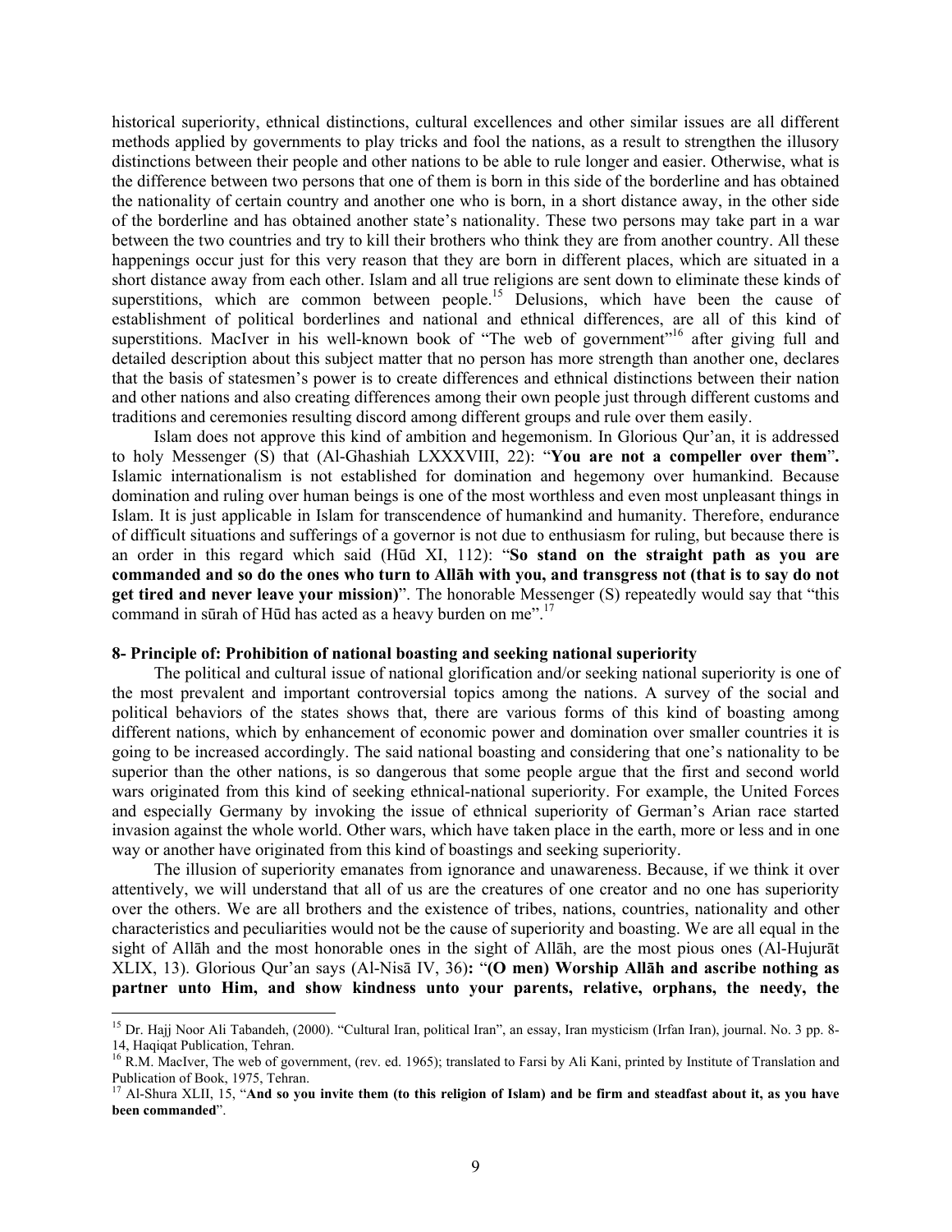historical superiority, ethnical distinctions, cultural excellences and other similar issues are all different methods applied by governments to play tricks and fool the nations, as a result to strengthen the illusory distinctions between their people and other nations to be able to rule longer and easier. Otherwise, what is the difference between two persons that one of them is born in this side of the borderline and has obtained the nationality of certain country and another one who is born, in a short distance away, in the other side of the borderline and has obtained another state's nationality. These two persons may take part in a war between the two countries and try to kill their brothers who think they are from another country. All these happenings occur just for this very reason that they are born in different places, which are situated in a short distance away from each other. Islam and all true religions are sent down to eliminate these kinds of superstitions, which are common between people.[15] Delusions, which have been the cause of establishment of political borderlines and national and ethnical differences, are all of this kind of superstitions. MacIver in his well-known book of "The web of government"[16] after giving full and detailed description about this subject matter that no person has more strength than another one, declares that the basis of statesmen's power is to create differences and ethnical distinctions between their nation and other nations and also creating differences among their own people just through different customs and traditions and ceremonies resulting discord among different groups and rule over them easily.

Islam does not approve this kind of ambition and hegemonism. In Glorious Qur'an, it is addressed to holy Messenger (S) that (Al-Ghashiah LXXXVIII, 22): "**You are not a compeller over them**". Islamic internationalism is not established for domination and hegemony over humankind. Because domination and ruling over human beings is one of the most worthless and even most unpleasant things in Islam. It is just applicable in Islam for transcendence of humankind and humanity. Therefore, endurance of difficult situations and sufferings of a governor is not due to enthusiasm for ruling, but because there is an order in this regard which said (Hūd XI, 112): "**So stand on the straight path as you are commanded and so do the ones who turn to Allāh with you, and transgress not (that is to say do not get tired and never leave your mission)**". The honorable Messenger (S) repeatedly would say that "this command in sūrah of Hūd has acted as a heavy burden on me".[17]

### 8- Principle of: Prohibition of national boasting and seeking national superiority

The political and cultural issue of national glorification and/or seeking national superiority is one of the most prevalent and important controversial topics among the nations. A survey of the social and political behaviors of the states shows that, there are various forms of this kind of boasting among different nations, which by enhancement of economic power and domination over smaller countries it is going to be increased accordingly. The said national boasting and considering that one's nationality to be superior than the other nations, is so dangerous that some people argue that the first and second world wars originated from this kind of seeking ethnical-national superiority. For example, the United Forces and especially Germany by invoking the issue of ethnical superiority of German's Arian race started invasion against the whole world. Other wars, which have taken place in the earth, more or less and in one way or another have originated from this kind of boastings and seeking superiority.

The illusion of superiority emanates from ignorance and unawareness. Because, if we think it over attentively, we will understand that all of us are the creatures of one creator and no one has superiority over the others. We are all brothers and the existence of tribes, nations, countries, nationality and other characteristics and peculiarities would not be the cause of superiority and boasting. We are all equal in the sight of Allāh and the most honorable ones in the sight of Allāh, are the most pious ones (Al-Hujurāt XLIX, 13). Glorious Qur'an says (Al-Nisā IV, 36)**: "(O men) Worship Allāh and ascribe nothing as partner unto Him, and show kindness unto your parents, relative, orphans, the needy, the**

---

[15] Dr. Hajj Noor Ali Tabandeh, (2000). "Cultural Iran, political Iran", an essay, Iran mysticism (Irfan Iran), journal. No. 3 pp. 8-14, Haqiqat Publication, Tehran.

[16] R.M. MacIver, The web of government, (rev. ed. 1965); translated to Farsi by Ali Kani, printed by Institute of Translation and Publication of Book, 1975, Tehran.

[17] Al-Shura XLII, 15, "**And so you invite them (to this religion of Islam) and be firm and steadfast about it, as you have been commanded**".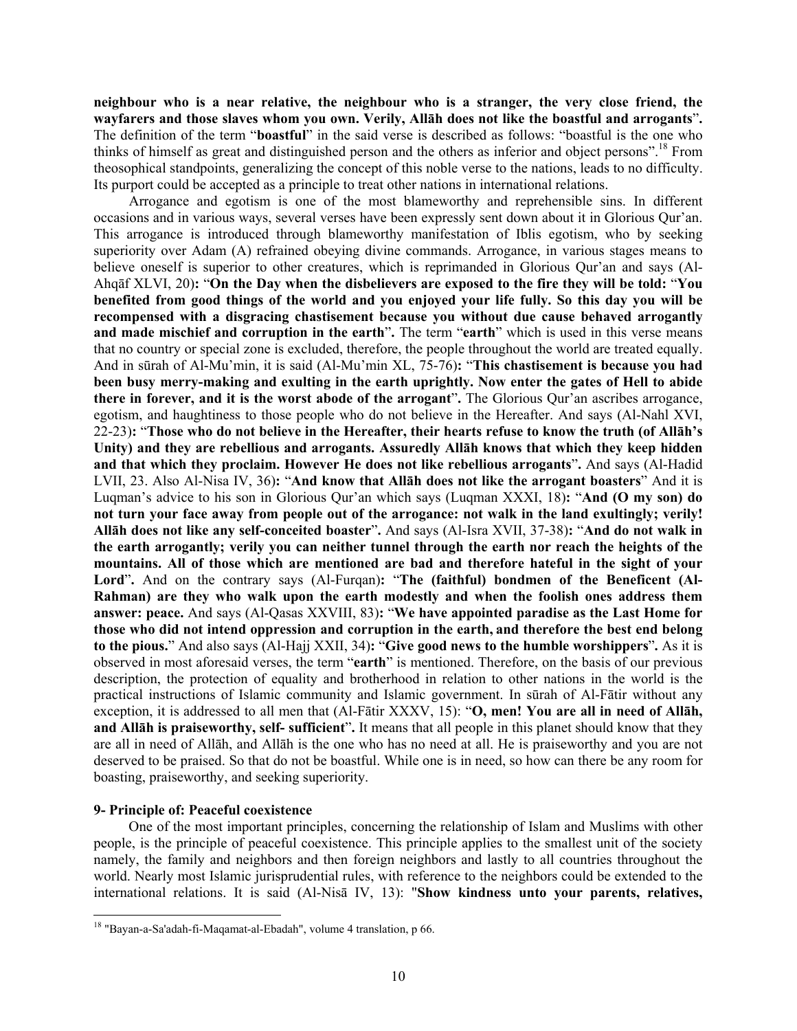**neighbour who is a near relative, the neighbour who is a stranger, the very close friend, the wayfarers and those slaves whom you own. Verily, Allāh does not like the boastful and arrogants**". The definition of the term "**boastful**" in the said verse is described as follows: "boastful is the one who thinks of himself as great and distinguished person and the others as inferior and object persons".[18] From theosophical standpoints, generalizing the concept of this noble verse to the nations, leads to no difficulty. Its purport could be accepted as a principle to treat other nations in international relations.

Arrogance and egotism is one of the most blameworthy and reprehensible sins. In different occasions and in various ways, several verses have been expressly sent down about it in Glorious Qur'an. This arrogance is introduced through blameworthy manifestation of Iblis egotism, who by seeking superiority over Adam (A) refrained obeying divine commands. Arrogance, in various stages means to believe oneself is superior to other creatures, which is reprimanded in Glorious Qur'an and says (Al-Ahqāf XLVI, 20)**:** "**On the Day when the disbelievers are exposed to the fire they will be told:** "**You benefited from good things of the world and you enjoyed your life fully. So this day you will be recompensed with a disgracing chastisement because you without due cause behaved arrogantly and made mischief and corruption in the earth**"**.** The term "**earth**" which is used in this verse means that no country or special zone is excluded, therefore, the people throughout the world are treated equally. And in sūrah of Al-Mu'min, it is said (Al-Mu'min XL, 75-76)**:** "**This chastisement is because you had been busy merry-making and exulting in the earth uprightly. Now enter the gates of Hell to abide there in forever, and it is the worst abode of the arrogant**"**.** The Glorious Qur'an ascribes arrogance, egotism, and haughtiness to those people who do not believe in the Hereafter. And says (Al-Nahl XVI, 22-23)**:** "**Those who do not believe in the Hereafter, their hearts refuse to know the truth (of Allāh's Unity) and they are rebellious and arrogants. Assuredly Allāh knows that which they keep hidden and that which they proclaim. However He does not like rebellious arrogants**"**.** And says (Al-Hadid LVII, 23. Also Al-Nisa IV, 36)**:** "**And know that Allāh does not like the arrogant boasters**" And it is Luqman's advice to his son in Glorious Qur'an which says (Luqman XXXI, 18)**:** "**And (O my son) do not turn your face away from people out of the arrogance: not walk in the land exultingly; verily! Allāh does not like any self-conceited boaster**"**.** And says (Al-Isra XVII, 37-38)**:** "**And do not walk in the earth arrogantly; verily you can neither tunnel through the earth nor reach the heights of the mountains. All of those which are mentioned are bad and therefore hateful in the sight of your Lord**"**.** And on the contrary says (Al-Furqan)**:** "**The (faithful) bondmen of the Beneficent (Al-Rahman) are they who walk upon the earth modestly and when the foolish ones address them answer: peace.** And says (Al-Qasas XXVIII, 83)**:** "**We have appointed paradise as the Last Home for those who did not intend oppression and corruption in the earth, and therefore the best end belong to the pious.**" And also says (Al-Hajj XXII, 34)**:** "**Give good news to the humble worshippers**"**.** As it is observed in most aforesaid verses, the term "**earth**" is mentioned. Therefore, on the basis of our previous description, the protection of equality and brotherhood in relation to other nations in the world is the practical instructions of Islamic community and Islamic government. In sūrah of Al-Fātir without any exception, it is addressed to all men that (Al-Fātir XXXV, 15): "**O, men! You are all in need of Allāh, and Allāh is praiseworthy, self- sufficient**"**.** It means that all people in this planet should know that they are all in need of Allāh, and Allāh is the one who has no need at all. He is praiseworthy and you are not deserved to be praised. So that do not be boastful. While one is in need, so how can there be any room for boasting, praiseworthy, and seeking superiority.

**9- Principle of: Peaceful coexistence**

One of the most important principles, concerning the relationship of Islam and Muslims with other people, is the principle of peaceful coexistence. This principle applies to the smallest unit of the society namely, the family and neighbors and then foreign neighbors and lastly to all countries throughout the world. Nearly most Islamic jurisprudential rules, with reference to the neighbors could be extended to the international relations. It is said (Al-Nisā IV, 13): "**Show kindness unto your parents, relatives,**

[18] "Bayan-a-Sa'adah-fi-Maqamat-al-Ebadah", volume 4 translation, p 66.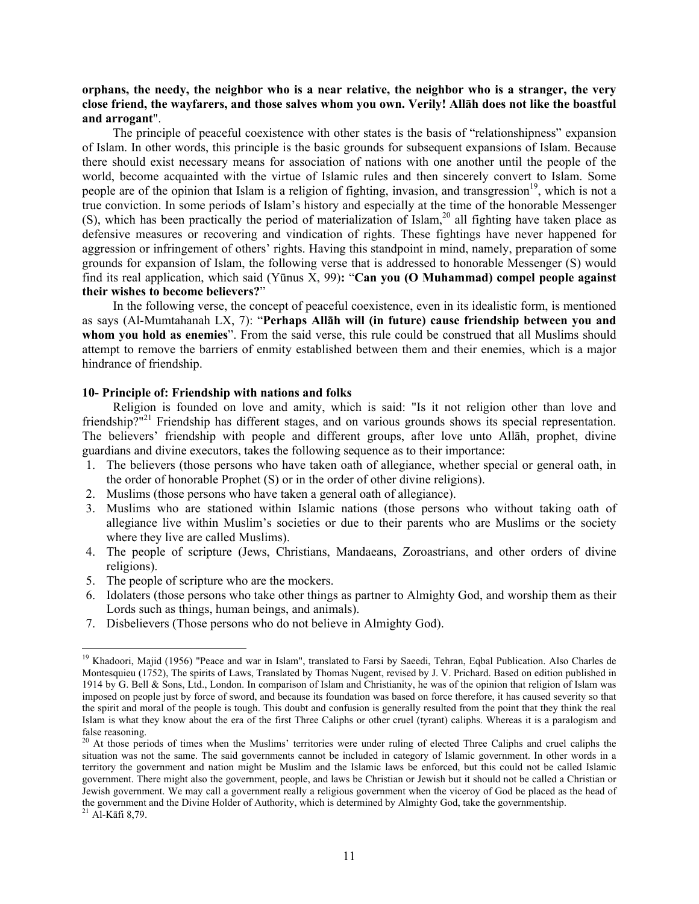**orphans, the needy, the neighbor who is a near relative, the neighbor who is a stranger, the very close friend, the wayfarers, and those salves whom you own. Verily! Allāh does not like the boastful and arrogant**".

The principle of peaceful coexistence with other states is the basis of "relationshipness" expansion of Islam. In other words, this principle is the basic grounds for subsequent expansions of Islam. Because there should exist necessary means for association of nations with one another until the people of the world, become acquainted with the virtue of Islamic rules and then sincerely convert to Islam. Some people are of the opinion that Islam is a religion of fighting, invasion, and transgression[19], which is not a true conviction. In some periods of Islam's history and especially at the time of the honorable Messenger (S), which has been practically the period of materialization of Islam,[20] all fighting have taken place as defensive measures or recovering and vindication of rights. These fightings have never happened for aggression or infringement of others' rights. Having this standpoint in mind, namely, preparation of some grounds for expansion of Islam, the following verse that is addressed to honorable Messenger (S) would find its real application, which said (Yūnus X, 99)**:** "**Can you (O Muhammad) compel people against their wishes to become believers?**"

In the following verse, the concept of peaceful coexistence, even in its idealistic form, is mentioned as says (Al-Mumtahanah LX, 7): "**Perhaps Allāh will (in future) cause friendship between you and whom you hold as enemies**". From the said verse, this rule could be construed that all Muslims should attempt to remove the barriers of enmity established between them and their enemies, which is a major hindrance of friendship.

**10- Principle of: Friendship with nations and folks**

Religion is founded on love and amity, which is said: "Is it not religion other than love and friendship?"[21] Friendship has different stages, and on various grounds shows its special representation. The believers' friendship with people and different groups, after love unto Allāh, prophet, divine guardians and divine executors, takes the following sequence as to their importance:

1. The believers (those persons who have taken oath of allegiance, whether special or general oath, in the order of honorable Prophet (S) or in the order of other divine religions).
2. Muslims (those persons who have taken a general oath of allegiance).
3. Muslims who are stationed within Islamic nations (those persons who without taking oath of allegiance live within Muslim's societies or due to their parents who are Muslims or the society where they live are called Muslims).
4. The people of scripture (Jews, Christians, Mandaeans, Zoroastrians, and other orders of divine religions).
5. The people of scripture who are the mockers.
6. Idolaters (those persons who take other things as partner to Almighty God, and worship them as their Lords such as things, human beings, and animals).
7. Disbelievers (Those persons who do not believe in Almighty God).

---

[19] Khadoori, Majid (1956) "Peace and war in Islam", translated to Farsi by Saeedi, Tehran, Eqbal Publication. Also Charles de Montesquieu (1752), The spirits of Laws, Translated by Thomas Nugent, revised by J. V. Prichard. Based on edition published in 1914 by G. Bell & Sons, Ltd., London. In comparison of Islam and Christianity, he was of the opinion that religion of Islam was imposed on people just by force of sword, and because its foundation was based on force therefore, it has caused severity so that the spirit and moral of the people is tough. This doubt and confusion is generally resulted from the point that they think the real Islam is what they know about the era of the first Three Caliphs or other cruel (tyrant) caliphs. Whereas it is a paralogism and false reasoning.

[20] At those periods of times when the Muslims' territories were under ruling of elected Three Caliphs and cruel caliphs the situation was not the same. The said governments cannot be included in category of Islamic government. In other words in a territory the government and nation might be Muslim and the Islamic laws be enforced, but this could not be called Islamic government. There might also the government, people, and laws be Christian or Jewish but it should not be called a Christian or Jewish government. We may call a government really a religious government when the viceroy of God be placed as the head of the government and the Divine Holder of Authority, which is determined by Almighty God, take the governmentship.

[21] Al-Kāfi 8,79.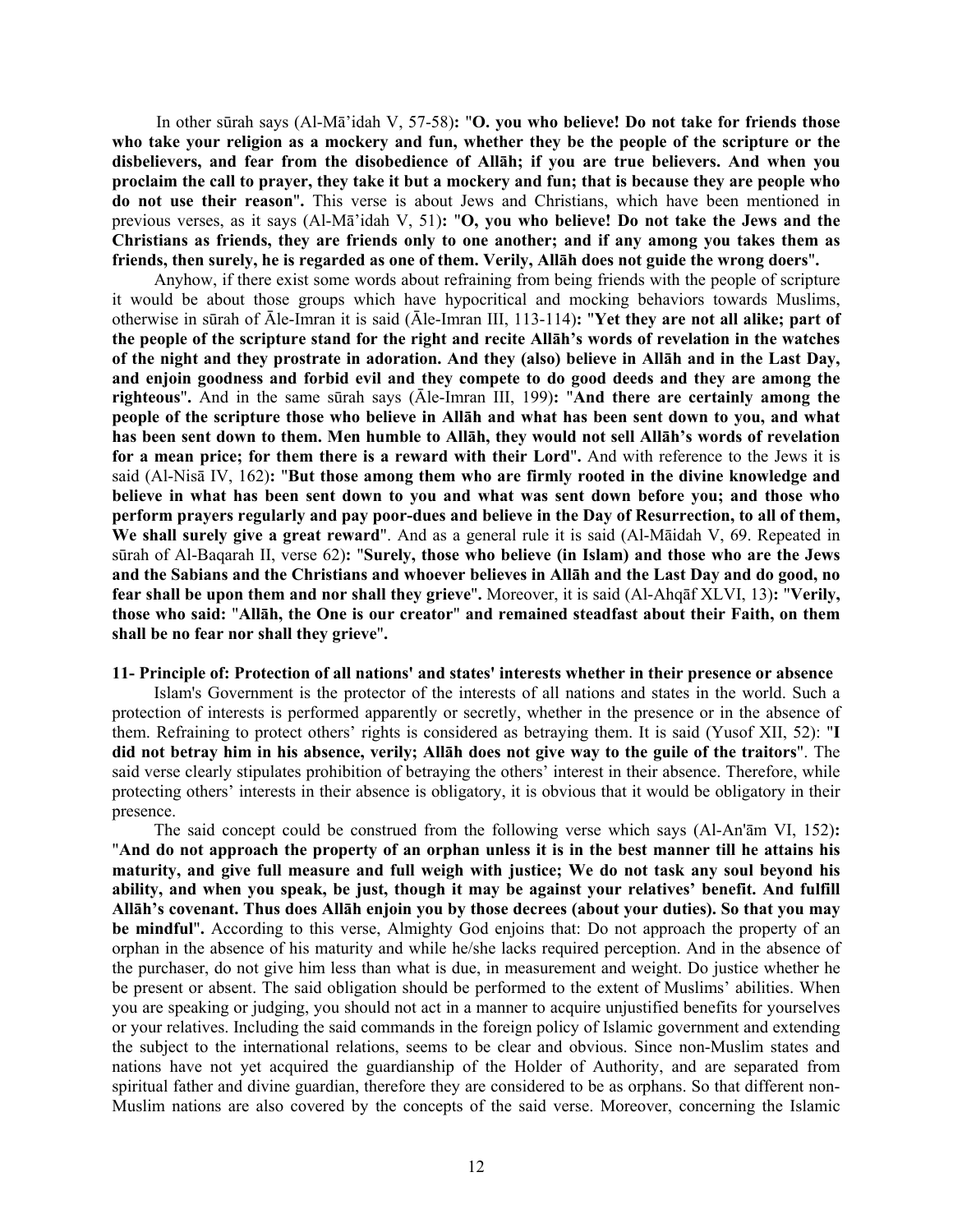In other sūrah says (Al-Mā'idah V, 57-58)**:** "**O. you who believe! Do not take for friends those who take your religion as a mockery and fun, whether they be the people of the scripture or the disbelievers, and fear from the disobedience of Allāh; if you are true believers. And when you proclaim the call to prayer, they take it but a mockery and fun; that is because they are people who do not use their reason**". This verse is about Jews and Christians, which have been mentioned in previous verses, as it says (Al-Mā'idah V, 51)**:** "**O, you who believe! Do not take the Jews and the Christians as friends, they are friends only to one another; and if any among you takes them as friends, then surely, he is regarded as one of them. Verily, Allāh does not guide the wrong doers**".

Anyhow, if there exist some words about refraining from being friends with the people of scripture it would be about those groups which have hypocritical and mocking behaviors towards Muslims, otherwise in sūrah of Āle-Imran it is said (Āle-Imran III, 113-114)**:** "**Yet they are not all alike; part of the people of the scripture stand for the right and recite Allāh's words of revelation in the watches of the night and they prostrate in adoration. And they (also) believe in Allāh and in the Last Day, and enjoin goodness and forbid evil and they compete to do good deeds and they are among the righteous**"**.** And in the same sūrah says (Āle-Imran III, 199)**:** "**And there are certainly among the people of the scripture those who believe in Allāh and what has been sent down to you, and what has been sent down to them. Men humble to Allāh, they would not sell Allāh's words of revelation for a mean price; for them there is a reward with their Lord**"**.** And with reference to the Jews it is said (Al-Nisā IV, 162)**:** "**But those among them who are firmly rooted in the divine knowledge and believe in what has been sent down to you and what was sent down before you; and those who perform prayers regularly and pay poor-dues and believe in the Day of Resurrection, to all of them, We shall surely give a great reward**". And as a general rule it is said (Al-Māidah V, 69. Repeated in sūrah of Al-Baqarah II, verse 62)**:** "**Surely, those who believe (in Islam) and those who are the Jews and the Sabians and the Christians and whoever believes in Allāh and the Last Day and do good, no fear shall be upon them and nor shall they grieve**"**.** Moreover, it is said (Al-Ahqāf XLVI, 13)**:** "**Verily, those who said:** "**Allāh, the One is our creator**" **and remained steadfast about their Faith, on them shall be no fear nor shall they grieve**"**.**

**11- Principle of: Protection of all nations' and states' interests whether in their presence or absence**

Islam's Government is the protector of the interests of all nations and states in the world. Such a protection of interests is performed apparently or secretly, whether in the presence or in the absence of them. Refraining to protect others' rights is considered as betraying them. It is said (Yusof XII, 52): "**I did not betray him in his absence, verily; Allāh does not give way to the guile of the traitors**". The said verse clearly stipulates prohibition of betraying the others' interest in their absence. Therefore, while protecting others' interests in their absence is obligatory, it is obvious that it would be obligatory in their presence.

The said concept could be construed from the following verse which says (Al-An'ām VI, 152)**:** "**And do not approach the property of an orphan unless it is in the best manner till he attains his maturity, and give full measure and full weigh with justice; We do not task any soul beyond his ability, and when you speak, be just, though it may be against your relatives' benefit. And fulfill Allāh's covenant. Thus does Allāh enjoin you by those decrees (about your duties). So that you may be mindful**"**.** According to this verse, Almighty God enjoins that: Do not approach the property of an orphan in the absence of his maturity and while he/she lacks required perception. And in the absence of the purchaser, do not give him less than what is due, in measurement and weight. Do justice whether he be present or absent. The said obligation should be performed to the extent of Muslims' abilities. When you are speaking or judging, you should not act in a manner to acquire unjustified benefits for yourselves or your relatives. Including the said commands in the foreign policy of Islamic government and extending the subject to the international relations, seems to be clear and obvious. Since non-Muslim states and nations have not yet acquired the guardianship of the Holder of Authority, and are separated from spiritual father and divine guardian, therefore they are considered to be as orphans. So that different non-Muslim nations are also covered by the concepts of the said verse. Moreover, concerning the Islamic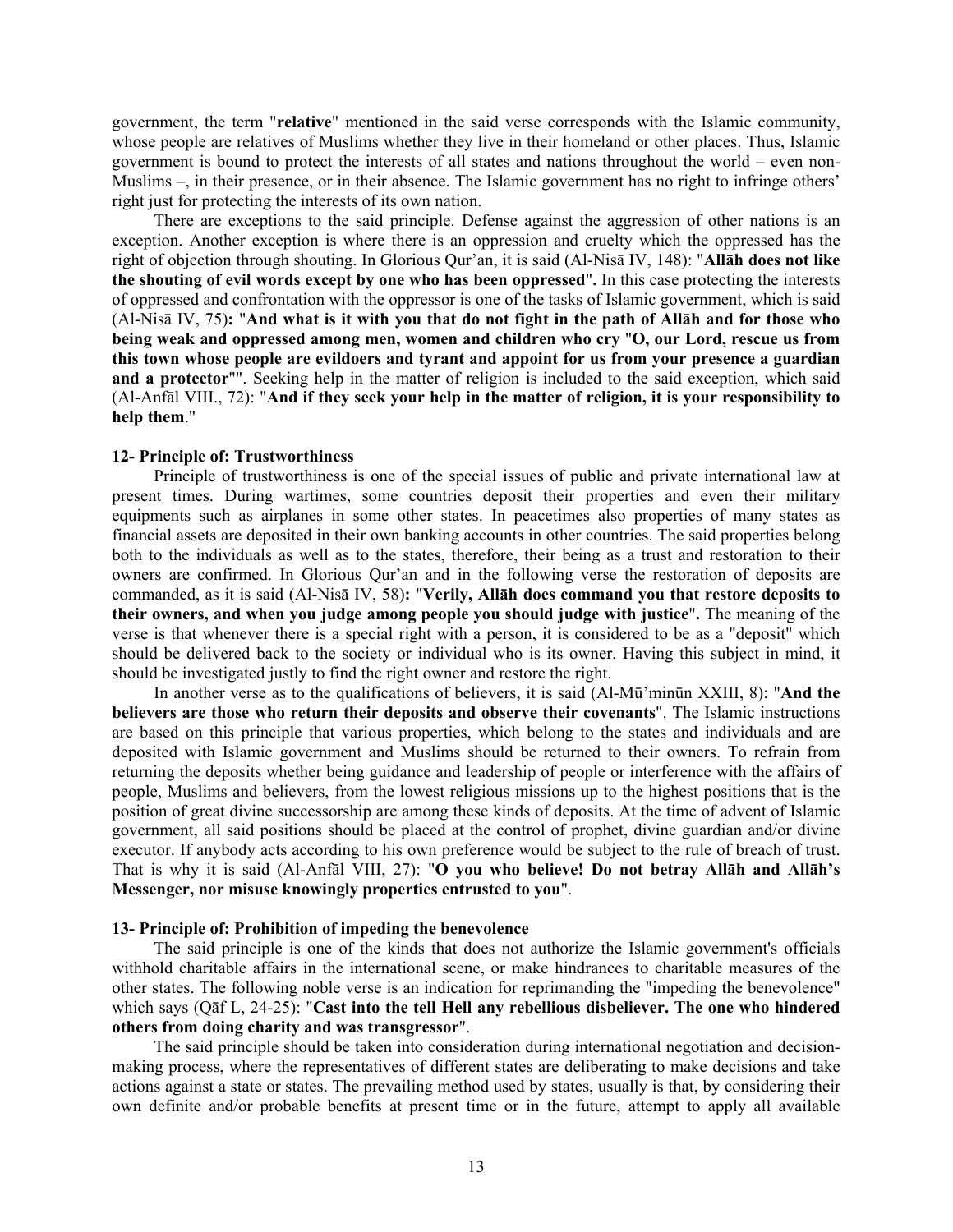government, the term "**relative**" mentioned in the said verse corresponds with the Islamic community, whose people are relatives of Muslims whether they live in their homeland or other places. Thus, Islamic government is bound to protect the interests of all states and nations throughout the world – even non-Muslims –, in their presence, or in their absence. The Islamic government has no right to infringe others' right just for protecting the interests of its own nation.

There are exceptions to the said principle. Defense against the aggression of other nations is an exception. Another exception is where there is an oppression and cruelty which the oppressed has the right of objection through shouting. In Glorious Qur'an, it is said (Al-Nisā IV, 148): "**Allāh does not like the shouting of evil words except by one who has been oppressed**". In this case protecting the interests of oppressed and confrontation with the oppressor is one of the tasks of Islamic government, which is said (Al-Nisā IV, 75)**:** "**And what is it with you that do not fight in the path of Allāh and for those who being weak and oppressed among men, women and children who cry "O, our Lord, rescue us from this town whose people are evildoers and tyrant and appoint for us from your presence a guardian and a protector"**". Seeking help in the matter of religion is included to the said exception, which said (Al-Anfāl VIII., 72): "**And if they seek your help in the matter of religion, it is your responsibility to help them**."

**12- Principle of: Trustworthiness**

Principle of trustworthiness is one of the special issues of public and private international law at present times. During wartimes, some countries deposit their properties and even their military equipments such as airplanes in some other states. In peacetimes also properties of many states as financial assets are deposited in their own banking accounts in other countries. The said properties belong both to the individuals as well as to the states, therefore, their being as a trust and restoration to their owners are confirmed. In Glorious Qur'an and in the following verse the restoration of deposits are commanded, as it is said (Al-Nisā IV, 58)**:** "**Verily, Allāh does command you that restore deposits to their owners, and when you judge among people you should judge with justice**". The meaning of the verse is that whenever there is a special right with a person, it is considered to be as a "deposit" which should be delivered back to the society or individual who is its owner. Having this subject in mind, it should be investigated justly to find the right owner and restore the right.

In another verse as to the qualifications of believers, it is said (Al-Mū'minūn XXIII, 8): "**And the believers are those who return their deposits and observe their covenants**". The Islamic instructions are based on this principle that various properties, which belong to the states and individuals and are deposited with Islamic government and Muslims should be returned to their owners. To refrain from returning the deposits whether being guidance and leadership of people or interference with the affairs of people, Muslims and believers, from the lowest religious missions up to the highest positions that is the position of great divine successorship are among these kinds of deposits. At the time of advent of Islamic government, all said positions should be placed at the control of prophet, divine guardian and/or divine executor. If anybody acts according to his own preference would be subject to the rule of breach of trust. That is why it is said (Al-Anfāl VIII, 27): "**O you who believe! Do not betray Allāh and Allāh's Messenger, nor misuse knowingly properties entrusted to you**".

**13- Principle of: Prohibition of impeding the benevolence**

The said principle is one of the kinds that does not authorize the Islamic government's officials withhold charitable affairs in the international scene, or make hindrances to charitable measures of the other states. The following noble verse is an indication for reprimanding the "impeding the benevolence" which says (Qāf L, 24-25): "**Cast into the tell Hell any rebellious disbeliever. The one who hindered others from doing charity and was transgressor**".

The said principle should be taken into consideration during international negotiation and decision-making process, where the representatives of different states are deliberating to make decisions and take actions against a state or states. The prevailing method used by states, usually is that, by considering their own definite and/or probable benefits at present time or in the future, attempt to apply all available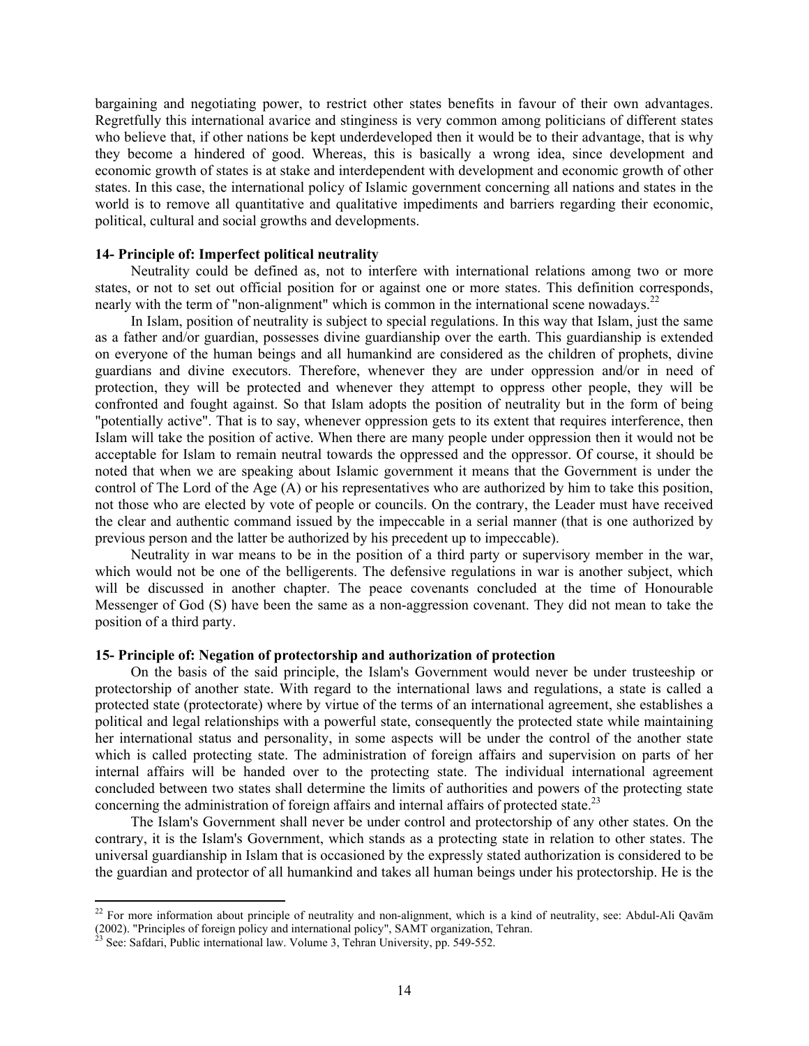bargaining and negotiating power, to restrict other states benefits in favour of their own advantages. Regretfully this international avarice and stinginess is very common among politicians of different states who believe that, if other nations be kept underdeveloped then it would be to their advantage, that is why they become a hindered of good. Whereas, this is basically a wrong idea, since development and economic growth of states is at stake and interdependent with development and economic growth of other states. In this case, the international policy of Islamic government concerning all nations and states in the world is to remove all quantitative and qualitative impediments and barriers regarding their economic, political, cultural and social growths and developments.

**14- Principle of: Imperfect political neutrality**

Neutrality could be defined as, not to interfere with international relations among two or more states, or not to set out official position for or against one or more states. This definition corresponds, nearly with the term of "non-alignment" which is common in the international scene nowadays.[22]

In Islam, position of neutrality is subject to special regulations. In this way that Islam, just the same as a father and/or guardian, possesses divine guardianship over the earth. This guardianship is extended on everyone of the human beings and all humankind are considered as the children of prophets, divine guardians and divine executors. Therefore, whenever they are under oppression and/or in need of protection, they will be protected and whenever they attempt to oppress other people, they will be confronted and fought against. So that Islam adopts the position of neutrality but in the form of being "potentially active". That is to say, whenever oppression gets to its extent that requires interference, then Islam will take the position of active. When there are many people under oppression then it would not be acceptable for Islam to remain neutral towards the oppressed and the oppressor. Of course, it should be noted that when we are speaking about Islamic government it means that the Government is under the control of The Lord of the Age (A) or his representatives who are authorized by him to take this position, not those who are elected by vote of people or councils. On the contrary, the Leader must have received the clear and authentic command issued by the impeccable in a serial manner (that is one authorized by previous person and the latter be authorized by his precedent up to impeccable).

Neutrality in war means to be in the position of a third party or supervisory member in the war, which would not be one of the belligerents. The defensive regulations in war is another subject, which will be discussed in another chapter. The peace covenants concluded at the time of Honourable Messenger of God (S) have been the same as a non-aggression covenant. They did not mean to take the position of a third party.

**15- Principle of: Negation of protectorship and authorization of protection**

On the basis of the said principle, the Islam's Government would never be under trusteeship or protectorship of another state. With regard to the international laws and regulations, a state is called a protected state (protectorate) where by virtue of the terms of an international agreement, she establishes a political and legal relationships with a powerful state, consequently the protected state while maintaining her international status and personality, in some aspects will be under the control of the another state which is called protecting state. The administration of foreign affairs and supervision on parts of her internal affairs will be handed over to the protecting state. The individual international agreement concluded between two states shall determine the limits of authorities and powers of the protecting state concerning the administration of foreign affairs and internal affairs of protected state.[23]

The Islam's Government shall never be under control and protectorship of any other states. On the contrary, it is the Islam's Government, which stands as a protecting state in relation to other states. The universal guardianship in Islam that is occasioned by the expressly stated authorization is considered to be the guardian and protector of all humankind and takes all human beings under his protectorship. He is the

---

[22] For more information about principle of neutrality and non-alignment, which is a kind of neutrality, see: Abdul-Ali Qavām (2002). "Principles of foreign policy and international policy", SAMT organization, Tehran.

[23] See: Safdari, Public international law. Volume 3, Tehran University, pp. 549-552.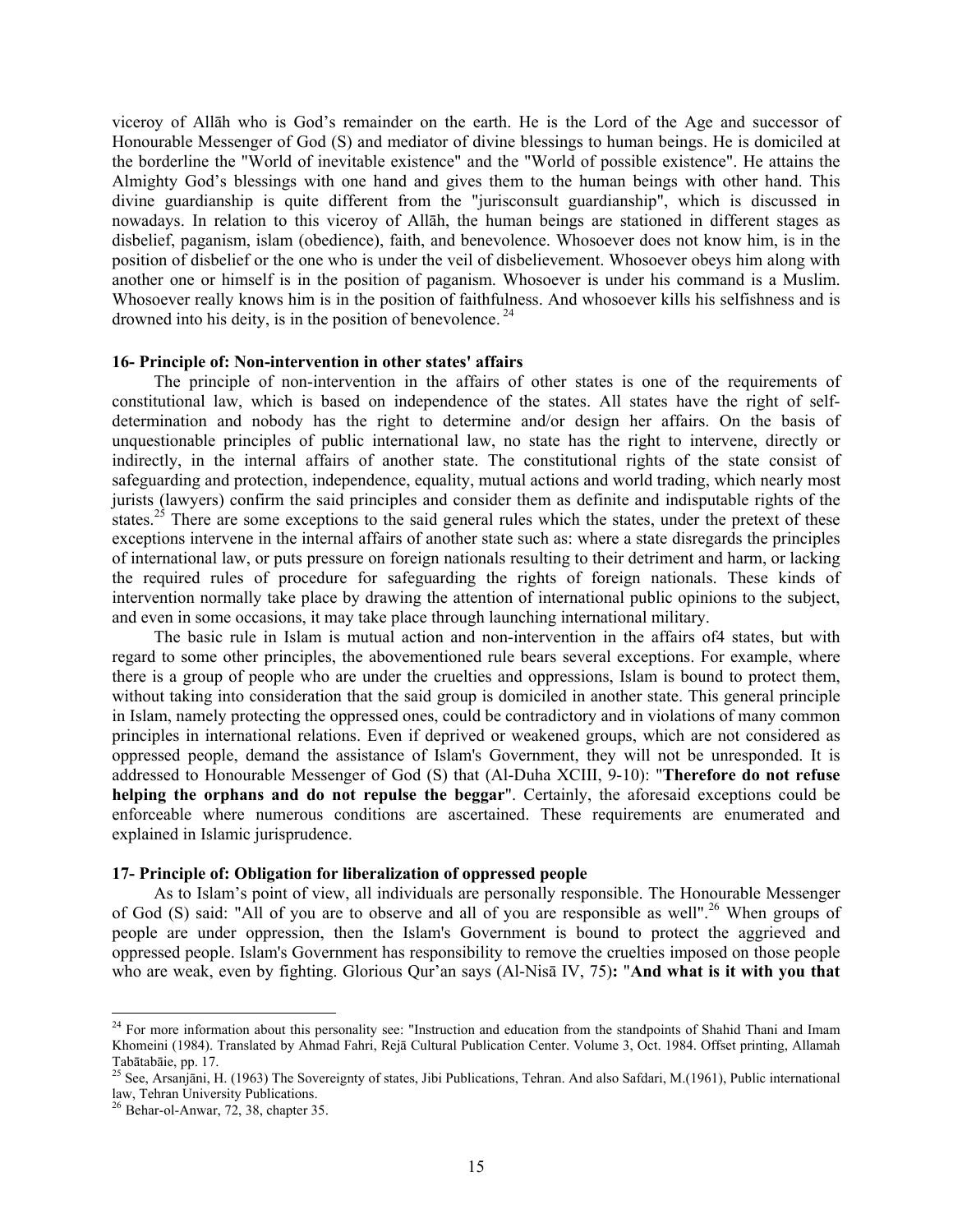viceroy of Allāh who is God's remainder on the earth. He is the Lord of the Age and successor of Honourable Messenger of God (S) and mediator of divine blessings to human beings. He is domiciled at the borderline the "World of inevitable existence" and the "World of possible existence". He attains the Almighty God's blessings with one hand and gives them to the human beings with other hand. This divine guardianship is quite different from the "jurisconsult guardianship", which is discussed in nowadays. In relation to this viceroy of Allāh, the human beings are stationed in different stages as disbelief, paganism, islam (obedience), faith, and benevolence. Whosoever does not know him, is in the position of disbelief or the one who is under the veil of disbelievement. Whosoever obeys him along with another one or himself is in the position of paganism. Whosoever is under his command is a Muslim. Whosoever really knows him is in the position of faithfulness. And whosoever kills his selfishness and is drowned into his deity, is in the position of benevolence. [24]

**16- Principle of: Non-intervention in other states' affairs**

The principle of non-intervention in the affairs of other states is one of the requirements of constitutional law, which is based on independence of the states. All states have the right of self-determination and nobody has the right to determine and/or design her affairs. On the basis of unquestionable principles of public international law, no state has the right to intervene, directly or indirectly, in the internal affairs of another state. The constitutional rights of the state consist of safeguarding and protection, independence, equality, mutual actions and world trading, which nearly most jurists (lawyers) confirm the said principles and consider them as definite and indisputable rights of the states.[25] There are some exceptions to the said general rules which the states, under the pretext of these exceptions intervene in the internal affairs of another state such as: where a state disregards the principles of international law, or puts pressure on foreign nationals resulting to their detriment and harm, or lacking the required rules of procedure for safeguarding the rights of foreign nationals. These kinds of intervention normally take place by drawing the attention of international public opinions to the subject, and even in some occasions, it may take place through launching international military.

The basic rule in Islam is mutual action and non-intervention in the affairs of4 states, but with regard to some other principles, the abovementioned rule bears several exceptions. For example, where there is a group of people who are under the cruelties and oppressions, Islam is bound to protect them, without taking into consideration that the said group is domiciled in another state. This general principle in Islam, namely protecting the oppressed ones, could be contradictory and in violations of many common principles in international relations. Even if deprived or weakened groups, which are not considered as oppressed people, demand the assistance of Islam's Government, they will not be unresponded. It is addressed to Honourable Messenger of God (S) that (Al-Duha XCIII, 9-10): "**Therefore do not refuse helping the orphans and do not repulse the beggar**". Certainly, the aforesaid exceptions could be enforceable where numerous conditions are ascertained. These requirements are enumerated and explained in Islamic jurisprudence.

**17- Principle of: Obligation for liberalization of oppressed people**

As to Islam's point of view, all individuals are personally responsible. The Honourable Messenger of God (S) said: "All of you are to observe and all of you are responsible as well".[26] When groups of people are under oppression, then the Islam's Government is bound to protect the aggrieved and oppressed people. Islam's Government has responsibility to remove the cruelties imposed on those people who are weak, even by fighting. Glorious Qur'an says (Al-Nisā IV, 75)**:** "**And what is it with you that**

---

[24] For more information about this personality see: "Instruction and education from the standpoints of Shahid Thani and Imam Khomeini (1984). Translated by Ahmad Fahri, Rejā Cultural Publication Center. Volume 3, Oct. 1984. Offset printing, Allamah Tabātabāie, pp. 17.

[25] See, Arsanjāni, H. (1963) The Sovereignty of states, Jibi Publications, Tehran. And also Safdari, M.(1961), Public international law, Tehran University Publications.

[26] Behar-ol-Anwar, 72, 38, chapter 35.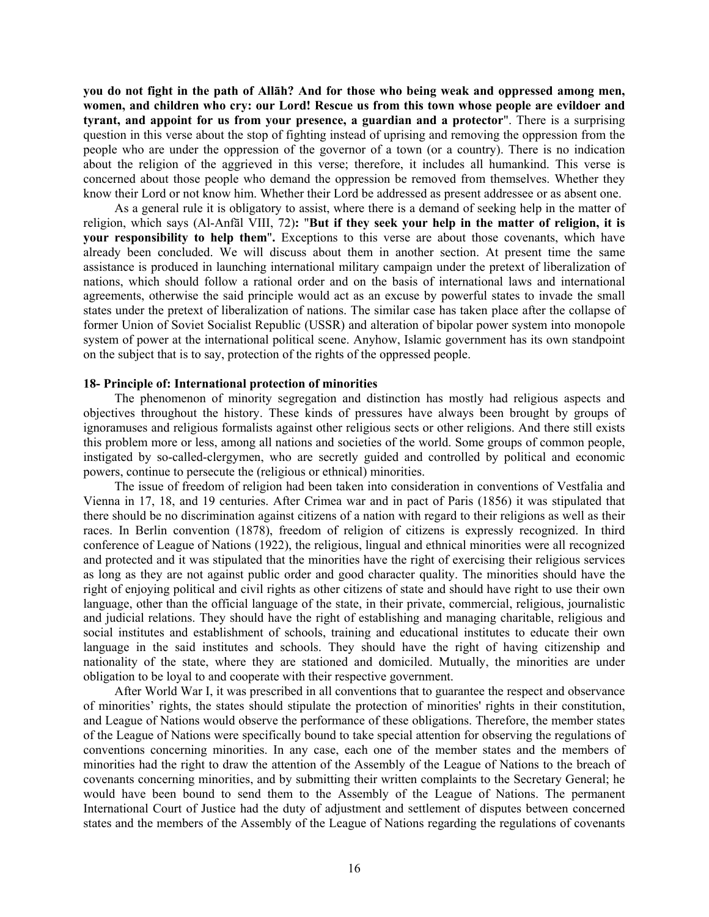**you do not fight in the path of Allāh? And for those who being weak and oppressed among men, women, and children who cry: our Lord! Rescue us from this town whose people are evildoer and tyrant, and appoint for us from your presence, a guardian and a protector**". There is a surprising question in this verse about the stop of fighting instead of uprising and removing the oppression from the people who are under the oppression of the governor of a town (or a country). There is no indication about the religion of the aggrieved in this verse; therefore, it includes all humankind. This verse is concerned about those people who demand the oppression be removed from themselves. Whether they know their Lord or not know him. Whether their Lord be addressed as present addressee or as absent one.

As a general rule it is obligatory to assist, where there is a demand of seeking help in the matter of religion, which says (Al-Anfāl VIII, 72)**:** "**But if they seek your help in the matter of religion, it is your responsibility to help them**"**.** Exceptions to this verse are about those covenants, which have already been concluded. We will discuss about them in another section. At present time the same assistance is produced in launching international military campaign under the pretext of liberalization of nations, which should follow a rational order and on the basis of international laws and international agreements, otherwise the said principle would act as an excuse by powerful states to invade the small states under the pretext of liberalization of nations. The similar case has taken place after the collapse of former Union of Soviet Socialist Republic (USSR) and alteration of bipolar power system into monopole system of power at the international political scene. Anyhow, Islamic government has its own standpoint on the subject that is to say, protection of the rights of the oppressed people.

**18- Principle of: International protection of minorities**

The phenomenon of minority segregation and distinction has mostly had religious aspects and objectives throughout the history. These kinds of pressures have always been brought by groups of ignoramuses and religious formalists against other religious sects or other religions. And there still exists this problem more or less, among all nations and societies of the world. Some groups of common people, instigated by so-called-clergymen, who are secretly guided and controlled by political and economic powers, continue to persecute the (religious or ethnical) minorities.

The issue of freedom of religion had been taken into consideration in conventions of Vestfalia and Vienna in 17, 18, and 19 centuries. After Crimea war and in pact of Paris (1856) it was stipulated that there should be no discrimination against citizens of a nation with regard to their religions as well as their races. In Berlin convention (1878), freedom of religion of citizens is expressly recognized. In third conference of League of Nations (1922), the religious, lingual and ethnical minorities were all recognized and protected and it was stipulated that the minorities have the right of exercising their religious services as long as they are not against public order and good character quality. The minorities should have the right of enjoying political and civil rights as other citizens of state and should have right to use their own language, other than the official language of the state, in their private, commercial, religious, journalistic and judicial relations. They should have the right of establishing and managing charitable, religious and social institutes and establishment of schools, training and educational institutes to educate their own language in the said institutes and schools. They should have the right of having citizenship and nationality of the state, where they are stationed and domiciled. Mutually, the minorities are under obligation to be loyal to and cooperate with their respective government.

After World War I, it was prescribed in all conventions that to guarantee the respect and observance of minorities' rights, the states should stipulate the protection of minorities' rights in their constitution, and League of Nations would observe the performance of these obligations. Therefore, the member states of the League of Nations were specifically bound to take special attention for observing the regulations of conventions concerning minorities. In any case, each one of the member states and the members of minorities had the right to draw the attention of the Assembly of the League of Nations to the breach of covenants concerning minorities, and by submitting their written complaints to the Secretary General; he would have been bound to send them to the Assembly of the League of Nations. The permanent International Court of Justice had the duty of adjustment and settlement of disputes between concerned states and the members of the Assembly of the League of Nations regarding the regulations of covenants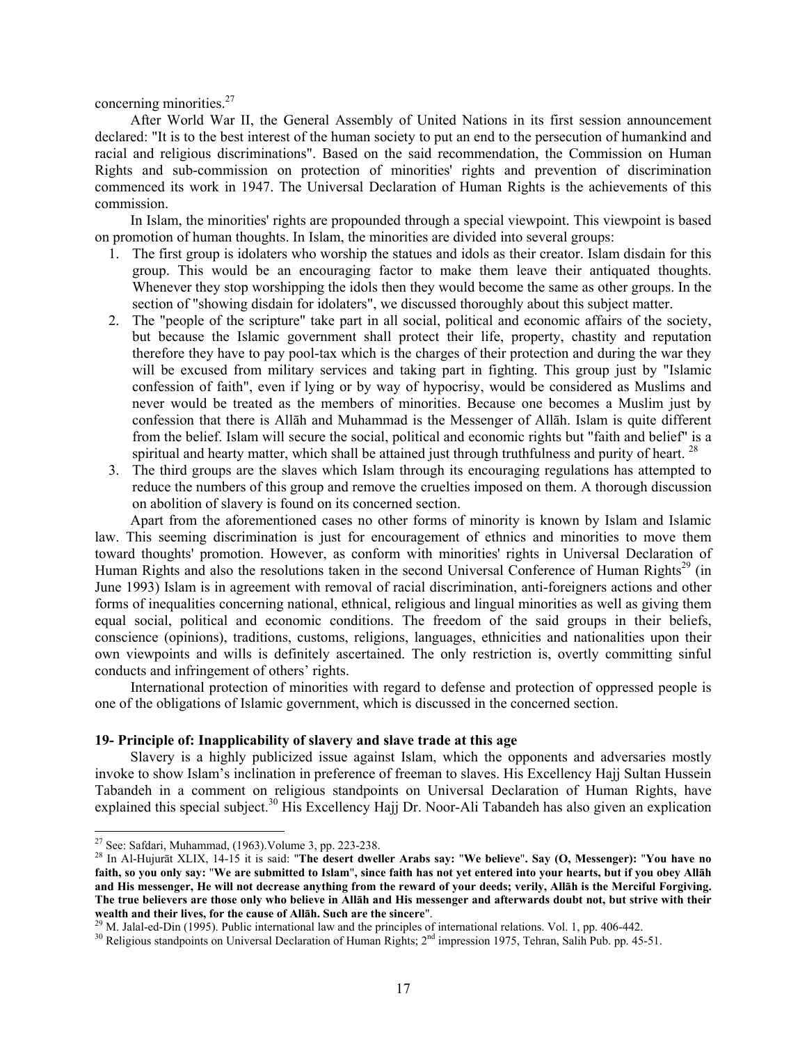concerning minorities.[27]

After World War II, the General Assembly of United Nations in its first session announcement declared: "It is to the best interest of the human society to put an end to the persecution of humankind and racial and religious discriminations". Based on the said recommendation, the Commission on Human Rights and sub-commission on protection of minorities' rights and prevention of discrimination commenced its work in 1947. The Universal Declaration of Human Rights is the achievements of this commission.

In Islam, the minorities' rights are propounded through a special viewpoint. This viewpoint is based on promotion of human thoughts. In Islam, the minorities are divided into several groups:

1. The first group is idolaters who worship the statues and idols as their creator. Islam disdain for this group. This would be an encouraging factor to make them leave their antiquated thoughts. Whenever they stop worshipping the idols then they would become the same as other groups. In the section of "showing disdain for idolaters", we discussed thoroughly about this subject matter.
2. The "people of the scripture" take part in all social, political and economic affairs of the society, but because the Islamic government shall protect their life, property, chastity and reputation therefore they have to pay pool-tax which is the charges of their protection and during the war they will be excused from military services and taking part in fighting. This group just by "Islamic confession of faith", even if lying or by way of hypocrisy, would be considered as Muslims and never would be treated as the members of minorities. Because one becomes a Muslim just by confession that there is Allāh and Muhammad is the Messenger of Allāh. Islam is quite different from the belief. Islam will secure the social, political and economic rights but "faith and belief" is a spiritual and hearty matter, which shall be attained just through truthfulness and purity of heart. [28]
3. The third groups are the slaves which Islam through its encouraging regulations has attempted to reduce the numbers of this group and remove the cruelties imposed on them. A thorough discussion on abolition of slavery is found on its concerned section.

Apart from the aforementioned cases no other forms of minority is known by Islam and Islamic law. This seeming discrimination is just for encouragement of ethnics and minorities to move them toward thoughts' promotion. However, as conform with minorities' rights in Universal Declaration of Human Rights and also the resolutions taken in the second Universal Conference of Human Rights[29] (in June 1993) Islam is in agreement with removal of racial discrimination, anti-foreigners actions and other forms of inequalities concerning national, ethnical, religious and lingual minorities as well as giving them equal social, political and economic conditions. The freedom of the said groups in their beliefs, conscience (opinions), traditions, customs, religions, languages, ethnicities and nationalities upon their own viewpoints and wills is definitely ascertained. The only restriction is, overtly committing sinful conducts and infringement of others' rights.

International protection of minorities with regard to defense and protection of oppressed people is one of the obligations of Islamic government, which is discussed in the concerned section.

### 19- Principle of: Inapplicability of slavery and slave trade at this age

Slavery is a highly publicized issue against Islam, which the opponents and adversaries mostly invoke to show Islam's inclination in preference of freeman to slaves. His Excellency Hajj Sultan Hussein Tabandeh in a comment on religious standpoints on Universal Declaration of Human Rights, have explained this special subject.[30] His Excellency Hajj Dr. Noor-Ali Tabandeh has also given an explication

---

[27] See: Safdari, Muhammad, (1963).Volume 3, pp. 223-238.

[28] In Al-Hujurāt XLIX, 14-15 it is said: "**The desert dweller Arabs say: "We believe". Say (O, Messenger): "You have no faith, so you only say: "We are submitted to Islam", since faith has not yet entered into your hearts, but if you obey Allāh and His messenger, He will not decrease anything from the reward of your deeds; verily, Allāh is the Merciful Forgiving. The true believers are those only who believe in Allāh and His messenger and afterwards doubt not, but strive with their wealth and their lives, for the cause of Allāh. Such are the sincere**".

[29] M. Jalal-ed-Din (1995). Public international law and the principles of international relations. Vol. 1, pp. 406-442.

[30] Religious standpoints on Universal Declaration of Human Rights; 2nd impression 1975, Tehran, Salih Pub. pp. 45-51.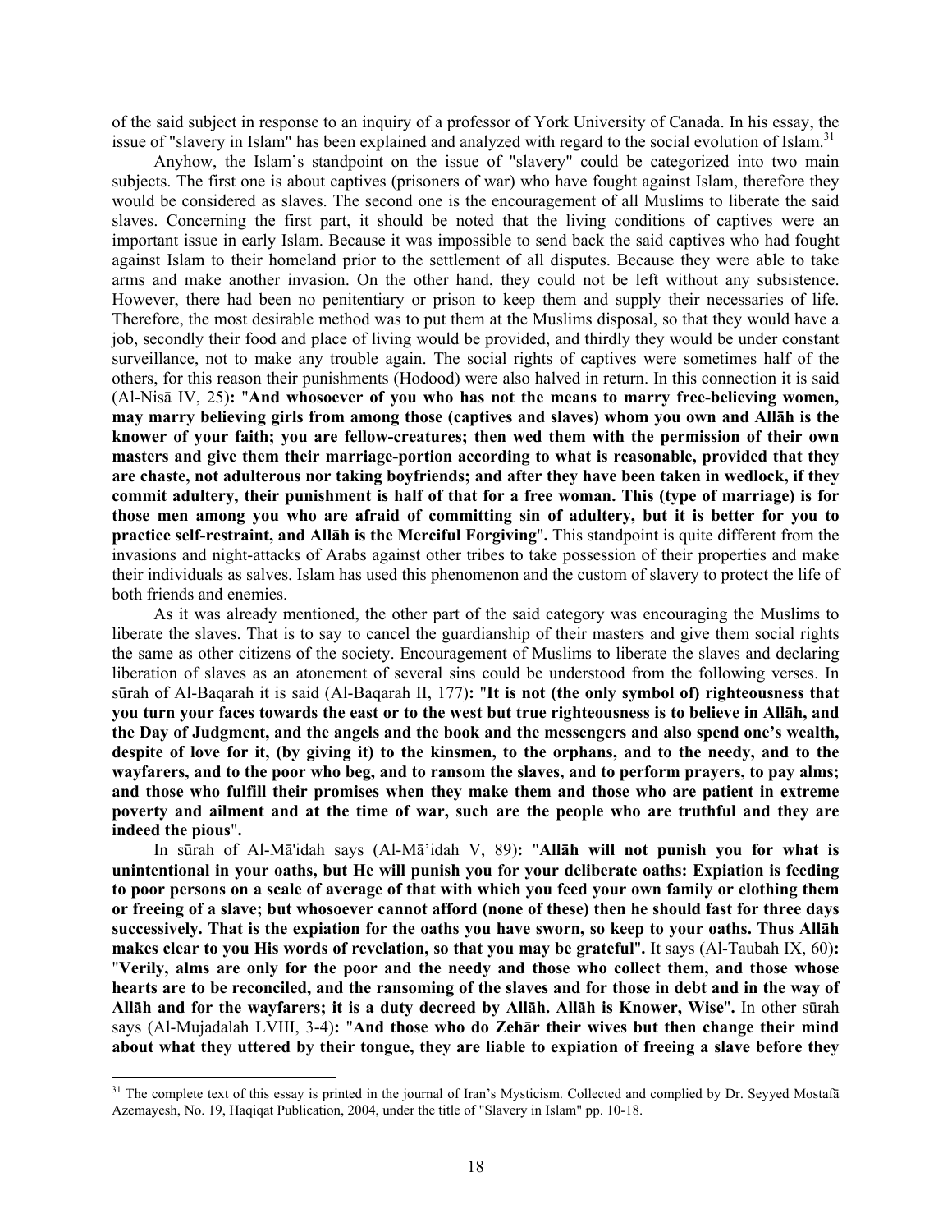of the said subject in response to an inquiry of a professor of York University of Canada. In his essay, the issue of "slavery in Islam" has been explained and analyzed with regard to the social evolution of Islam.[31]

Anyhow, the Islam's standpoint on the issue of "slavery" could be categorized into two main subjects. The first one is about captives (prisoners of war) who have fought against Islam, therefore they would be considered as slaves. The second one is the encouragement of all Muslims to liberate the said slaves. Concerning the first part, it should be noted that the living conditions of captives were an important issue in early Islam. Because it was impossible to send back the said captives who had fought against Islam to their homeland prior to the settlement of all disputes. Because they were able to take arms and make another invasion. On the other hand, they could not be left without any subsistence. However, there had been no penitentiary or prison to keep them and supply their necessaries of life. Therefore, the most desirable method was to put them at the Muslims disposal, so that they would have a job, secondly their food and place of living would be provided, and thirdly they would be under constant surveillance, not to make any trouble again. The social rights of captives were sometimes half of the others, for this reason their punishments (Hodood) were also halved in return. In this connection it is said (Al-Nisā IV, 25)**:** "**And whosoever of you who has not the means to marry free-believing women, may marry believing girls from among those (captives and slaves) whom you own and Allāh is the knower of your faith; you are fellow-creatures; then wed them with the permission of their own masters and give them their marriage-portion according to what is reasonable, provided that they are chaste, not adulterous nor taking boyfriends; and after they have been taken in wedlock, if they commit adultery, their punishment is half of that for a free woman. This (type of marriage) is for those men among you who are afraid of committing sin of adultery, but it is better for you to practice self-restraint, and Allāh is the Merciful Forgiving**". This standpoint is quite different from the invasions and night-attacks of Arabs against other tribes to take possession of their properties and make their individuals as salves. Islam has used this phenomenon and the custom of slavery to protect the life of both friends and enemies.

As it was already mentioned, the other part of the said category was encouraging the Muslims to liberate the slaves. That is to say to cancel the guardianship of their masters and give them social rights the same as other citizens of the society. Encouragement of Muslims to liberate the slaves and declaring liberation of slaves as an atonement of several sins could be understood from the following verses. In sūrah of Al-Baqarah it is said (Al-Baqarah II, 177)**:** "**It is not (the only symbol of) righteousness that you turn your faces towards the east or to the west but true righteousness is to believe in Allāh, and the Day of Judgment, and the angels and the book and the messengers and also spend one's wealth, despite of love for it, (by giving it) to the kinsmen, to the orphans, and to the needy, and to the wayfarers, and to the poor who beg, and to ransom the slaves, and to perform prayers, to pay alms; and those who fulfill their promises when they make them and those who are patient in extreme poverty and ailment and at the time of war, such are the people who are truthful and they are indeed the pious**".

In sūrah of Al-Mā'idah says (Al-Mā'idah V, 89)**:** "**Allāh will not punish you for what is unintentional in your oaths, but He will punish you for your deliberate oaths: Expiation is feeding to poor persons on a scale of average of that with which you feed your own family or clothing them or freeing of a slave; but whosoever cannot afford (none of these) then he should fast for three days successively. That is the expiation for the oaths you have sworn, so keep to your oaths. Thus Allāh makes clear to you His words of revelation, so that you may be grateful**". It says (Al-Taubah IX, 60)**:** "**Verily, alms are only for the poor and the needy and those who collect them, and those whose hearts are to be reconciled, and the ransoming of the slaves and for those in debt and in the way of Allāh and for the wayfarers; it is a duty decreed by Allāh. Allāh is Knower, Wise**". In other sūrah says (Al-Mujadalah LVIII, 3-4)**:** "**And those who do Zehār their wives but then change their mind about what they uttered by their tongue, they are liable to expiation of freeing a slave before they**

---

[31] The complete text of this essay is printed in the journal of Iran's Mysticism. Collected and complied by Dr. Seyyed Mostafā Azemayesh, No. 19, Haqiqat Publication, 2004, under the title of "Slavery in Islam" pp. 10-18.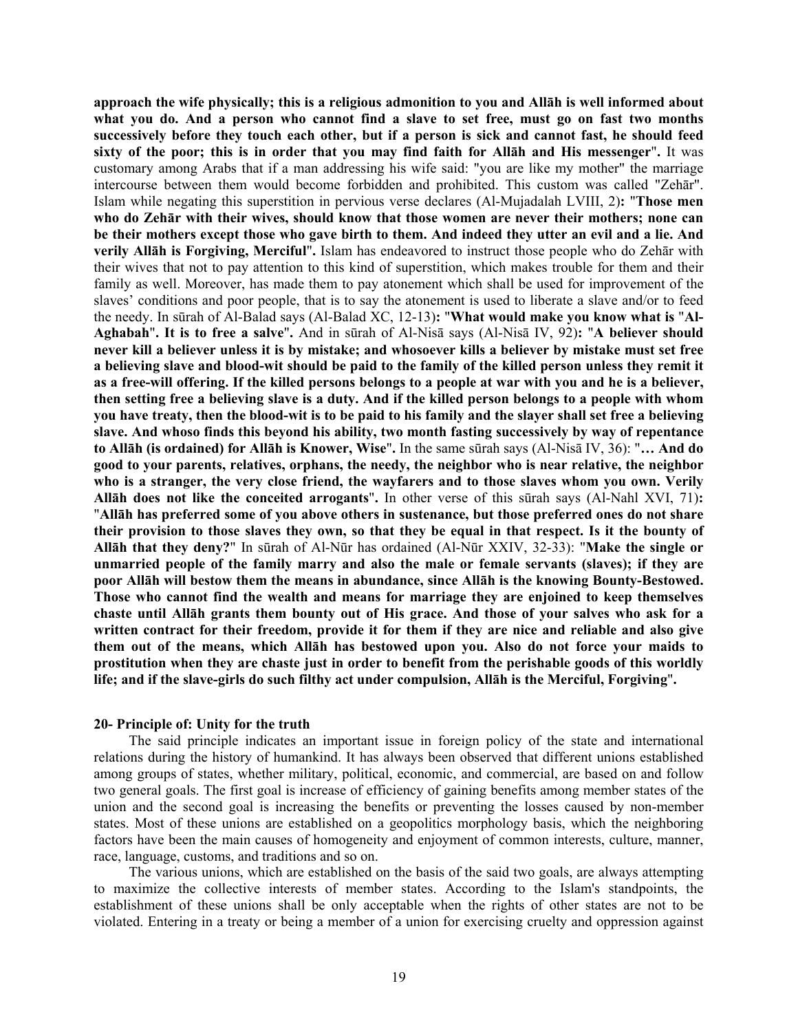**approach the wife physically; this is a religious admonition to you and Allāh is well informed about what you do. And a person who cannot find a slave to set free, must go on fast two months successively before they touch each other, but if a person is sick and cannot fast, he should feed sixty of the poor; this is in order that you may find faith for Allāh and His messenger".** It was customary among Arabs that if a man addressing his wife said: "you are like my mother" the marriage intercourse between them would become forbidden and prohibited. This custom was called "Zehār". Islam while negating this superstition in pervious verse declares (Al-Mujadalah LVIII, 2)**:** "**Those men who do Zehār with their wives, should know that those women are never their mothers; none can be their mothers except those who gave birth to them. And indeed they utter an evil and a lie. And verily Allāh is Forgiving, Merciful**"**.** Islam has endeavored to instruct those people who do Zehār with their wives that not to pay attention to this kind of superstition, which makes trouble for them and their family as well. Moreover, has made them to pay atonement which shall be used for improvement of the slaves' conditions and poor people, that is to say the atonement is used to liberate a slave and/or to feed the needy. In sūrah of Al-Balad says (Al-Balad XC, 12-13)**:** "**What would make you know what is** "**Al-Aghabah**"**. It is to free a salve**"**.** And in sūrah of Al-Nisā says (Al-Nisā IV, 92)**:** "**A believer should never kill a believer unless it is by mistake; and whosoever kills a believer by mistake must set free a believing slave and blood-wit should be paid to the family of the killed person unless they remit it as a free-will offering. If the killed persons belongs to a people at war with you and he is a believer, then setting free a believing slave is a duty. And if the killed person belongs to a people with whom you have treaty, then the blood-wit is to be paid to his family and the slayer shall set free a believing slave. And whoso finds this beyond his ability, two month fasting successively by way of repentance to Allāh (is ordained) for Allāh is Knower, Wise**"**.** In the same sūrah says (Al-Nisā IV, 36): "**… And do good to your parents, relatives, orphans, the needy, the neighbor who is near relative, the neighbor who is a stranger, the very close friend, the wayfarers and to those slaves whom you own. Verily Allāh does not like the conceited arrogants**"**.** In other verse of this sūrah says (Al-Nahl XVI, 71)**:** "**Allāh has preferred some of you above others in sustenance, but those preferred ones do not share their provision to those slaves they own, so that they be equal in that respect. Is it the bounty of Allāh that they deny?**" In sūrah of Al-Nūr has ordained (Al-Nūr XXIV, 32-33): "**Make the single or unmarried people of the family marry and also the male or female servants (slaves); if they are poor Allāh will bestow them the means in abundance, since Allāh is the knowing Bounty-Bestowed. Those who cannot find the wealth and means for marriage they are enjoined to keep themselves chaste until Allāh grants them bounty out of His grace. And those of your salves who ask for a written contract for their freedom, provide it for them if they are nice and reliable and also give them out of the means, which Allāh has bestowed upon you. Also do not force your maids to prostitution when they are chaste just in order to benefit from the perishable goods of this worldly life; and if the slave-girls do such filthy act under compulsion, Allāh is the Merciful, Forgiving**"**.**

**20- Principle of: Unity for the truth**

The said principle indicates an important issue in foreign policy of the state and international relations during the history of humankind. It has always been observed that different unions established among groups of states, whether military, political, economic, and commercial, are based on and follow two general goals. The first goal is increase of efficiency of gaining benefits among member states of the union and the second goal is increasing the benefits or preventing the losses caused by non-member states. Most of these unions are established on a geopolitics morphology basis, which the neighboring factors have been the main causes of homogeneity and enjoyment of common interests, culture, manner, race, language, customs, and traditions and so on.

The various unions, which are established on the basis of the said two goals, are always attempting to maximize the collective interests of member states. According to the Islam's standpoints, the establishment of these unions shall be only acceptable when the rights of other states are not to be violated. Entering in a treaty or being a member of a union for exercising cruelty and oppression against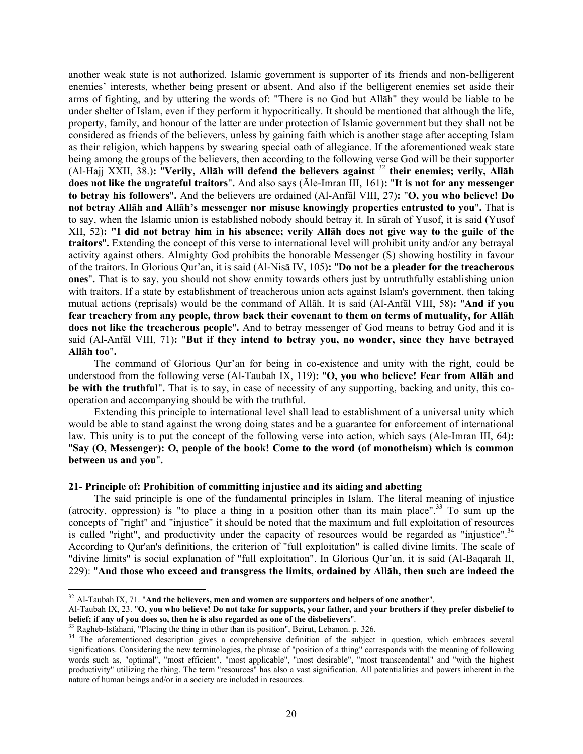another weak state is not authorized. Islamic government is supporter of its friends and non-belligerent enemies' interests, whether being present or absent. And also if the belligerent enemies set aside their arms of fighting, and by uttering the words of: "There is no God but Allāh" they would be liable to be under shelter of Islam, even if they perform it hypocritically. It should be mentioned that although the life, property, family, and honour of the latter are under protection of Islamic government but they shall not be considered as friends of the believers, unless by gaining faith which is another stage after accepting Islam as their religion, which happens by swearing special oath of allegiance. If the aforementioned weak state being among the groups of the believers, then according to the following verse God will be their supporter (Al-Hajj XXII, 38.)**:** "**Verily, Allāh will defend the believers against** [32] **their enemies; verily, Allāh does not like the ungrateful traitors**"**.** And also says (Āle-Imran III, 161)**:** "**It is not for any messenger to betray his followers**"**.** And the believers are ordained (Al-Anfāl VIII, 27)**:** "**O, you who believe! Do not betray Allāh and Allāh's messenger nor misuse knowingly properties entrusted to you**"**.** That is to say, when the Islamic union is established nobody should betray it. In sūrah of Yusof, it is said (Yusof XII, 52)**: "I did not betray him in his absence; verily Allāh does not give way to the guile of the traitors**"**.** Extending the concept of this verse to international level will prohibit unity and/or any betrayal activity against others. Almighty God prohibits the honorable Messenger (S) showing hostility in favour of the traitors. In Glorious Qur'an, it is said (Al-Nisā IV, 105)**:** "**Do not be a pleader for the treacherous ones**"**.** That is to say, you should not show enmity towards others just by untruthfully establishing union with traitors. If a state by establishment of treacherous union acts against Islam's government, then taking mutual actions (reprisals) would be the command of Allāh. It is said (Al-Anfāl VIII, 58)**:** "**And if you fear treachery from any people, throw back their covenant to them on terms of mutuality, for Allāh does not like the treacherous people**"**.** And to betray messenger of God means to betray God and it is said (Al-Anfāl VIII, 71)**:** "**But if they intend to betray you, no wonder, since they have betrayed Allāh too**"**.**

The command of Glorious Qur'an for being in co-existence and unity with the right, could be understood from the following verse (Al-Taubah IX, 119)**:** "**O, you who believe! Fear from Allāh and be with the truthful**"**.** That is to say, in case of necessity of any supporting, backing and unity, this co-operation and accompanying should be with the truthful.

Extending this principle to international level shall lead to establishment of a universal unity which would be able to stand against the wrong doing states and be a guarantee for enforcement of international law. This unity is to put the concept of the following verse into action, which says (Ale-Imran III, 64)**:** "**Say (O, Messenger): O, people of the book! Come to the word (of monotheism) which is common between us and you**"**.**

**21- Principle of: Prohibition of committing injustice and its aiding and abetting**

The said principle is one of the fundamental principles in Islam. The literal meaning of injustice (atrocity, oppression) is "to place a thing in a position other than its main place".[33] To sum up the concepts of "right" and "injustice" it should be noted that the maximum and full exploitation of resources is called "right", and productivity under the capacity of resources would be regarded as "injustice".[34] According to Qur'an's definitions, the criterion of "full exploitation" is called divine limits. The scale of "divine limits" is social explanation of "full exploitation". In Glorious Qur'an, it is said (Al-Baqarah II, 229): "**And those who exceed and transgress the limits, ordained by Allāh, then such are indeed the**

---

[32] Al-Taubah IX, 71. "**And the believers, men and women are supporters and helpers of one another**".
Al-Taubah IX, 23. "**O, you who believe! Do not take for supports, your father, and your brothers if they prefer disbelief to belief; if any of you does so, then he is also regarded as one of the disbelievers**".

[33] Ragheb-Isfahani, "Placing the thing in other than its position", Beirut, Lebanon. p. 326.

[34] The aforementioned description gives a comprehensive definition of the subject in question, which embraces several significations. Considering the new terminologies, the phrase of "position of a thing" corresponds with the meaning of following words such as, "optimal", "most efficient", "most applicable", "most desirable", "most transcendental" and "with the highest productivity" utilizing the thing. The term "resources" has also a vast signification. All potentialities and powers inherent in the nature of human beings and/or in a society are included in resources.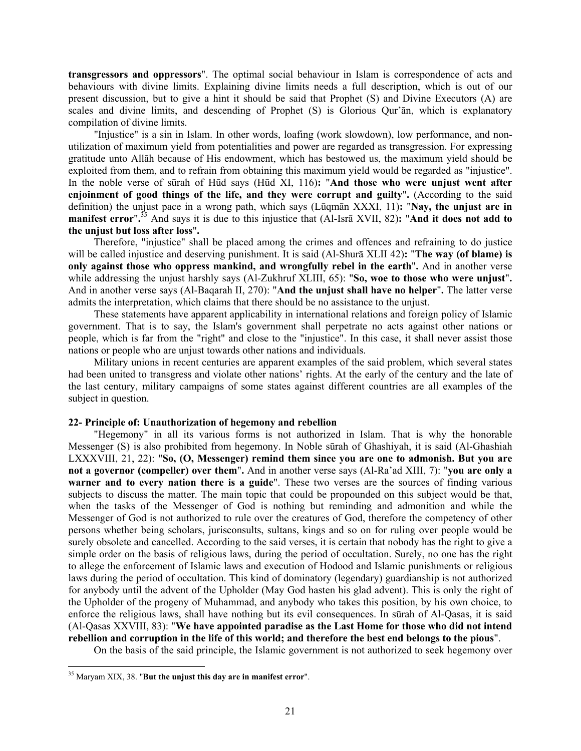**transgressors and oppressors**". The optimal social behaviour in Islam is correspondence of acts and behaviours with divine limits. Explaining divine limits needs a full description, which is out of our present discussion, but to give a hint it should be said that Prophet (S) and Divine Executors (A) are scales and divine limits, and descending of Prophet (S) is Glorious Qur'ān, which is explanatory compilation of divine limits.

"Injustice" is a sin in Islam. In other words, loafing (work slowdown), low performance, and non-utilization of maximum yield from potentialities and power are regarded as transgression. For expressing gratitude unto Allāh because of His endowment, which has bestowed us, the maximum yield should be exploited from them, and to refrain from obtaining this maximum yield would be regarded as "injustice". In the noble verse of sūrah of Hūd says (Hūd XI, 116)**:** "**And those who were unjust went after enjoinment of good things of the life, and they were corrupt and guilty**"**.** (According to the said definition) the unjust pace in a wrong path, which says (Lūqmān XXXI, 11)**:** "**Nay, the unjust are in manifest error**"**.**[35] And says it is due to this injustice that (Al-Isrā XVII, 82)**:** "**And it does not add to the unjust but loss after loss**"**.**

Therefore, "injustice" shall be placed among the crimes and offences and refraining to do justice will be called injustice and deserving punishment. It is said (Al-Shurā XLII 42)**:** "**The way (of blame) is only against those who oppress mankind, and wrongfully rebel in the earth**"**.** And in another verse while addressing the unjust harshly says (Al-Zukhruf XLIII, 65): "**So, woe to those who were unjust**"**.** And in another verse says (Al-Baqarah II, 270): "**And the unjust shall have no helper**"**.** The latter verse admits the interpretation, which claims that there should be no assistance to the unjust.

These statements have apparent applicability in international relations and foreign policy of Islamic government. That is to say, the Islam's government shall perpetrate no acts against other nations or people, which is far from the "right" and close to the "injustice". In this case, it shall never assist those nations or people who are unjust towards other nations and individuals.

Military unions in recent centuries are apparent examples of the said problem, which several states had been united to transgress and violate other nations' rights. At the early of the century and the late of the last century, military campaigns of some states against different countries are all examples of the subject in question.

**22- Principle of: Unauthorization of hegemony and rebellion**

"Hegemony" in all its various forms is not authorized in Islam. That is why the honorable Messenger (S) is also prohibited from hegemony. In Noble sūrah of Ghashiyah, it is said (Al-Ghashiah LXXXVIII, 21, 22): "**So, (O, Messenger) remind them since you are one to admonish. But you are not a governor (compeller) over them**"**.** And in another verse says (Al-Ra'ad XIII, 7): "**you are only a warner and to every nation there is a guide**". These two verses are the sources of finding various subjects to discuss the matter. The main topic that could be propounded on this subject would be that, when the tasks of the Messenger of God is nothing but reminding and admonition and while the Messenger of God is not authorized to rule over the creatures of God, therefore the competency of other persons whether being scholars, jurisconsults, sultans, kings and so on for ruling over people would be surely obsolete and cancelled. According to the said verses, it is certain that nobody has the right to give a simple order on the basis of religious laws, during the period of occultation. Surely, no one has the right to allege the enforcement of Islamic laws and execution of Hodood and Islamic punishments or religious laws during the period of occultation. This kind of dominatory (legendary) guardianship is not authorized for anybody until the advent of the Upholder (May God hasten his glad advent). This is only the right of the Upholder of the progeny of Muhammad, and anybody who takes this position, by his own choice, to enforce the religious laws, shall have nothing but its evil consequences. In sūrah of Al-Qasas, it is said (Al-Qasas XXVIII, 83): "**We have appointed paradise as the Last Home for those who did not intend rebellion and corruption in the life of this world; and therefore the best end belongs to the pious**".

On the basis of the said principle, the Islamic government is not authorized to seek hegemony over

---

[35] Maryam XIX, 38. "**But the unjust this day are in manifest error**".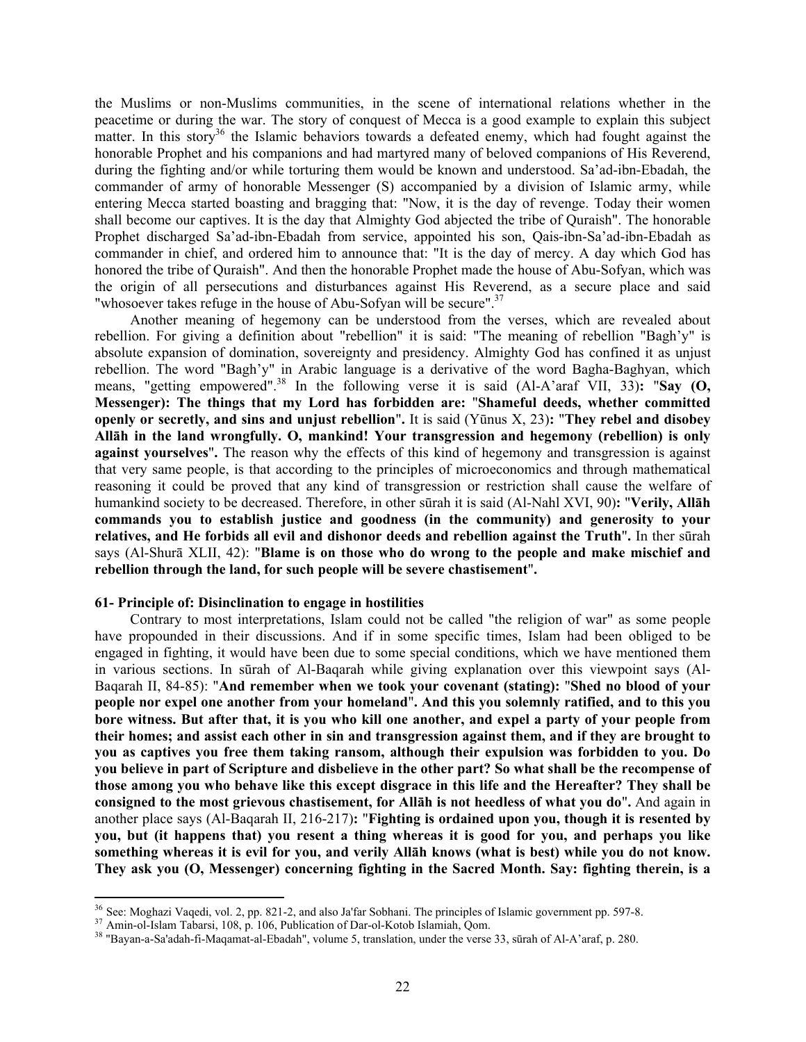the Muslims or non-Muslims communities, in the scene of international relations whether in the peacetime or during the war. The story of conquest of Mecca is a good example to explain this subject matter. In this story[36] the Islamic behaviors towards a defeated enemy, which had fought against the honorable Prophet and his companions and had martyred many of beloved companions of His Reverend, during the fighting and/or while torturing them would be known and understood. Sa'ad-ibn-Ebadah, the commander of army of honorable Messenger (S) accompanied by a division of Islamic army, while entering Mecca started boasting and bragging that: "Now, it is the day of revenge. Today their women shall become our captives. It is the day that Almighty God abjected the tribe of Quraish". The honorable Prophet discharged Sa'ad-ibn-Ebadah from service, appointed his son, Qais-ibn-Sa'ad-ibn-Ebadah as commander in chief, and ordered him to announce that: "It is the day of mercy. A day which God has honored the tribe of Quraish". And then the honorable Prophet made the house of Abu-Sofyan, which was the origin of all persecutions and disturbances against His Reverend, as a secure place and said "whosoever takes refuge in the house of Abu-Sofyan will be secure".[37]

Another meaning of hegemony can be understood from the verses, which are revealed about rebellion. For giving a definition about "rebellion" it is said: "The meaning of rebellion "Bagh'y" is absolute expansion of domination, sovereignty and presidency. Almighty God has confined it as unjust rebellion. The word "Bagh'y" in Arabic language is a derivative of the word Bagha-Baghyan, which means, "getting empowered".[38] In the following verse it is said (Al-A'araf VII, 33)**:** "**Say (O, Messenger): The things that my Lord has forbidden are:** "**Shameful deeds, whether committed openly or secretly, and sins and unjust rebellion**"**.** It is said (Yūnus X, 23)**:** "**They rebel and disobey Allāh in the land wrongfully. O, mankind! Your transgression and hegemony (rebellion) is only against yourselves**"**.** The reason why the effects of this kind of hegemony and transgression is against that very same people, is that according to the principles of microeconomics and through mathematical reasoning it could be proved that any kind of transgression or restriction shall cause the welfare of humankind society to be decreased. Therefore, in other sūrah it is said (Al-Nahl XVI, 90)**:** "**Verily, Allāh commands you to establish justice and goodness (in the community) and generosity to your relatives, and He forbids all evil and dishonor deeds and rebellion against the Truth**"**.** In ther sūrah says (Al-Shurā XLII, 42): "**Blame is on those who do wrong to the people and make mischief and rebellion through the land, for such people will be severe chastisement**"**.**

**61- Principle of: Disinclination to engage in hostilities**

Contrary to most interpretations, Islam could not be called "the religion of war" as some people have propounded in their discussions. And if in some specific times, Islam had been obliged to be engaged in fighting, it would have been due to some special conditions, which we have mentioned them in various sections. In sūrah of Al-Baqarah while giving explanation over this viewpoint says (Al-Baqarah II, 84-85): "**And remember when we took your covenant (stating):** "**Shed no blood of your people nor expel one another from your homeland**"**. And this you solemnly ratified, and to this you bore witness. But after that, it is you who kill one another, and expel a party of your people from their homes; and assist each other in sin and transgression against them, and if they are brought to you as captives you free them taking ransom, although their expulsion was forbidden to you. Do you believe in part of Scripture and disbelieve in the other part? So what shall be the recompense of those among you who behave like this except disgrace in this life and the Hereafter? They shall be consigned to the most grievous chastisement, for Allāh is not heedless of what you do**"**.** And again in another place says (Al-Baqarah II, 216-217)**:** "**Fighting is ordained upon you, though it is resented by you, but (it happens that) you resent a thing whereas it is good for you, and perhaps you like something whereas it is evil for you, and verily Allāh knows (what is best) while you do not know. They ask you (O, Messenger) concerning fighting in the Sacred Month. Say: fighting therein, is a**

---

[36] See: Moghazi Vaqedi, vol. 2, pp. 821-2, and also Ja'far Sobhani. The principles of Islamic government pp. 597-8.

[37] Amin-ol-Islam Tabarsi, 108, p. 106, Publication of Dar-ol-Kotob Islamiah, Qom.

[38] "Bayan-a-Sa'adah-fi-Maqamat-al-Ebadah", volume 5, translation, under the verse 33, sūrah of Al-A'araf, p. 280.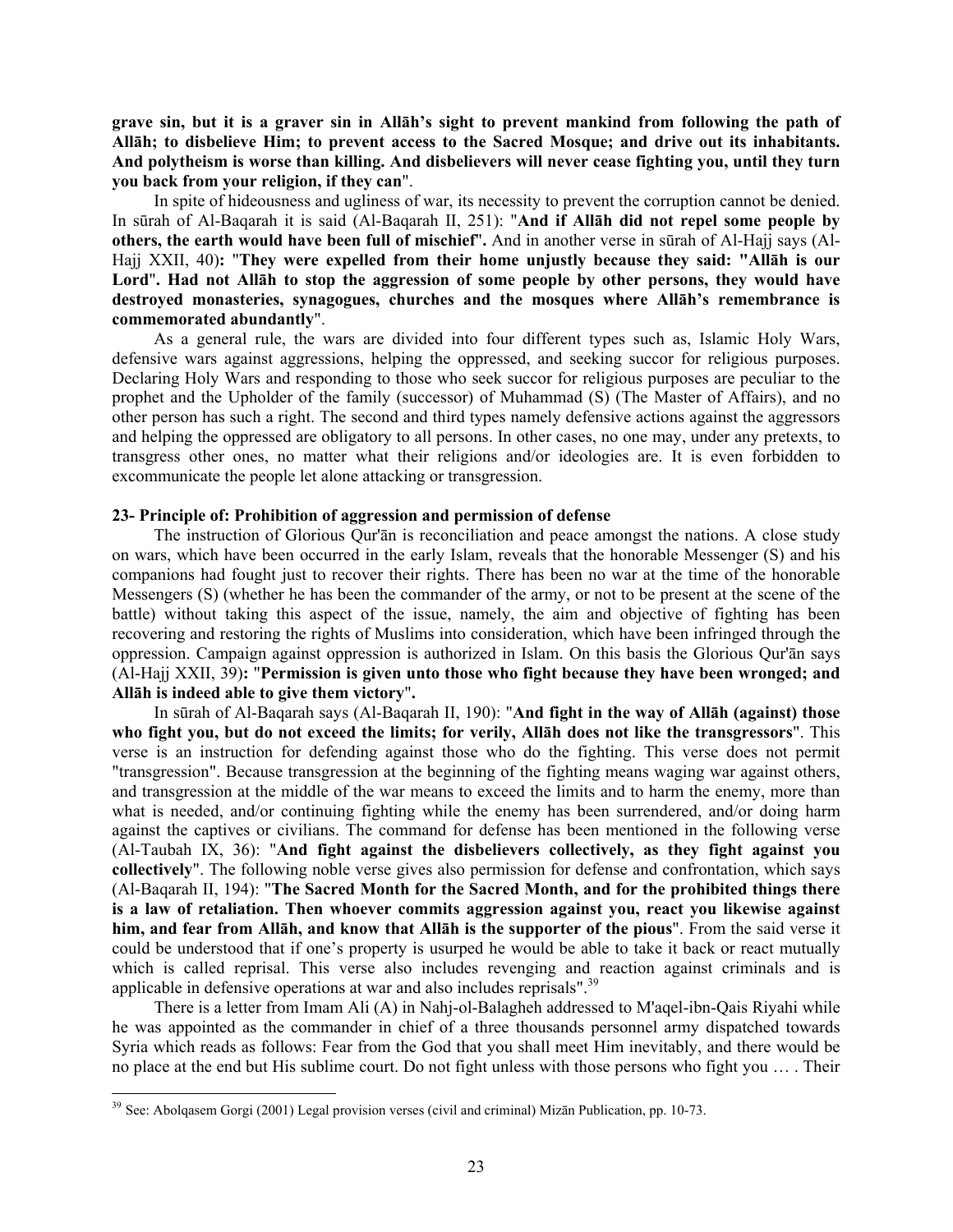**grave sin, but it is a graver sin in Allāh's sight to prevent mankind from following the path of Allāh; to disbelieve Him; to prevent access to the Sacred Mosque; and drive out its inhabitants. And polytheism is worse than killing. And disbelievers will never cease fighting you, until they turn you back from your religion, if they can**".

In spite of hideousness and ugliness of war, its necessity to prevent the corruption cannot be denied. In sūrah of Al-Baqarah it is said (Al-Baqarah II, 251): "**And if Allāh did not repel some people by others, the earth would have been full of mischief**". And in another verse in sūrah of Al-Hajj says (Al-Hajj XXII, 40)**:** "**They were expelled from their home unjustly because they said: "Allāh is our Lord". Had not Allāh to stop the aggression of some people by other persons, they would have destroyed monasteries, synagogues, churches and the mosques where Allāh's remembrance is commemorated abundantly**".

As a general rule, the wars are divided into four different types such as, Islamic Holy Wars, defensive wars against aggressions, helping the oppressed, and seeking succor for religious purposes. Declaring Holy Wars and responding to those who seek succor for religious purposes are peculiar to the prophet and the Upholder of the family (successor) of Muhammad (S) (The Master of Affairs), and no other person has such a right. The second and third types namely defensive actions against the aggressors and helping the oppressed are obligatory to all persons. In other cases, no one may, under any pretexts, to transgress other ones, no matter what their religions and/or ideologies are. It is even forbidden to excommunicate the people let alone attacking or transgression.

**23- Principle of: Prohibition of aggression and permission of defense**

The instruction of Glorious Qur'ān is reconciliation and peace amongst the nations. A close study on wars, which have been occurred in the early Islam, reveals that the honorable Messenger (S) and his companions had fought just to recover their rights. There has been no war at the time of the honorable Messengers (S) (whether he has been the commander of the army, or not to be present at the scene of the battle) without taking this aspect of the issue, namely, the aim and objective of fighting has been recovering and restoring the rights of Muslims into consideration, which have been infringed through the oppression. Campaign against oppression is authorized in Islam. On this basis the Glorious Qur'ān says (Al-Hajj XXII, 39)**:** "**Permission is given unto those who fight because they have been wronged; and Allāh is indeed able to give them victory**"**.**

In sūrah of Al-Baqarah says (Al-Baqarah II, 190): "**And fight in the way of Allāh (against) those who fight you, but do not exceed the limits; for verily, Allāh does not like the transgressors**". This verse is an instruction for defending against those who do the fighting. This verse does not permit "transgression". Because transgression at the beginning of the fighting means waging war against others, and transgression at the middle of the war means to exceed the limits and to harm the enemy, more than what is needed, and/or continuing fighting while the enemy has been surrendered, and/or doing harm against the captives or civilians. The command for defense has been mentioned in the following verse (Al-Taubah IX, 36): "**And fight against the disbelievers collectively, as they fight against you collectively**". The following noble verse gives also permission for defense and confrontation, which says (Al-Baqarah II, 194): "**The Sacred Month for the Sacred Month, and for the prohibited things there is a law of retaliation. Then whoever commits aggression against you, react you likewise against him, and fear from Allāh, and know that Allāh is the supporter of the pious**". From the said verse it could be understood that if one's property is usurped he would be able to take it back or react mutually which is called reprisal. This verse also includes revenging and reaction against criminals and is applicable in defensive operations at war and also includes reprisals".[39]

There is a letter from Imam Ali (A) in Nahj-ol-Balagheh addressed to M'aqel-ibn-Qais Riyahi while he was appointed as the commander in chief of a three thousands personnel army dispatched towards Syria which reads as follows: Fear from the God that you shall meet Him inevitably, and there would be no place at the end but His sublime court. Do not fight unless with those persons who fight you … . Their

[39] See: Abolqasem Gorgi (2001) Legal provision verses (civil and criminal) Mizān Publication, pp. 10-73.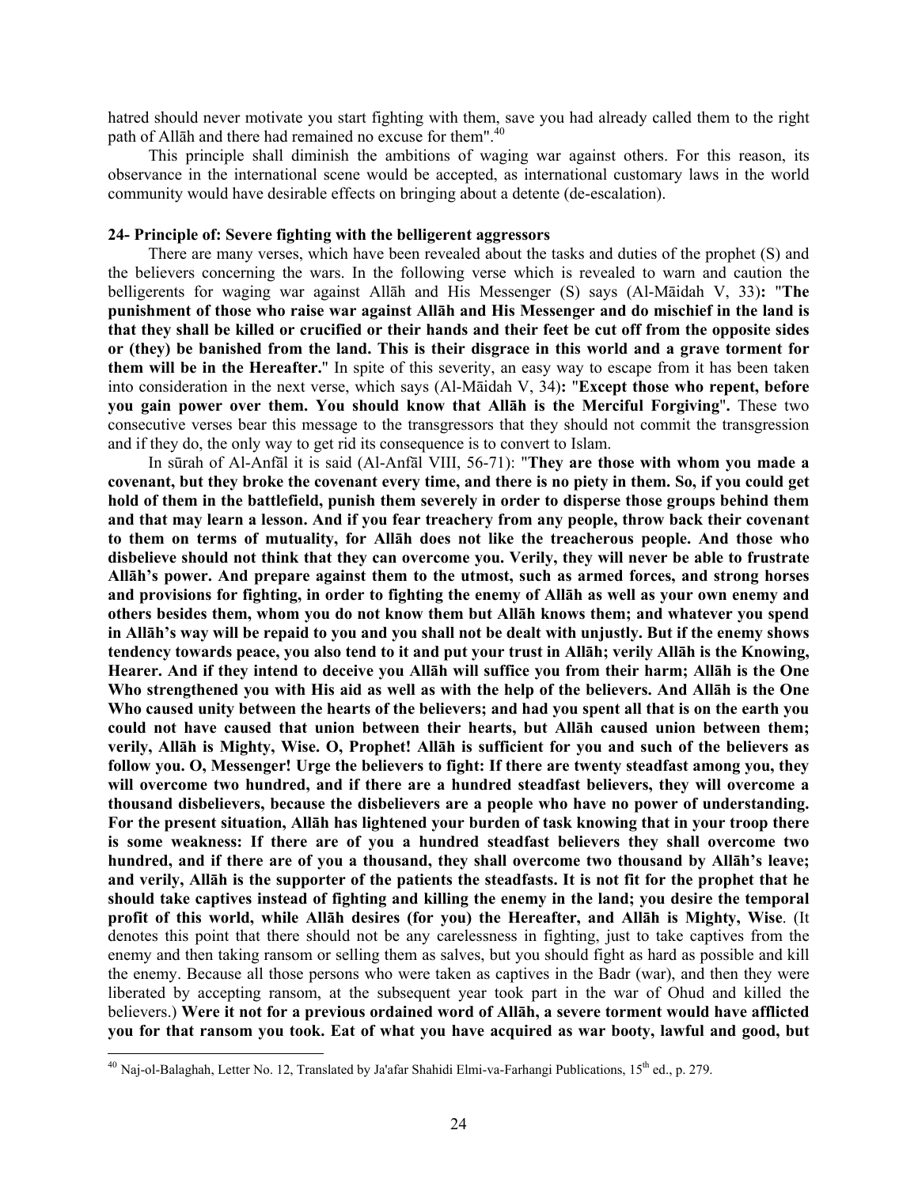hatred should never motivate you start fighting with them, save you had already called them to the right path of Allāh and there had remained no excuse for them".[40]

This principle shall diminish the ambitions of waging war against others. For this reason, its observance in the international scene would be accepted, as international customary laws in the world community would have desirable effects on bringing about a detente (de-escalation).

**24- Principle of: Severe fighting with the belligerent aggressors**

There are many verses, which have been revealed about the tasks and duties of the prophet (S) and the believers concerning the wars. In the following verse which is revealed to warn and caution the belligerents for waging war against Allāh and His Messenger (S) says (Al-Māidah V, 33)**:** "**The punishment of those who raise war against Allāh and His Messenger and do mischief in the land is that they shall be killed or crucified or their hands and their feet be cut off from the opposite sides or (they) be banished from the land. This is their disgrace in this world and a grave torment for them will be in the Hereafter.**" In spite of this severity, an easy way to escape from it has been taken into consideration in the next verse, which says (Al-Māidah V, 34)**:** "**Except those who repent, before you gain power over them. You should know that Allāh is the Merciful Forgiving**"**.** These two consecutive verses bear this message to the transgressors that they should not commit the transgression and if they do, the only way to get rid its consequence is to convert to Islam.

In sūrah of Al-Anfāl it is said (Al-Anfāl VIII, 56-71): "**They are those with whom you made a covenant, but they broke the covenant every time, and there is no piety in them. So, if you could get hold of them in the battlefield, punish them severely in order to disperse those groups behind them and that may learn a lesson. And if you fear treachery from any people, throw back their covenant to them on terms of mutuality, for Allāh does not like the treacherous people. And those who disbelieve should not think that they can overcome you. Verily, they will never be able to frustrate Allāh's power. And prepare against them to the utmost, such as armed forces, and strong horses and provisions for fighting, in order to fighting the enemy of Allāh as well as your own enemy and others besides them, whom you do not know them but Allāh knows them; and whatever you spend in Allāh's way will be repaid to you and you shall not be dealt with unjustly. But if the enemy shows tendency towards peace, you also tend to it and put your trust in Allāh; verily Allāh is the Knowing, Hearer. And if they intend to deceive you Allāh will suffice you from their harm; Allāh is the One Who strengthened you with His aid as well as with the help of the believers. And Allāh is the One Who caused unity between the hearts of the believers; and had you spent all that is on the earth you could not have caused that union between their hearts, but Allāh caused union between them; verily, Allāh is Mighty, Wise. O, Prophet! Allāh is sufficient for you and such of the believers as follow you. O, Messenger! Urge the believers to fight: If there are twenty steadfast among you, they will overcome two hundred, and if there are a hundred steadfast believers, they will overcome a thousand disbelievers, because the disbelievers are a people who have no power of understanding. For the present situation, Allāh has lightened your burden of task knowing that in your troop there is some weakness: If there are of you a hundred steadfast believers they shall overcome two hundred, and if there are of you a thousand, they shall overcome two thousand by Allāh's leave; and verily, Allāh is the supporter of the patients the steadfasts. It is not fit for the prophet that he should take captives instead of fighting and killing the enemy in the land; you desire the temporal profit of this world, while Allāh desires (for you) the Hereafter, and Allāh is Mighty, Wise**. (It denotes this point that there should not be any carelessness in fighting, just to take captives from the enemy and then taking ransom or selling them as salves, but you should fight as hard as possible and kill the enemy. Because all those persons who were taken as captives in the Badr (war), and then they were liberated by accepting ransom, at the subsequent year took part in the war of Ohud and killed the believers.) **Were it not for a previous ordained word of Allāh, a severe torment would have afflicted you for that ransom you took. Eat of what you have acquired as war booty, lawful and good, but**

---

[40] Naj-ol-Balaghah, Letter No. 12, Translated by Ja'afar Shahidi Elmi-va-Farhangi Publications, 15th ed., p. 279.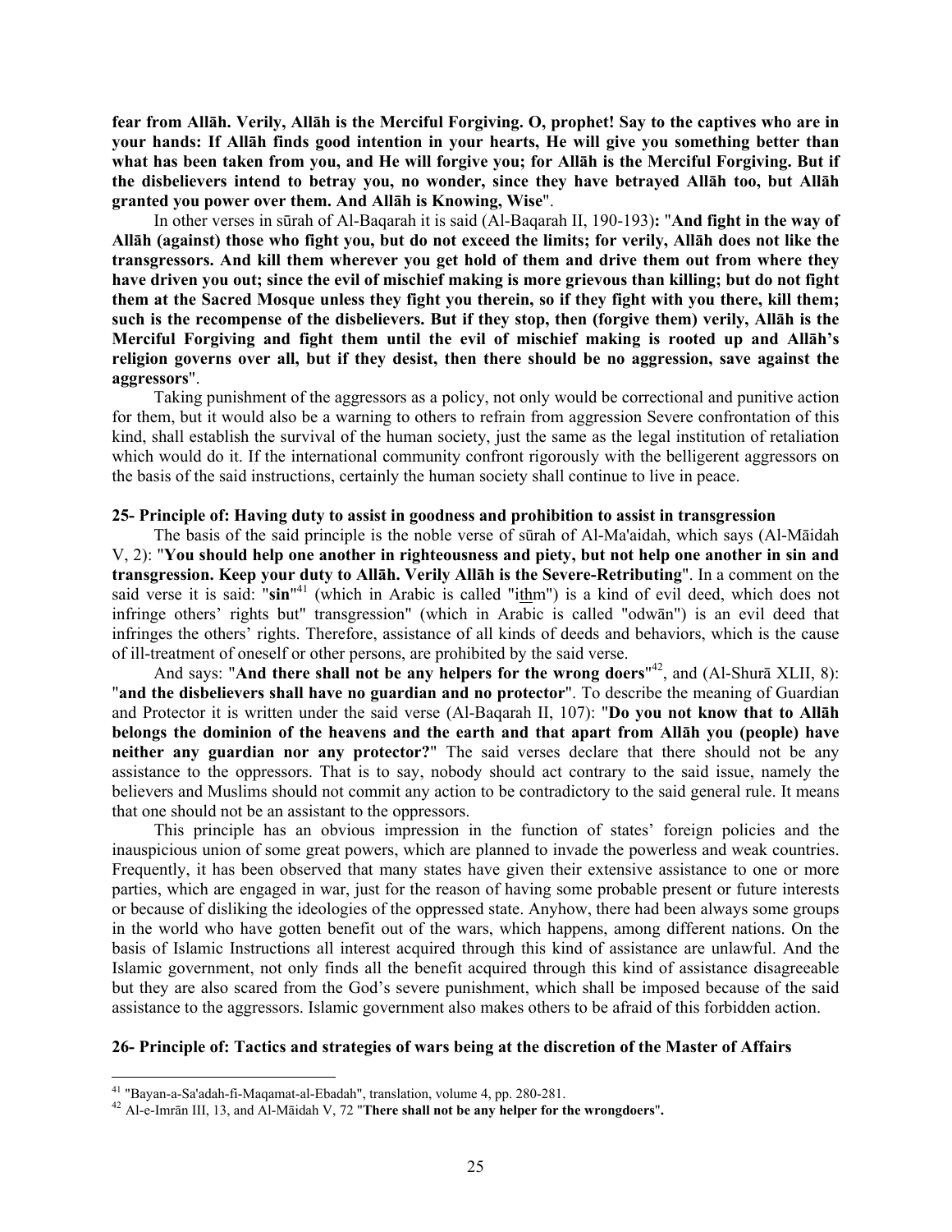**fear from Allāh. Verily, Allāh is the Merciful Forgiving. O, prophet! Say to the captives who are in your hands: If Allāh finds good intention in your hearts, He will give you something better than what has been taken from you, and He will forgive you; for Allāh is the Merciful Forgiving. But if the disbelievers intend to betray you, no wonder, since they have betrayed Allāh too, but Allāh granted you power over them. And Allāh is Knowing, Wise**".

In other verses in sūrah of Al-Baqarah it is said (Al-Baqarah II, 190-193)**:** "**And fight in the way of Allāh (against) those who fight you, but do not exceed the limits; for verily, Allāh does not like the transgressors. And kill them wherever you get hold of them and drive them out from where they have driven you out; since the evil of mischief making is more grievous than killing; but do not fight them at the Sacred Mosque unless they fight you therein, so if they fight with you there, kill them; such is the recompense of the disbelievers. But if they stop, then (forgive them) verily, Allāh is the Merciful Forgiving and fight them until the evil of mischief making is rooted up and Allāh's religion governs over all, but if they desist, then there should be no aggression, save against the aggressors**".

Taking punishment of the aggressors as a policy, not only would be correctional and punitive action for them, but it would also be a warning to others to refrain from aggression Severe confrontation of this kind, shall establish the survival of the human society, just the same as the legal institution of retaliation which would do it. If the international community confront rigorously with the belligerent aggressors on the basis of the said instructions, certainly the human society shall continue to live in peace.

#### 25- Principle of: Having duty to assist in goodness and prohibition to assist in transgression

The basis of the said principle is the noble verse of sūrah of Al-Ma'aidah, which says (Al-Māidah V, 2): "**You should help one another in righteousness and piety, but not help one another in sin and transgression. Keep your duty to Allāh. Verily Allāh is the Severe-Retributing**". In a comment on the said verse it is said: "**sin**"[41] (which in Arabic is called "ithm") is a kind of evil deed, which does not infringe others' rights but" transgression" (which in Arabic is called "odwān") is an evil deed that infringes the others' rights. Therefore, assistance of all kinds of deeds and behaviors, which is the cause of ill-treatment of oneself or other persons, are prohibited by the said verse.

And says: "**And there shall not be any helpers for the wrong doers**"[42], and (Al-Shurā XLII, 8): "**and the disbelievers shall have no guardian and no protector**". To describe the meaning of Guardian and Protector it is written under the said verse (Al-Baqarah II, 107): "**Do you not know that to Allāh belongs the dominion of the heavens and the earth and that apart from Allāh you (people) have neither any guardian nor any protector?**" The said verses declare that there should not be any assistance to the oppressors. That is to say, nobody should act contrary to the said issue, namely the believers and Muslims should not commit any action to be contradictory to the said general rule. It means that one should not be an assistant to the oppressors.

This principle has an obvious impression in the function of states' foreign policies and the inauspicious union of some great powers, which are planned to invade the powerless and weak countries. Frequently, it has been observed that many states have given their extensive assistance to one or more parties, which are engaged in war, just for the reason of having some probable present or future interests or because of disliking the ideologies of the oppressed state. Anyhow, there had been always some groups in the world who have gotten benefit out of the wars, which happens, among different nations. On the basis of Islamic Instructions all interest acquired through this kind of assistance are unlawful. And the Islamic government, not only finds all the benefit acquired through this kind of assistance disagreeable but they are also scared from the God's severe punishment, which shall be imposed because of the said assistance to the aggressors. Islamic government also makes others to be afraid of this forbidden action.

#### 26- Principle of: Tactics and strategies of wars being at the discretion of the Master of Affairs

---

[41] "Bayan-a-Sa'adah-fi-Maqamat-al-Ebadah", translation, volume 4, pp. 280-281.

[42] Al-e-Imrān III, 13, and Al-Māidah V, 72 "**There shall not be any helper for the wrongdoers**".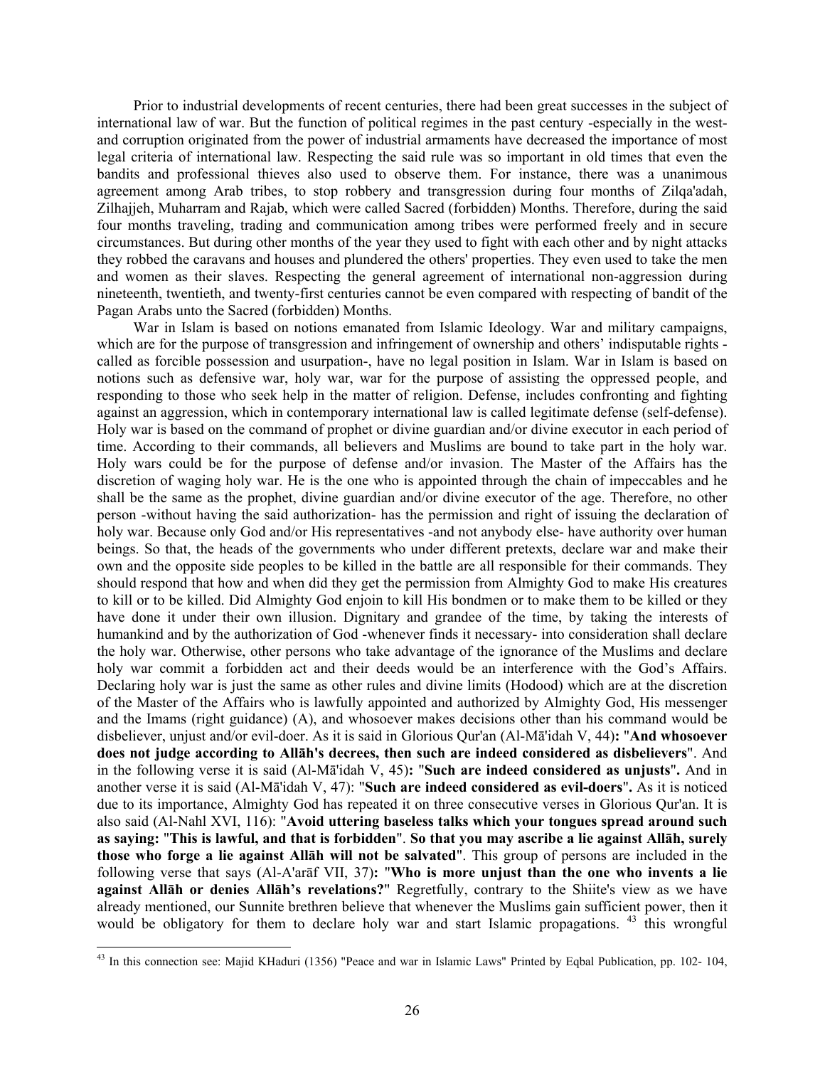Prior to industrial developments of recent centuries, there had been great successes in the subject of international law of war. But the function of political regimes in the past century -especially in the west- and corruption originated from the power of industrial armaments have decreased the importance of most legal criteria of international law. Respecting the said rule was so important in old times that even the bandits and professional thieves also used to observe them. For instance, there was a unanimous agreement among Arab tribes, to stop robbery and transgression during four months of Zilqa'adah, Zilhajjeh, Muharram and Rajab, which were called Sacred (forbidden) Months. Therefore, during the said four months traveling, trading and communication among tribes were performed freely and in secure circumstances. But during other months of the year they used to fight with each other and by night attacks they robbed the caravans and houses and plundered the others' properties. They even used to take the men and women as their slaves. Respecting the general agreement of international non-aggression during nineteenth, twentieth, and twenty-first centuries cannot be even compared with respecting of bandit of the Pagan Arabs unto the Sacred (forbidden) Months.

War in Islam is based on notions emanated from Islamic Ideology. War and military campaigns, which are for the purpose of transgression and infringement of ownership and others' indisputable rights -called as forcible possession and usurpation-, have no legal position in Islam. War in Islam is based on notions such as defensive war, holy war, war for the purpose of assisting the oppressed people, and responding to those who seek help in the matter of religion. Defense, includes confronting and fighting against an aggression, which in contemporary international law is called legitimate defense (self-defense). Holy war is based on the command of prophet or divine guardian and/or divine executor in each period of time. According to their commands, all believers and Muslims are bound to take part in the holy war. Holy wars could be for the purpose of defense and/or invasion. The Master of the Affairs has the discretion of waging holy war. He is the one who is appointed through the chain of impeccables and he shall be the same as the prophet, divine guardian and/or divine executor of the age. Therefore, no other person -without having the said authorization- has the permission and right of issuing the declaration of holy war. Because only God and/or His representatives -and not anybody else- have authority over human beings. So that, the heads of the governments who under different pretexts, declare war and make their own and the opposite side peoples to be killed in the battle are all responsible for their commands. They should respond that how and when did they get the permission from Almighty God to make His creatures to kill or to be killed. Did Almighty God enjoin to kill His bondmen or to make them to be killed or they have done it under their own illusion. Dignitary and grandee of the time, by taking the interests of humankind and by the authorization of God -whenever finds it necessary- into consideration shall declare the holy war. Otherwise, other persons who take advantage of the ignorance of the Muslims and declare holy war commit a forbidden act and their deeds would be an interference with the God's Affairs. Declaring holy war is just the same as other rules and divine limits (Hodood) which are at the discretion of the Master of the Affairs who is lawfully appointed and authorized by Almighty God, His messenger and the Imams (right guidance) (A), and whosoever makes decisions other than his command would be disbeliever, unjust and/or evil-doer. As it is said in Glorious Qur'an (Al-Mā'idah V, 44)**:** "**And whosoever does not judge according to Allāh's decrees, then such are indeed considered as disbelievers**". And in the following verse it is said (Al-Mā'idah V, 45)**:** "**Such are indeed considered as unjusts**"**.** And in another verse it is said (Al-Mā'idah V, 47): "**Such are indeed considered as evil-doers**"**.** As it is noticed due to its importance, Almighty God has repeated it on three consecutive verses in Glorious Qur'an. It is also said (Al-Nahl XVI, 116): "**Avoid uttering baseless talks which your tongues spread around such as saying:** "**This is lawful, and that is forbidden**". **So that you may ascribe a lie against Allāh, surely those who forge a lie against Allāh will not be salvated**". This group of persons are included in the following verse that says (Al-A'arāf VII, 37)**:** "**Who is more unjust than the one who invents a lie against Allāh or denies Allāh's revelations?**" Regretfully, contrary to the Shiite's view as we have already mentioned, our Sunnite brethren believe that whenever the Muslims gain sufficient power, then it would be obligatory for them to declare holy war and start Islamic propagations. [43] this wrongful

[43] In this connection see: Majid KHaduri (1356) "Peace and war in Islamic Laws" Printed by Eqbal Publication, pp. 102- 104,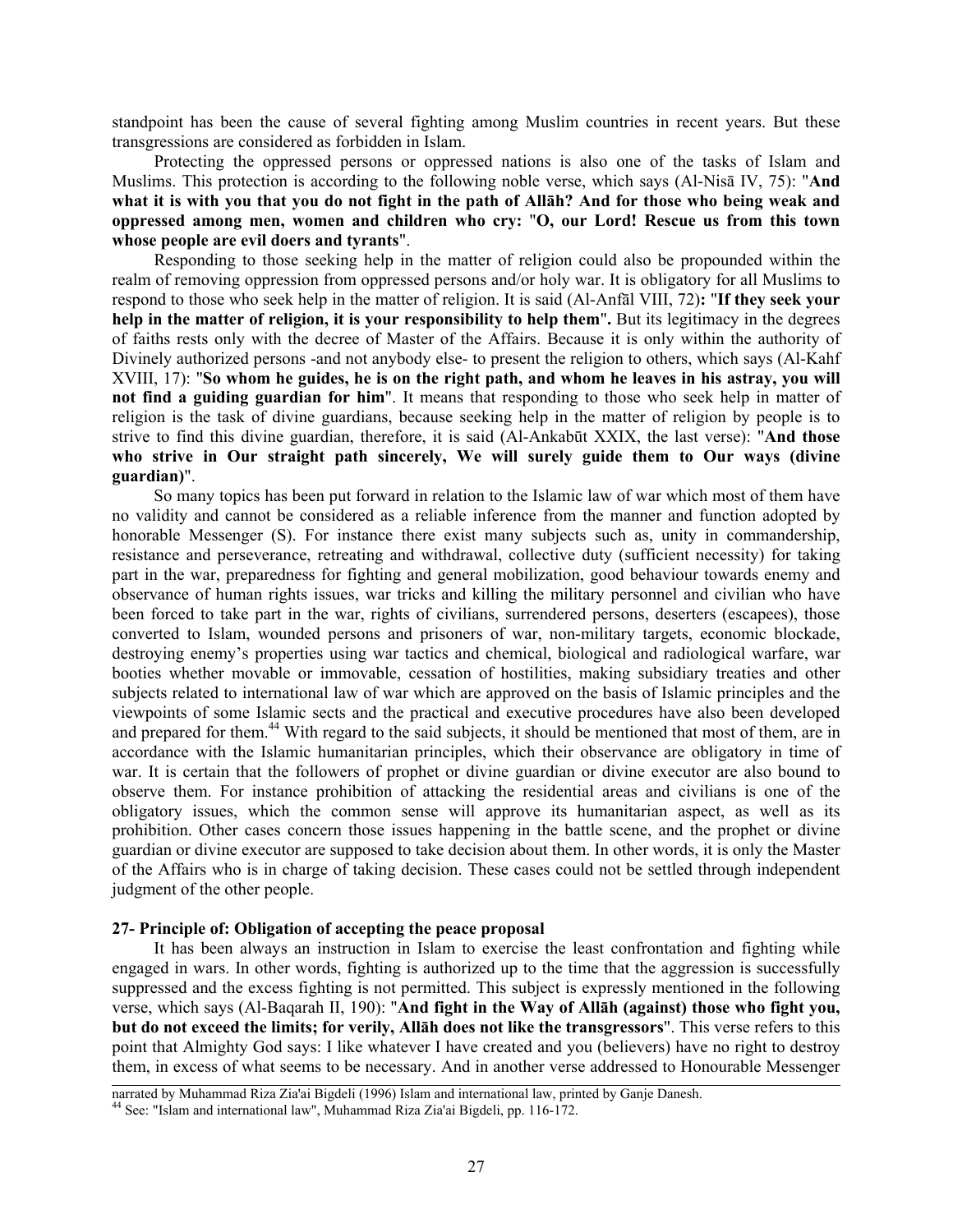standpoint has been the cause of several fighting among Muslim countries in recent years. But these transgressions are considered as forbidden in Islam.

Protecting the oppressed persons or oppressed nations is also one of the tasks of Islam and Muslims. This protection is according to the following noble verse, which says (Al-Nisā IV, 75): "**And what it is with you that you do not fight in the path of Allāh? And for those who being weak and oppressed among men, women and children who cry: "O, our Lord! Rescue us from this town whose people are evil doers and tyrants**".

Responding to those seeking help in the matter of religion could also be propounded within the realm of removing oppression from oppressed persons and/or holy war. It is obligatory for all Muslims to respond to those who seek help in the matter of religion. It is said (Al-Anfāl VIII, 72)**:** "**If they seek your help in the matter of religion, it is your responsibility to help them**"**.** But its legitimacy in the degrees of faiths rests only with the decree of Master of the Affairs. Because it is only within the authority of Divinely authorized persons -and not anybody else- to present the religion to others, which says (Al-Kahf XVIII, 17): "**So whom he guides, he is on the right path, and whom he leaves in his astray, you will not find a guiding guardian for him**". It means that responding to those who seek help in matter of religion is the task of divine guardians, because seeking help in the matter of religion by people is to strive to find this divine guardian, therefore, it is said (Al-Ankabūt XXIX, the last verse): "**And those who strive in Our straight path sincerely, We will surely guide them to Our ways (divine guardian)**".

So many topics has been put forward in relation to the Islamic law of war which most of them have no validity and cannot be considered as a reliable inference from the manner and function adopted by honorable Messenger (S). For instance there exist many subjects such as, unity in commandership, resistance and perseverance, retreating and withdrawal, collective duty (sufficient necessity) for taking part in the war, preparedness for fighting and general mobilization, good behaviour towards enemy and observance of human rights issues, war tricks and killing the military personnel and civilian who have been forced to take part in the war, rights of civilians, surrendered persons, deserters (escapees), those converted to Islam, wounded persons and prisoners of war, non-military targets, economic blockade, destroying enemy's properties using war tactics and chemical, biological and radiological warfare, war booties whether movable or immovable, cessation of hostilities, making subsidiary treaties and other subjects related to international law of war which are approved on the basis of Islamic principles and the viewpoints of some Islamic sects and the practical and executive procedures have also been developed and prepared for them.[44] With regard to the said subjects, it should be mentioned that most of them, are in accordance with the Islamic humanitarian principles, which their observance are obligatory in time of war. It is certain that the followers of prophet or divine guardian or divine executor are also bound to observe them. For instance prohibition of attacking the residential areas and civilians is one of the obligatory issues, which the common sense will approve its humanitarian aspect, as well as its prohibition. Other cases concern those issues happening in the battle scene, and the prophet or divine guardian or divine executor are supposed to take decision about them. In other words, it is only the Master of the Affairs who is in charge of taking decision. These cases could not be settled through independent judgment of the other people.

**27- Principle of: Obligation of accepting the peace proposal**

It has been always an instruction in Islam to exercise the least confrontation and fighting while engaged in wars. In other words, fighting is authorized up to the time that the aggression is successfully suppressed and the excess fighting is not permitted. This subject is expressly mentioned in the following verse, which says (Al-Baqarah II, 190): "**And fight in the Way of Allāh (against) those who fight you, but do not exceed the limits; for verily, Allāh does not like the transgressors**". This verse refers to this point that Almighty God says: I like whatever I have created and you (believers) have no right to destroy them, in excess of what seems to be necessary. And in another verse addressed to Honourable Messenger

narrated by Muhammad Riza Zia'ai Bigdeli (1996) Islam and international law, printed by Ganje Danesh.

[44] See: "Islam and international law", Muhammad Riza Zia'ai Bigdeli, pp. 116-172.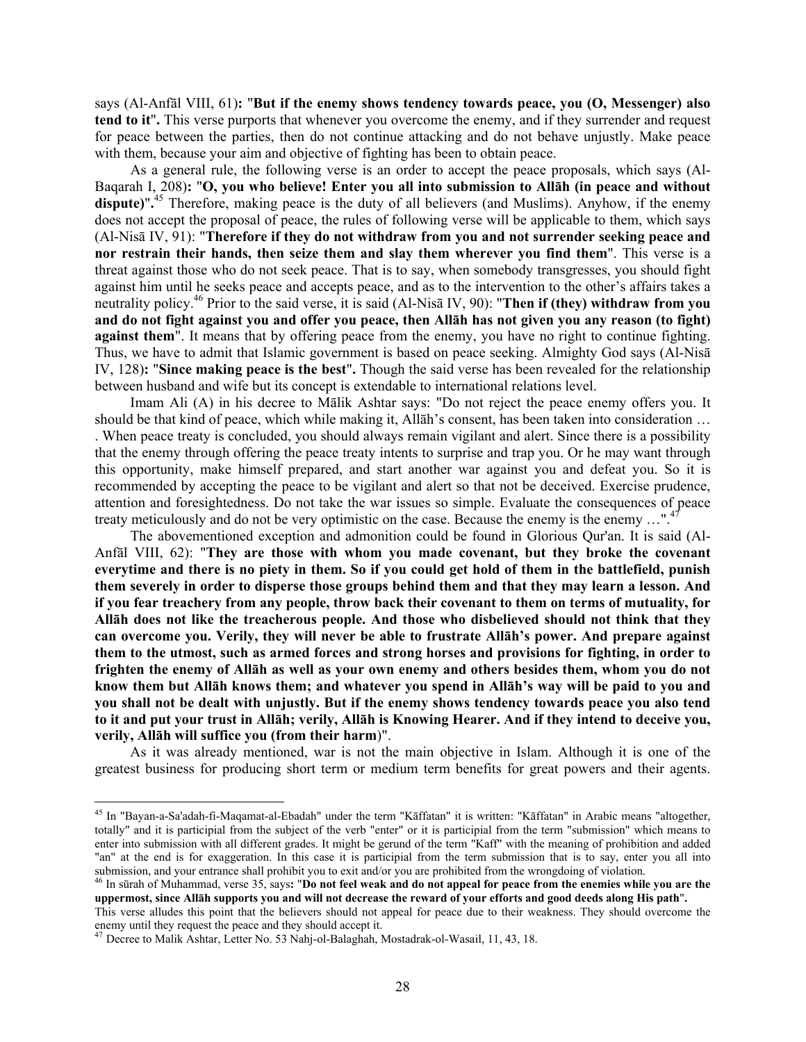says (Al-Anfāl VIII, 61)**:** "**But if the enemy shows tendency towards peace, you (O, Messenger) also tend to it**"**.** This verse purports that whenever you overcome the enemy, and if they surrender and request for peace between the parties, then do not continue attacking and do not behave unjustly. Make peace with them, because your aim and objective of fighting has been to obtain peace.

As a general rule, the following verse is an order to accept the peace proposals, which says (Al-Baqarah I, 208)**:** "**O, you who believe! Enter you all into submission to Allāh (in peace and without dispute)**"**.**[45] Therefore, making peace is the duty of all believers (and Muslims). Anyhow, if the enemy does not accept the proposal of peace, the rules of following verse will be applicable to them, which says (Al-Nisā IV, 91): "**Therefore if they do not withdraw from you and not surrender seeking peace and nor restrain their hands, then seize them and slay them wherever you find them**". This verse is a threat against those who do not seek peace. That is to say, when somebody transgresses, you should fight against him until he seeks peace and accepts peace, and as to the intervention to the other's affairs takes a neutrality policy.[46] Prior to the said verse, it is said (Al-Nisā IV, 90): "**Then if (they) withdraw from you and do not fight against you and offer you peace, then Allāh has not given you any reason (to fight) against them**". It means that by offering peace from the enemy, you have no right to continue fighting. Thus, we have to admit that Islamic government is based on peace seeking. Almighty God says (Al-Nisā IV, 128)**:** "**Since making peace is the best**"**.** Though the said verse has been revealed for the relationship between husband and wife but its concept is extendable to international relations level.

Imam Ali (A) in his decree to Mālik Ashtar says: "Do not reject the peace enemy offers you. It should be that kind of peace, which while making it, Allāh's consent, has been taken into consideration … . When peace treaty is concluded, you should always remain vigilant and alert. Since there is a possibility that the enemy through offering the peace treaty intents to surprise and trap you. Or he may want through this opportunity, make himself prepared, and start another war against you and defeat you. So it is recommended by accepting the peace to be vigilant and alert so that not be deceived. Exercise prudence, attention and foresightedness. Do not take the war issues so simple. Evaluate the consequences of peace treaty meticulously and do not be very optimistic on the case. Because the enemy is the enemy …".[47]

The abovementioned exception and admonition could be found in Glorious Qur'an. It is said (Al-Anfāl VIII, 62): "**They are those with whom you made covenant, but they broke the covenant everytime and there is no piety in them. So if you could get hold of them in the battlefield, punish them severely in order to disperse those groups behind them and that they may learn a lesson. And if you fear treachery from any people, throw back their covenant to them on terms of mutuality, for Allāh does not like the treacherous people. And those who disbelieved should not think that they can overcome you. Verily, they will never be able to frustrate Allāh's power. And prepare against them to the utmost, such as armed forces and strong horses and provisions for fighting, in order to frighten the enemy of Allāh as well as your own enemy and others besides them, whom you do not know them but Allāh knows them; and whatever you spend in Allāh's way will be paid to you and you shall not be dealt with unjustly. But if the enemy shows tendency towards peace you also tend to it and put your trust in Allāh; verily, Allāh is Knowing Hearer. And if they intend to deceive you, verily, Allāh will suffice you (from their harm**)".

As it was already mentioned, war is not the main objective in Islam. Although it is one of the greatest business for producing short term or medium term benefits for great powers and their agents.

---

[45] In "Bayan-a-Sa'adah-fi-Maqamat-al-Ebadah" under the term "Kāffatan" it is written: "Kāffatan" in Arabic means "altogether, totally" and it is participial from the subject of the verb "enter" or it is participial from the term "submission" which means to enter into submission with all different grades. It might be gerund of the term "Kaff" with the meaning of prohibition and added "an" at the end is for exaggeration. In this case it is participial from the term submission that is to say, enter you all into submission, and your entrance shall prohibit you to exit and/or you are prohibited from the wrongdoing of violation.

[46] In sūrah of Muhammad, verse 35, says**:** "**Do not feel weak and do not appeal for peace from the enemies while you are the uppermost, since Allāh supports you and will not decrease the reward of your efforts and good deeds along His path**".
This verse alludes this point that the believers should not appeal for peace due to their weakness. They should overcome the enemy until they request the peace and they should accept it.

[47] Decree to Malik Ashtar, Letter No. 53 Nahj-ol-Balaghah, Mostadrak-ol-Wasail, 11, 43, 18.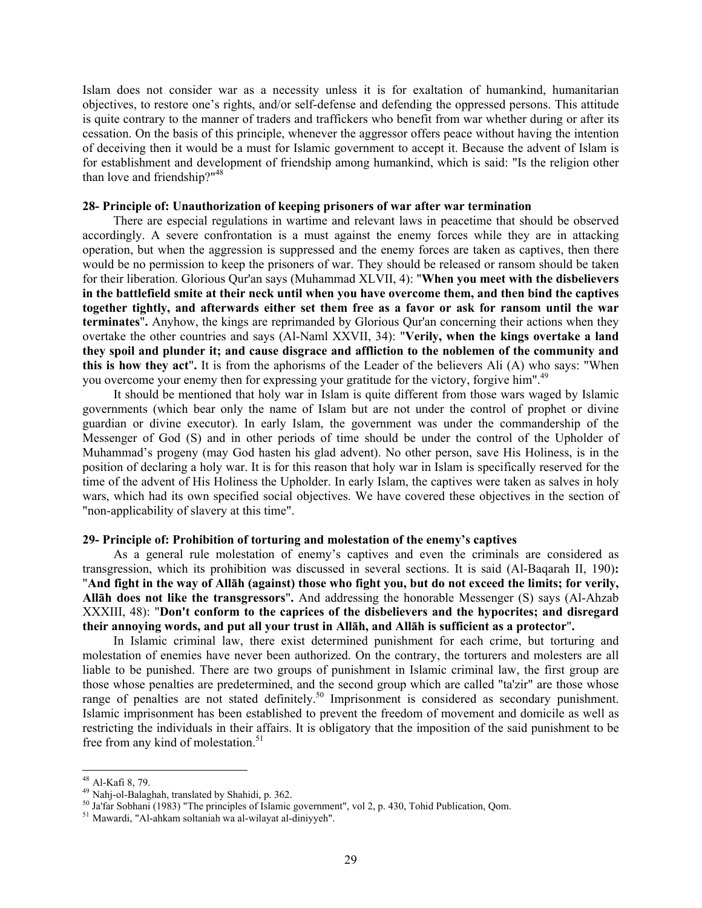Islam does not consider war as a necessity unless it is for exaltation of humankind, humanitarian objectives, to restore one's rights, and/or self-defense and defending the oppressed persons. This attitude is quite contrary to the manner of traders and traffickers who benefit from war whether during or after its cessation. On the basis of this principle, whenever the aggressor offers peace without having the intention of deceiving then it would be a must for Islamic government to accept it. Because the advent of Islam is for establishment and development of friendship among humankind, which is said: "Is the religion other than love and friendship?"[48]

**28- Principle of: Unauthorization of keeping prisoners of war after war termination**

There are especial regulations in wartime and relevant laws in peacetime that should be observed accordingly. A severe confrontation is a must against the enemy forces while they are in attacking operation, but when the aggression is suppressed and the enemy forces are taken as captives, then there would be no permission to keep the prisoners of war. They should be released or ransom should be taken for their liberation. Glorious Qur'an says (Muhammad XLVII, 4): "**When you meet with the disbelievers in the battlefield smite at their neck until when you have overcome them, and then bind the captives together tightly, and afterwards either set them free as a favor or ask for ransom until the war terminates**". Anyhow, the kings are reprimanded by Glorious Qur'an concerning their actions when they overtake the other countries and says (Al-Naml XXVII, 34): "**Verily, when the kings overtake a land they spoil and plunder it; and cause disgrace and affliction to the noblemen of the community and this is how they act**". It is from the aphorisms of the Leader of the believers Ali (A) who says: "When you overcome your enemy then for expressing your gratitude for the victory, forgive him".[49]

It should be mentioned that holy war in Islam is quite different from those wars waged by Islamic governments (which bear only the name of Islam but are not under the control of prophet or divine guardian or divine executor). In early Islam, the government was under the commandership of the Messenger of God (S) and in other periods of time should be under the control of the Upholder of Muhammad's progeny (may God hasten his glad advent). No other person, save His Holiness, is in the position of declaring a holy war. It is for this reason that holy war in Islam is specifically reserved for the time of the advent of His Holiness the Upholder. In early Islam, the captives were taken as salves in holy wars, which had its own specified social objectives. We have covered these objectives in the section of "non-applicability of slavery at this time".

**29- Principle of: Prohibition of torturing and molestation of the enemy's captives**

As a general rule molestation of enemy's captives and even the criminals are considered as transgression, which its prohibition was discussed in several sections. It is said (Al-Baqarah II, 190)**:** "**And fight in the way of Allāh (against) those who fight you, but do not exceed the limits; for verily, Allāh does not like the transgressors**". And addressing the honorable Messenger (S) says (Al-Ahzab XXXIII, 48): "**Don't conform to the caprices of the disbelievers and the hypocrites; and disregard their annoying words, and put all your trust in Allāh, and Allāh is sufficient as a protector**".

In Islamic criminal law, there exist determined punishment for each crime, but torturing and molestation of enemies have never been authorized. On the contrary, the torturers and molesters are all liable to be punished. There are two groups of punishment in Islamic criminal law, the first group are those whose penalties are predetermined, and the second group which are called "ta'zir" are those whose range of penalties are not stated definitely.[50] Imprisonment is considered as secondary punishment. Islamic imprisonment has been established to prevent the freedom of movement and domicile as well as restricting the individuals in their affairs. It is obligatory that the imposition of the said punishment to be free from any kind of molestation.[51]

---

[48] Al-Kafi 8, 79.

[49] Nahj-ol-Balaghah, translated by Shahidi, p. 362.

[50] Ja'far Sobhani (1983) "The principles of Islamic government", vol 2, p. 430, Tohid Publication, Qom.

[51] Mawardi, "Al-ahkam soltaniah wa al-wilayat al-diniyyeh".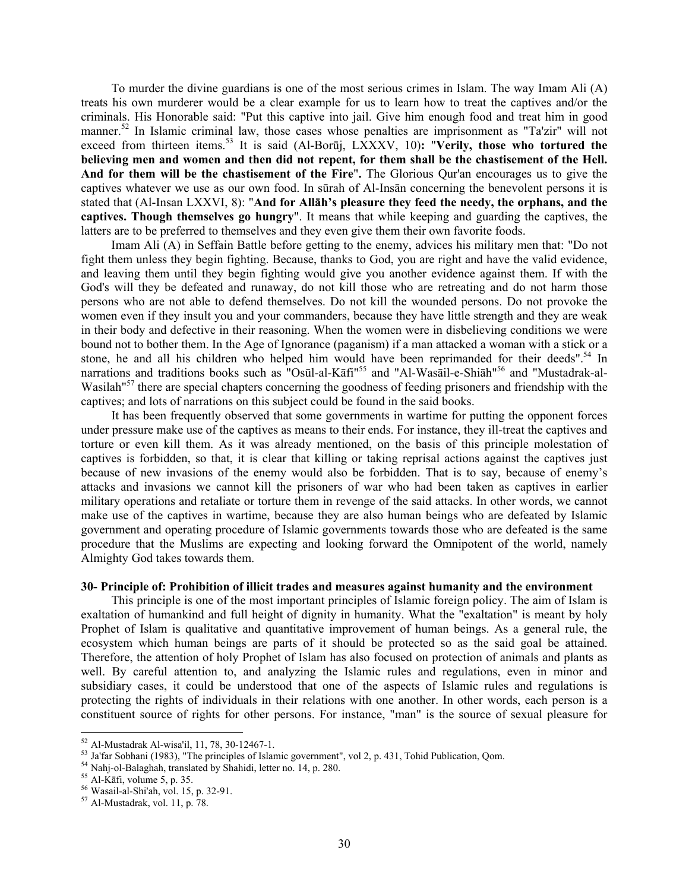To murder the divine guardians is one of the most serious crimes in Islam. The way Imam Ali (A) treats his own murderer would be a clear example for us to learn how to treat the captives and/or the criminals. His Honorable said: "Put this captive into jail. Give him enough food and treat him in good manner.[52] In Islamic criminal law, those cases whose penalties are imprisonment as "Ta'zir" will not exceed from thirteen items.[53] It is said (Al-Borūj, LXXXV, 10)**: "Verily, those who tortured the believing men and women and then did not repent, for them shall be the chastisement of the Hell. And for them will be the chastisement of the Fire".** The Glorious Qur'an encourages us to give the captives whatever we use as our own food. In sūrah of Al-Insān concerning the benevolent persons it is stated that (Al-Insan LXXVI, 8): "**And for Allāh's pleasure they feed the needy, the orphans, and the captives. Though themselves go hungry**". It means that while keeping and guarding the captives, the latters are to be preferred to themselves and they even give them their own favorite foods.

Imam Ali (A) in Seffain Battle before getting to the enemy, advices his military men that: "Do not fight them unless they begin fighting. Because, thanks to God, you are right and have the valid evidence, and leaving them until they begin fighting would give you another evidence against them. If with the God's will they be defeated and runaway, do not kill those who are retreating and do not harm those persons who are not able to defend themselves. Do not kill the wounded persons. Do not provoke the women even if they insult you and your commanders, because they have little strength and they are weak in their body and defective in their reasoning. When the women were in disbelieving conditions we were bound not to bother them. In the Age of Ignorance (paganism) if a man attacked a woman with a stick or a stone, he and all his children who helped him would have been reprimanded for their deeds".[54] In narrations and traditions books such as "Osūl-al-Kāfī"[55] and "Al-Wasāil-e-Shiāh"[56] and "Mustadrak-al-Wasilah"[57] there are special chapters concerning the goodness of feeding prisoners and friendship with the captives; and lots of narrations on this subject could be found in the said books.

It has been frequently observed that some governments in wartime for putting the opponent forces under pressure make use of the captives as means to their ends. For instance, they ill-treat the captives and torture or even kill them. As it was already mentioned, on the basis of this principle molestation of captives is forbidden, so that, it is clear that killing or taking reprisal actions against the captives just because of new invasions of the enemy would also be forbidden. That is to say, because of enemy's attacks and invasions we cannot kill the prisoners of war who had been taken as captives in earlier military operations and retaliate or torture them in revenge of the said attacks. In other words, we cannot make use of the captives in wartime, because they are also human beings who are defeated by Islamic government and operating procedure of Islamic governments towards those who are defeated is the same procedure that the Muslims are expecting and looking forward the Omnipotent of the world, namely Almighty God takes towards them.

**30- Principle of: Prohibition of illicit trades and measures against humanity and the environment**

This principle is one of the most important principles of Islamic foreign policy. The aim of Islam is exaltation of humankind and full height of dignity in humanity. What the "exaltation" is meant by holy Prophet of Islam is qualitative and quantitative improvement of human beings. As a general rule, the ecosystem which human beings are parts of it should be protected so as the said goal be attained. Therefore, the attention of holy Prophet of Islam has also focused on protection of animals and plants as well. By careful attention to, and analyzing the Islamic rules and regulations, even in minor and subsidiary cases, it could be understood that one of the aspects of Islamic rules and regulations is protecting the rights of individuals in their relations with one another. In other words, each person is a constituent source of rights for other persons. For instance, "man" is the source of sexual pleasure for

---

[52] Al-Mustadrak Al-wisa'il, 11, 78, 30-12467-1.

[53] Ja'far Sobhani (1983), "The principles of Islamic government", vol 2, p. 431, Tohid Publication, Qom.

[54] Nahj-ol-Balaghah, translated by Shahidi, letter no. 14, p. 280.

[55] Al-Kāfī, volume 5, p. 35.

[56] Wasail-al-Shi'ah, vol. 15, p. 32-91.

[57] Al-Mustadrak, vol. 11, p. 78.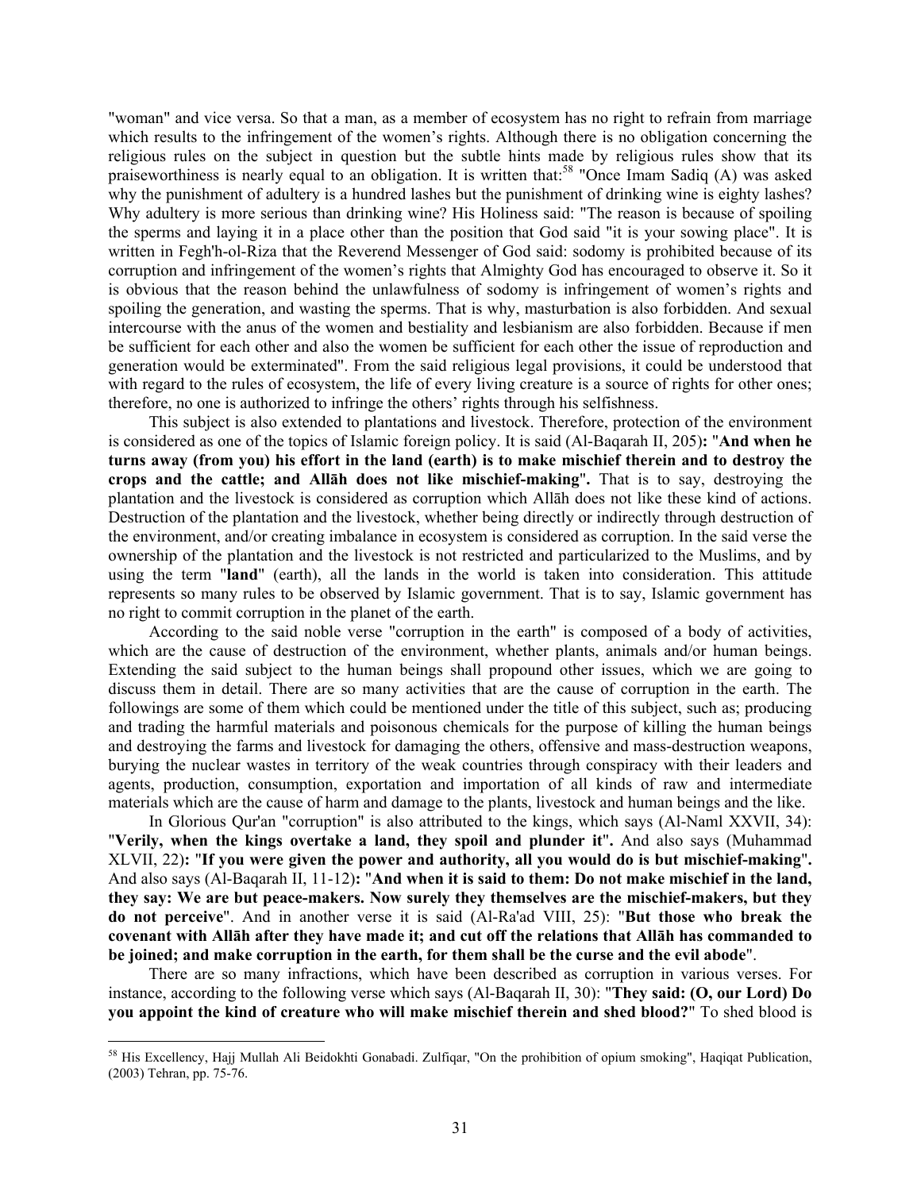"woman" and vice versa. So that a man, as a member of ecosystem has no right to refrain from marriage which results to the infringement of the women's rights. Although there is no obligation concerning the religious rules on the subject in question but the subtle hints made by religious rules show that its praiseworthiness is nearly equal to an obligation. It is written that:[58] "Once Imam Sadiq (A) was asked why the punishment of adultery is a hundred lashes but the punishment of drinking wine is eighty lashes? Why adultery is more serious than drinking wine? His Holiness said: "The reason is because of spoiling the sperms and laying it in a place other than the position that God said "it is your sowing place". It is written in Fegh'h-ol-Riza that the Reverend Messenger of God said: sodomy is prohibited because of its corruption and infringement of the women's rights that Almighty God has encouraged to observe it. So it is obvious that the reason behind the unlawfulness of sodomy is infringement of women's rights and spoiling the generation, and wasting the sperms. That is why, masturbation is also forbidden. And sexual intercourse with the anus of the women and bestiality and lesbianism are also forbidden. Because if men be sufficient for each other and also the women be sufficient for each other the issue of reproduction and generation would be exterminated". From the said religious legal provisions, it could be understood that with regard to the rules of ecosystem, the life of every living creature is a source of rights for other ones; therefore, no one is authorized to infringe the others' rights through his selfishness.

This subject is also extended to plantations and livestock. Therefore, protection of the environment is considered as one of the topics of Islamic foreign policy. It is said (Al-Baqarah II, 205)**:** "**And when he turns away (from you) his effort in the land (earth) is to make mischief therein and to destroy the crops and the cattle; and Allāh does not like mischief-making**"**.** That is to say, destroying the plantation and the livestock is considered as corruption which Allāh does not like these kind of actions. Destruction of the plantation and the livestock, whether being directly or indirectly through destruction of the environment, and/or creating imbalance in ecosystem is considered as corruption. In the said verse the ownership of the plantation and the livestock is not restricted and particularized to the Muslims, and by using the term "**land**" (earth), all the lands in the world is taken into consideration. This attitude represents so many rules to be observed by Islamic government. That is to say, Islamic government has no right to commit corruption in the planet of the earth.

According to the said noble verse "corruption in the earth" is composed of a body of activities, which are the cause of destruction of the environment, whether plants, animals and/or human beings. Extending the said subject to the human beings shall propound other issues, which we are going to discuss them in detail. There are so many activities that are the cause of corruption in the earth. The followings are some of them which could be mentioned under the title of this subject, such as; producing and trading the harmful materials and poisonous chemicals for the purpose of killing the human beings and destroying the farms and livestock for damaging the others, offensive and mass-destruction weapons, burying the nuclear wastes in territory of the weak countries through conspiracy with their leaders and agents, production, consumption, exportation and importation of all kinds of raw and intermediate materials which are the cause of harm and damage to the plants, livestock and human beings and the like.

In Glorious Qur'an "corruption" is also attributed to the kings, which says (Al-Naml XXVII, 34): "**Verily, when the kings overtake a land, they spoil and plunder it**"**.** And also says (Muhammad XLVII, 22)**:** "**If you were given the power and authority, all you would do is but mischief-making**"**.** And also says (Al-Baqarah II, 11-12)**:** "**And when it is said to them: Do not make mischief in the land, they say: We are but peace-makers. Now surely they themselves are the mischief-makers, but they do not perceive**". And in another verse it is said (Al-Ra'ad VIII, 25): "**But those who break the covenant with Allāh after they have made it; and cut off the relations that Allāh has commanded to be joined; and make corruption in the earth, for them shall be the curse and the evil abode**".

There are so many infractions, which have been described as corruption in various verses. For instance, according to the following verse which says (Al-Baqarah II, 30): "**They said: (O, our Lord) Do you appoint the kind of creature who will make mischief therein and shed blood?**" To shed blood is

---

[58] His Excellency, Hajj Mullah Ali Beidokhti Gonabadi. Zulfiqar, "On the prohibition of opium smoking", Haqiqat Publication, (2003) Tehran, pp. 75-76.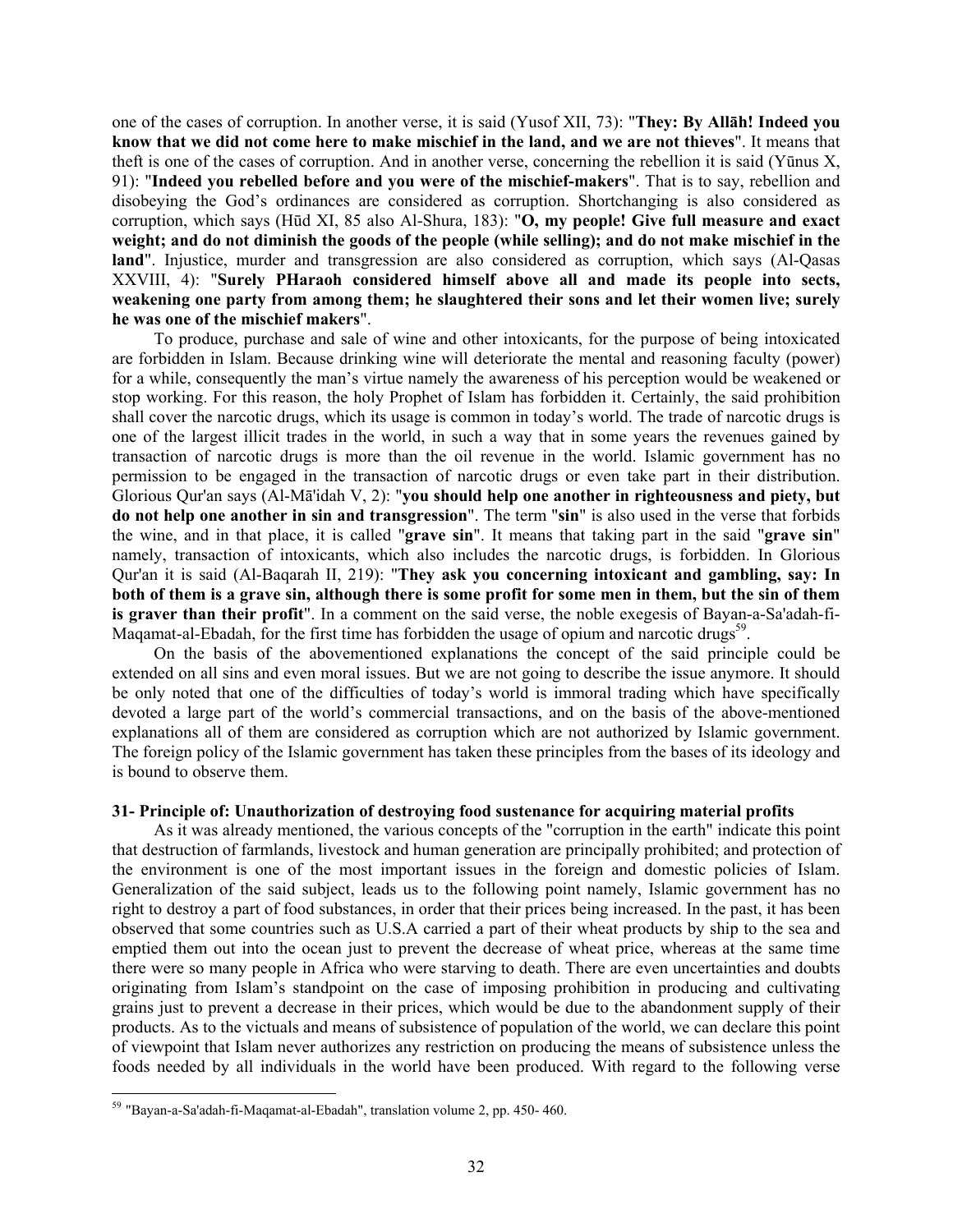one of the cases of corruption. In another verse, it is said (Yusof XII, 73): "**They: By Allāh! Indeed you know that we did not come here to make mischief in the land, and we are not thieves**". It means that theft is one of the cases of corruption. And in another verse, concerning the rebellion it is said (Yūnus X, 91): "**Indeed you rebelled before and you were of the mischief-makers**". That is to say, rebellion and disobeying the God's ordinances are considered as corruption. Shortchanging is also considered as corruption, which says (Hūd XI, 85 also Al-Shura, 183): "**O, my people! Give full measure and exact weight; and do not diminish the goods of the people (while selling); and do not make mischief in the land**". Injustice, murder and transgression are also considered as corruption, which says (Al-Qasas XXVIII, 4): "**Surely PHaraoh considered himself above all and made its people into sects, weakening one party from among them; he slaughtered their sons and let their women live; surely he was one of the mischief makers**".

To produce, purchase and sale of wine and other intoxicants, for the purpose of being intoxicated are forbidden in Islam. Because drinking wine will deteriorate the mental and reasoning faculty (power) for a while, consequently the man's virtue namely the awareness of his perception would be weakened or stop working. For this reason, the holy Prophet of Islam has forbidden it. Certainly, the said prohibition shall cover the narcotic drugs, which its usage is common in today's world. The trade of narcotic drugs is one of the largest illicit trades in the world, in such a way that in some years the revenues gained by transaction of narcotic drugs is more than the oil revenue in the world. Islamic government has no permission to be engaged in the transaction of narcotic drugs or even take part in their distribution. Glorious Qur'an says (Al-Mā'idah V, 2): "**you should help one another in righteousness and piety, but do not help one another in sin and transgression**". The term "**sin**" is also used in the verse that forbids the wine, and in that place, it is called "**grave sin**". It means that taking part in the said "**grave sin**" namely, transaction of intoxicants, which also includes the narcotic drugs, is forbidden. In Glorious Qur'an it is said (Al-Baqarah II, 219): "**They ask you concerning intoxicant and gambling, say: In both of them is a grave sin, although there is some profit for some men in them, but the sin of them is graver than their profit**". In a comment on the said verse, the noble exegesis of Bayan-a-Sa'adah-fi-Maqamat-al-Ebadah, for the first time has forbidden the usage of opium and narcotic drugs[59].

On the basis of the abovementioned explanations the concept of the said principle could be extended on all sins and even moral issues. But we are not going to describe the issue anymore. It should be only noted that one of the difficulties of today's world is immoral trading which have specifically devoted a large part of the world's commercial transactions, and on the basis of the above-mentioned explanations all of them are considered as corruption which are not authorized by Islamic government. The foreign policy of the Islamic government has taken these principles from the bases of its ideology and is bound to observe them.

**31- Principle of: Unauthorization of destroying food sustenance for acquiring material profits**

As it was already mentioned, the various concepts of the "corruption in the earth" indicate this point that destruction of farmlands, livestock and human generation are principally prohibited; and protection of the environment is one of the most important issues in the foreign and domestic policies of Islam. Generalization of the said subject, leads us to the following point namely, Islamic government has no right to destroy a part of food substances, in order that their prices being increased. In the past, it has been observed that some countries such as U.S.A carried a part of their wheat products by ship to the sea and emptied them out into the ocean just to prevent the decrease of wheat price, whereas at the same time there were so many people in Africa who were starving to death. There are even uncertainties and doubts originating from Islam's standpoint on the case of imposing prohibition in producing and cultivating grains just to prevent a decrease in their prices, which would be due to the abandonment supply of their products. As to the victuals and means of subsistence of population of the world, we can declare this point of viewpoint that Islam never authorizes any restriction on producing the means of subsistence unless the foods needed by all individuals in the world have been produced. With regard to the following verse

---

[59] "Bayan-a-Sa'adah-fi-Maqamat-al-Ebadah", translation volume 2, pp. 450- 460.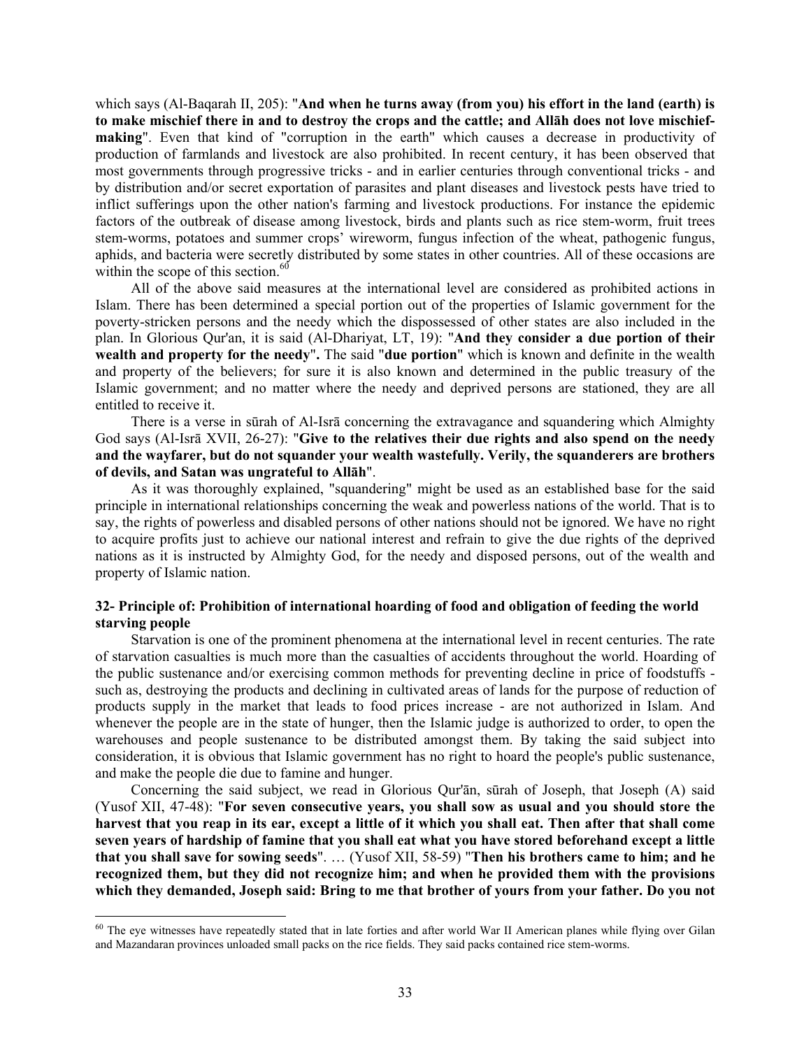which says (Al-Baqarah II, 205): "**And when he turns away (from you) his effort in the land (earth) is to make mischief there in and to destroy the crops and the cattle; and Allāh does not love mischief-making**". Even that kind of "corruption in the earth" which causes a decrease in productivity of production of farmlands and livestock are also prohibited. In recent century, it has been observed that most governments through progressive tricks - and in earlier centuries through conventional tricks - and by distribution and/or secret exportation of parasites and plant diseases and livestock pests have tried to inflict sufferings upon the other nation's farming and livestock productions. For instance the epidemic factors of the outbreak of disease among livestock, birds and plants such as rice stem-worm, fruit trees stem-worms, potatoes and summer crops' wireworm, fungus infection of the wheat, pathogenic fungus, aphids, and bacteria were secretly distributed by some states in other countries. All of these occasions are within the scope of this section.[60]

All of the above said measures at the international level are considered as prohibited actions in Islam. There has been determined a special portion out of the properties of Islamic government for the poverty-stricken persons and the needy which the dispossessed of other states are also included in the plan. In Glorious Qur'an, it is said (Al-Dhariyat, LT, 19): "**And they consider a due portion of their wealth and property for the needy**". The said "**due portion**" which is known and definite in the wealth and property of the believers; for sure it is also known and determined in the public treasury of the Islamic government; and no matter where the needy and deprived persons are stationed, they are all entitled to receive it.

There is a verse in sūrah of Al-Isrā concerning the extravagance and squandering which Almighty God says (Al-Isrā XVII, 26-27): "**Give to the relatives their due rights and also spend on the needy and the wayfarer, but do not squander your wealth wastefully. Verily, the squanderers are brothers of devils, and Satan was ungrateful to Allāh**".

As it was thoroughly explained, "squandering" might be used as an established base for the said principle in international relationships concerning the weak and powerless nations of the world. That is to say, the rights of powerless and disabled persons of other nations should not be ignored. We have no right to acquire profits just to achieve our national interest and refrain to give the due rights of the deprived nations as it is instructed by Almighty God, for the needy and disposed persons, out of the wealth and property of Islamic nation.

### 32- Principle of: Prohibition of international hoarding of food and obligation of feeding the world starving people

Starvation is one of the prominent phenomena at the international level in recent centuries. The rate of starvation casualties is much more than the casualties of accidents throughout the world. Hoarding of the public sustenance and/or exercising common methods for preventing decline in price of foodstuffs - such as, destroying the products and declining in cultivated areas of lands for the purpose of reduction of products supply in the market that leads to food prices increase - are not authorized in Islam. And whenever the people are in the state of hunger, then the Islamic judge is authorized to order, to open the warehouses and people sustenance to be distributed amongst them. By taking the said subject into consideration, it is obvious that Islamic government has no right to hoard the people's public sustenance, and make the people die due to famine and hunger.

Concerning the said subject, we read in Glorious Qur'ān, sūrah of Joseph, that Joseph (A) said (Yusof XII, 47-48): "**For seven consecutive years, you shall sow as usual and you should store the harvest that you reap in its ear, except a little of it which you shall eat. Then after that shall come seven years of hardship of famine that you shall eat what you have stored beforehand except a little that you shall save for sowing seeds**". … (Yusof XII, 58-59) "**Then his brothers came to him; and he recognized them, but they did not recognize him; and when he provided them with the provisions which they demanded, Joseph said: Bring to me that brother of yours from your father. Do you not**

---

[60] The eye witnesses have repeatedly stated that in late forties and after world War II American planes while flying over Gilan and Mazandaran provinces unloaded small packs on the rice fields. They said packs contained rice stem-worms.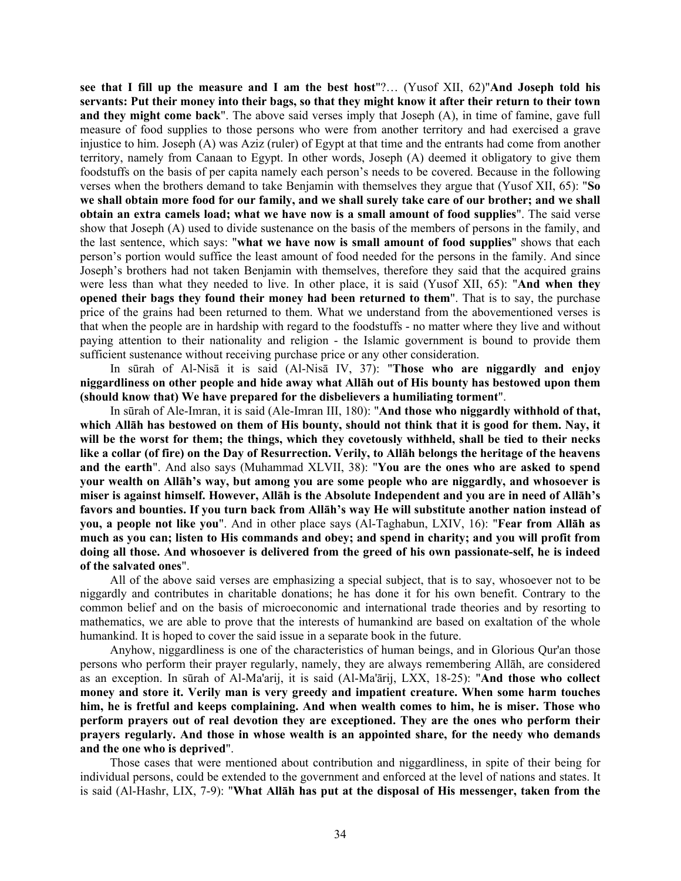**see that I fill up the measure and I am the best host**"?… (Yusof XII, 62)"**And Joseph told his servants: Put their money into their bags, so that they might know it after their return to their town and they might come back**". The above said verses imply that Joseph (A), in time of famine, gave full measure of food supplies to those persons who were from another territory and had exercised a grave injustice to him. Joseph (A) was Aziz (ruler) of Egypt at that time and the entrants had come from another territory, namely from Canaan to Egypt. In other words, Joseph (A) deemed it obligatory to give them foodstuffs on the basis of per capita namely each person's needs to be covered. Because in the following verses when the brothers demand to take Benjamin with themselves they argue that (Yusof XII, 65): "**So we shall obtain more food for our family, and we shall surely take care of our brother; and we shall obtain an extra camels load; what we have now is a small amount of food supplies**". The said verse show that Joseph (A) used to divide sustenance on the basis of the members of persons in the family, and the last sentence, which says: "**what we have now is small amount of food supplies**" shows that each person's portion would suffice the least amount of food needed for the persons in the family. And since Joseph's brothers had not taken Benjamin with themselves, therefore they said that the acquired grains were less than what they needed to live. In other place, it is said (Yusof XII, 65): "**And when they opened their bags they found their money had been returned to them**". That is to say, the purchase price of the grains had been returned to them. What we understand from the abovementioned verses is that when the people are in hardship with regard to the foodstuffs - no matter where they live and without paying attention to their nationality and religion - the Islamic government is bound to provide them sufficient sustenance without receiving purchase price or any other consideration.

In sūrah of Al-Nisā it is said (Al-Nisā IV, 37): "**Those who are niggardly and enjoy niggardliness on other people and hide away what Allāh out of His bounty has bestowed upon them (should know that) We have prepared for the disbelievers a humiliating torment**".

In sūrah of Ale-Imran, it is said (Ale-Imran III, 180): "**And those who niggardly withhold of that, which Allāh has bestowed on them of His bounty, should not think that it is good for them. Nay, it will be the worst for them; the things, which they covetously withheld, shall be tied to their necks like a collar (of fire) on the Day of Resurrection. Verily, to Allāh belongs the heritage of the heavens and the earth**". And also says (Muhammad XLVII, 38): "**You are the ones who are asked to spend your wealth on Allāh's way, but among you are some people who are niggardly, and whosoever is miser is against himself. However, Allāh is the Absolute Independent and you are in need of Allāh's favors and bounties. If you turn back from Allāh's way He will substitute another nation instead of you, a people not like you**". And in other place says (Al-Taghabun, LXIV, 16): "**Fear from Allāh as much as you can; listen to His commands and obey; and spend in charity; and you will profit from doing all those. And whosoever is delivered from the greed of his own passionate-self, he is indeed of the salvated ones**".

All of the above said verses are emphasizing a special subject, that is to say, whosoever not to be niggardly and contributes in charitable donations; he has done it for his own benefit. Contrary to the common belief and on the basis of microeconomic and international trade theories and by resorting to mathematics, we are able to prove that the interests of humankind are based on exaltation of the whole humankind. It is hoped to cover the said issue in a separate book in the future.

Anyhow, niggardliness is one of the characteristics of human beings, and in Glorious Qur'an those persons who perform their prayer regularly, namely, they are always remembering Allāh, are considered as an exception. In sūrah of Al-Ma'arij, it is said (Al-Ma'ārij, LXX, 18-25): "**And those who collect money and store it. Verily man is very greedy and impatient creature. When some harm touches him, he is fretful and keeps complaining. And when wealth comes to him, he is miser. Those who perform prayers out of real devotion they are exceptioned. They are the ones who perform their prayers regularly. And those in whose wealth is an appointed share, for the needy who demands and the one who is deprived**".

Those cases that were mentioned about contribution and niggardliness, in spite of their being for individual persons, could be extended to the government and enforced at the level of nations and states. It is said (Al-Hashr, LIX, 7-9): "**What Allāh has put at the disposal of His messenger, taken from the**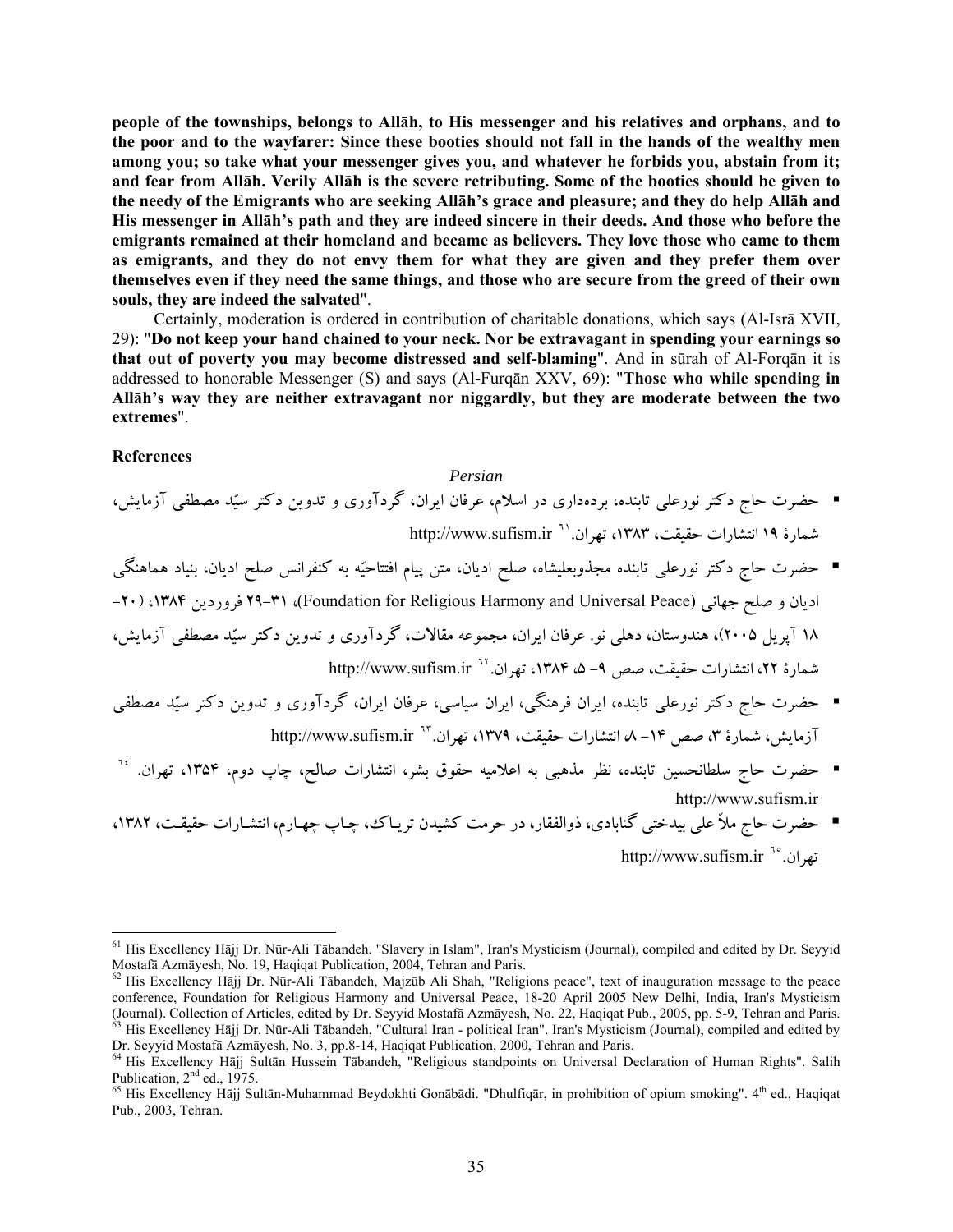**people of the townships, belongs to Allāh, to His messenger and his relatives and orphans, and to the poor and to the wayfarer: Since these booties should not fall in the hands of the wealthy men among you; so take what your messenger gives you, and whatever he forbids you, abstain from it; and fear from Allāh. Verily Allāh is the severe retributing. Some of the booties should be given to the needy of the Emigrants who are seeking Allāh's grace and pleasure; and they do help Allāh and His messenger in Allāh's path and they are indeed sincere in their deeds. And those who before the emigrants remained at their homeland and became as believers. They love those who came to them as emigrants, and they do not envy them for what they are given and they prefer them over themselves even if they need the same things, and those who are secure from the greed of their own souls, they are indeed the salvated**".

Certainly, moderation is ordered in contribution of charitable donations, which says (Al-Isrā XVII, 29): "**Do not keep your hand chained to your neck. Nor be extravagant in spending your earnings so that out of poverty you may become distressed and self-blaming**". And in sūrah of Al-Forqān it is addressed to honorable Messenger (S) and says (Al-Furqān XXV, 69): "**Those who while spending in Allāh's way they are neither extravagant nor niggardly, but they are moderate between the two extremes**".

**References**

*Persian*

- حضرت حاج دکتر نورعلی تابنده، برده‌داری در اسلام، عرفان ایران، گردآوری و تدوین دکتر سیّد مصطفی آزمایش، شمارهٔ ۱۹ انتشارات حقیقت، ۱۳۸۳، تهران.[61] http://www.sufism.ir
- حضرت حاج دکتر نورعلی تابنده مجذوبعلیشاه، صلح ادیان، متن پیام افتتاحیّه به کنفرانس صلح ادیان، بنیاد هماهنگی ادیان و صلح جهانی (Foundation for Religious Harmony and Universal Peace)، ۳۱-۲۹ فروردین ۱۳۸۴، (۲۰-۱۸ آپریل ۲۰۰۵)، هندوستان، دهلی نو. عرفان ایران، مجموعه مقالات، گردآوری و تدوین دکتر سیّد مصطفی آزمایش، شمارهٔ ۲۲، انتشارات حقیقت، صص ۹- ۵، ۱۳۸۴، تهران.[62] http://www.sufism.ir
- حضرت حاج دکتر نورعلی تابنده، ایران فرهنگی، ایران سیاسی، عرفان ایران، گردآوری و تدوین دکتر سیّد مصطفی آزمایش، شمارهٔ ۳، صص ۱۴- ۸، انتشارات حقیقت، ۱۳۷۹، تهران.[63] http://www.sufism.ir
- حضرت حاج سلطانحسین تابنده، نظر مذهبی به اعلامیه حقوق بشر، انتشارات صالح، چاپ دوم، ۱۳۵۴، تهران.[64] http://www.sufism.ir
- حضرت حاج ملاّ علی بیدختی گنابادی، ذوالفقار، در حرمت کشیدن تریاک، چاپ چهارم، انتشارات حقیقت، ۱۳۸۲، تهران.[65] http://www.sufism.ir

---

[61] His Excellency Hājj Dr. Nūr-Ali Tābandeh. "Slavery in Islam", Iran's Mysticism (Journal), compiled and edited by Dr. Seyyid Mostafā Azmāyesh, No. 19, Haqiqat Publication, 2004, Tehran and Paris.

[62] His Excellency Hājj Dr. Nūr-Ali Tābandeh, Majzūb Ali Shah, "Religions peace", text of inauguration message to the peace conference, Foundation for Religious Harmony and Universal Peace, 18-20 April 2005 New Delhi, India, Iran's Mysticism (Journal). Collection of Articles, edited by Dr. Seyyid Mostafā Azmāyesh, No. 22, Haqiqat Pub., 2005, pp. 5-9, Tehran and Paris.

[63] His Excellency Hājj Dr. Nūr-Ali Tābandeh, "Cultural Iran - political Iran". Iran's Mysticism (Journal), compiled and edited by Dr. Seyyid Mostafā Azmāyesh, No. 3, pp.8-14, Haqiqat Publication, 2000, Tehran and Paris.

[64] His Excellency Hājj Sultān Hussein Tābandeh, "Religious standpoints on Universal Declaration of Human Rights". Salih Publication, 2nd ed., 1975.

[65] His Excellency Hājj Sultān-Muhammad Beydokhti Gonābādi. "Dhulfiqār, in prohibition of opium smoking". 4th ed., Haqiqat Pub., 2003, Tehran.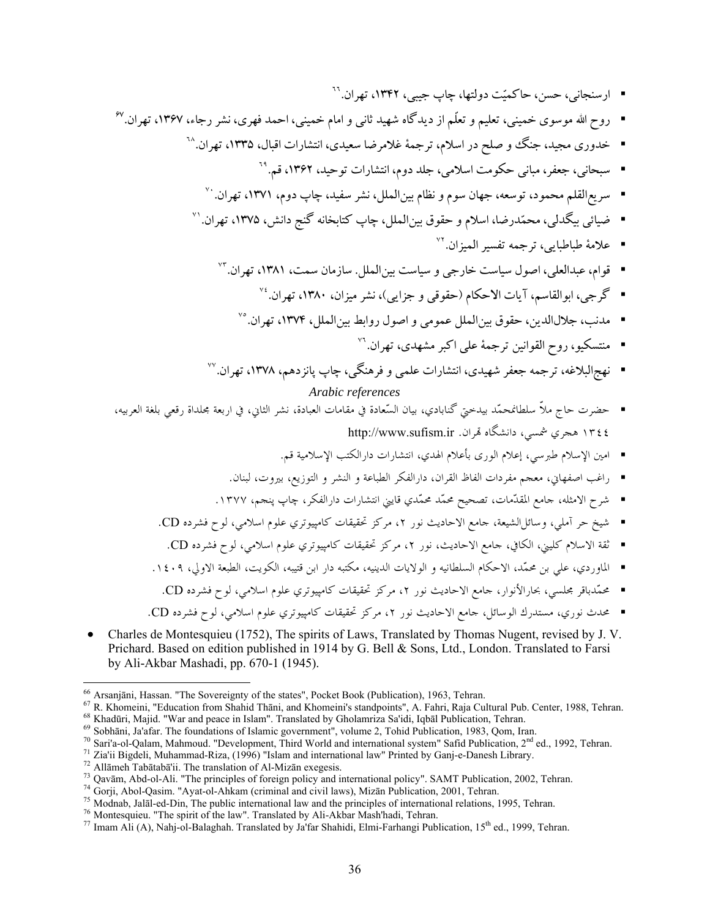- ارسنجانی، حسن، حاکمیّت دولتها، چاپ جیبی، ۱۳۴۲، تهران.[66]
- روح الله موسوی خمینی، تعلیم و تعلّم از دیدگاه شهید ثانی و امام خمینی، احمد فهری، نشر رجاء، ۱۳۶۷، تهران.[67]
- خدوری مجید، جنگ و صلح در اسلام، ترجمهٔ غلامرضا سعیدی، انتشارات اقبال، ۱۳۳۵، تهران.[68]
- سبحانی، جعفر، مبانی حکومت اسلامی، جلد دوم، انتشارات توحید، ۱۳۶۲، قم.[69]
- سریع‌القلم محمود، توسعه، جهان سوم و نظام بین‌الملل، نشر سفید، چاپ دوم، ۱۳۷۱، تهران.[70]
- ضیائی بیگدلی، محمّدرضا، اسلام و حقوق بین‌الملل، چاپ کتابخانه گنج دانش، ۱۳۷۵، تهران.[71]
- علامهٔ طباطبایی، ترجمه تفسیر المیزان.[72]
- قوام، عبدالعلی، اصول سیاست خارجی و سیاست بین‌الملل. سازمان سمت، ۱۳۸۱، تهران.[73]
- گرجی، ابوالقاسم، آیات الاحکام (حقوقی و جزایی)، نشر میزان، ۱۳۸۰، تهران.[74]
- مدنب، جلال‌الدین، حقوق بین‌الملل عمومی و اصول روابط بین‌الملل، ۱۳۷۴، تهران.[75]
- منتسکیو، روح القوانین ترجمهٔ علی اکبر مشهدی، تهران.[76]
- نهج‌البلاغه، ترجمه جعفر شهیدی، انتشارات علمی و فرهنگی، چاپ پانزدهم، ۱۳۷۸، تهران.[77]

*Arabic references*

- حضرت حاج ملاّ سلطانمحمّد بیدختی گنابادي، بیان السّعادة في مقامات العبادة، نشر الثاني، في اربعة مجلداة رقعي بلغة العربيه، ١٣٤٤ هجري شمسي، دانشگاه تهران. http://www.sufism.ir
- امين الإسلام طبرسي، إعلام الورى بأعلام الهدي، انتشارات دارالكتب الإسلامية قم.
- راغب اصفهاني، معجم مفردات الفاظ القران، دارالفكر الطباعة و النشر و التوزيع، بيروت، لبنان.
- شرح الامثله، جامع المقدّمات، تصحيح محمّد محمّدي قايني انتشارات دارالفكر، چاپ پنجم، ١٣٧٧.
- شيخ حر آملي، وسائل‌الشيعة، جامع الاحاديث نور ٢، مركز تحقيقات كامپيوتري علوم اسلامي، لوح فشرده CD.
- ثقة الاسلام كليني، الكافي، جامع الاحاديث، نور ٢، مركز تحقيقات كامپيوتري علوم اسلامي، لوح فشرده CD.
- الماوردي، علي بن محمّد، الاحكام السلطانيه و الولايات الدينيه، مكتبه دار ابن قتيبه، الكويت، الطبعة الاولى، ١٤٠٩.
- محمّدباقر مجلسي، بحارالأنوار، جامع الاحاديث نور ٢، مركز تحقيقات كامپيوتري علوم اسلامي، لوح فشرده CD.
- محدث نوري، مستدرك الوسائل، جامع الاحاديث نور ٢، مركز تحقيقات كامپيوتري علوم اسلامي، لوح فشرده CD.

- Charles de Montesquieu (1752), The spirits of Laws, Translated by Thomas Nugent, revised by J. V. Prichard. Based on edition published in 1914 by G. Bell & Sons, Ltd., London. Translated to Farsi by Ali-Akbar Mashadi, pp. 670-1 (1945).

---

[66] Arsanjāni, Hassan. "The Sovereignty of the states", Pocket Book (Publication), 1963, Tehran.
[67] R. Khomeini, "Education from Shahid Thāni, and Khomeini's standpoints", A. Fahri, Raja Cultural Pub. Center, 1988, Tehran.
[68] Khadūri, Majid. "War and peace in Islam". Translated by Gholamriza Sa'idi, Iqbāl Publication, Tehran.
[69] Sobhāni, Ja'afar. The foundations of Islamic government", volume 2, Tohid Publication, 1983, Qom, Iran.
[70] Sari'a-ol-Qalam, Mahmoud. "Development, Third World and international system" Safid Publication, 2nd ed., 1992, Tehran.
[71] Zia'ii Bigdeli, Muhammad-Riza, (1996) "Islam and international law" Printed by Ganj-e-Danesh Library.
[72] Allāmeh Tabātabā'ii. The translation of Al-Mizān exegesis.
[73] Qavām, Abd-ol-Ali. "The principles of foreign policy and international policy". SAMT Publication, 2002, Tehran.
[74] Gorji, Abol-Qasim. "Ayat-ol-Ahkam (criminal and civil laws), Mizān Publication, 2001, Tehran.
[75] Modnab, Jalāl-ed-Din, The public international law and the principles of international relations, 1995, Tehran.
[76] Montesquieu. "The spirit of the law". Translated by Ali-Akbar Mash'hadi, Tehran.
[77] Imam Ali (A), Nahj-ol-Balaghah. Translated by Ja'far Shahidi, Elmi-Farhangi Publication, 15th ed., 1999, Tehran.